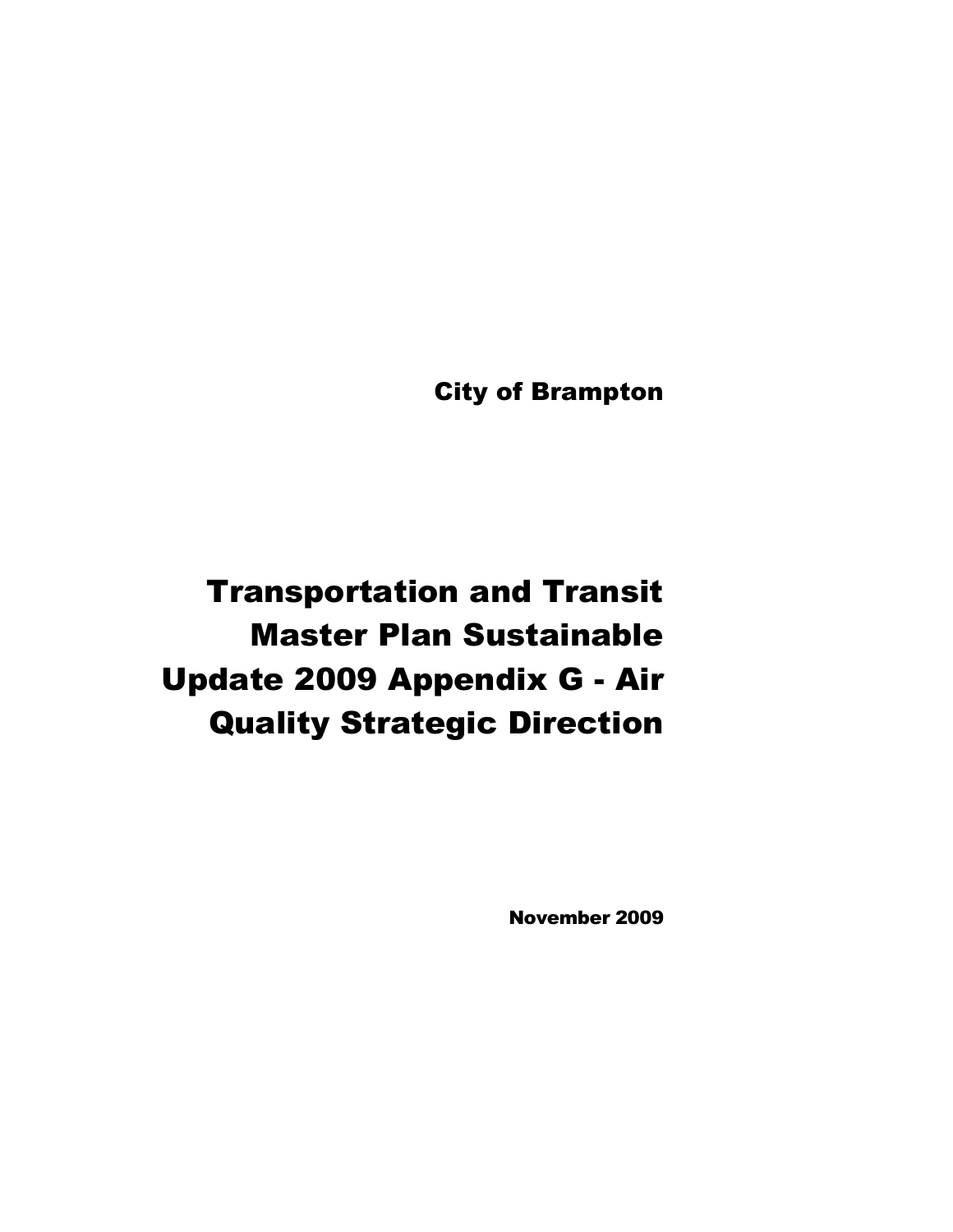City of Brampton

# Transportation and Transit Master Plan Sustainable Update 2009 Appendix G - Air Quality Strategic Direction

**November 2009**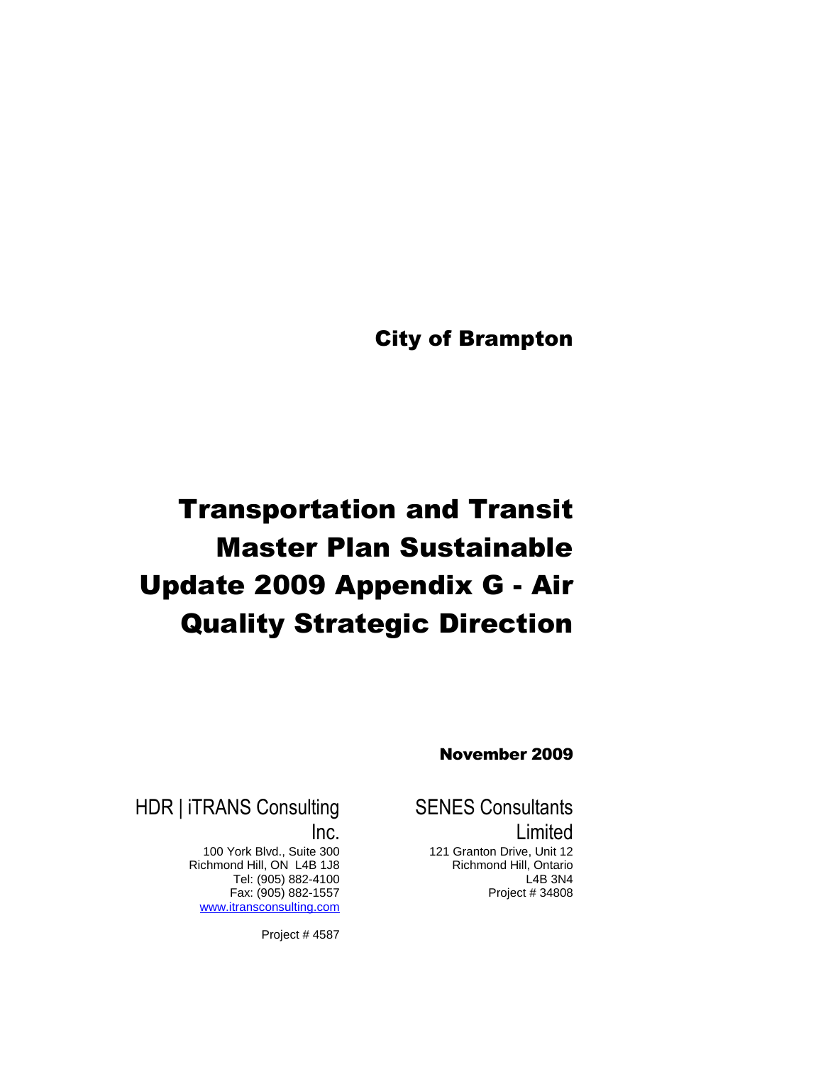# City of Brampton

# Transportation and Transit Master Plan Sustainable Update 2009 Appendix G - Air Quality Strategic Direction

**November 2009**

HDR | iTRANS Consulting Inc.
100 York Blvd., Suite 300
Richmond Hill, ON L4B 1J8
Tel: (905) 882-4100
Fax: (905) 882-1557
www.itransconsulting.com

Project # 4587

SENES Consultants Limited
121 Granton Drive, Unit 12
Richmond Hill, Ontario
L4B 3N4
Project # 34808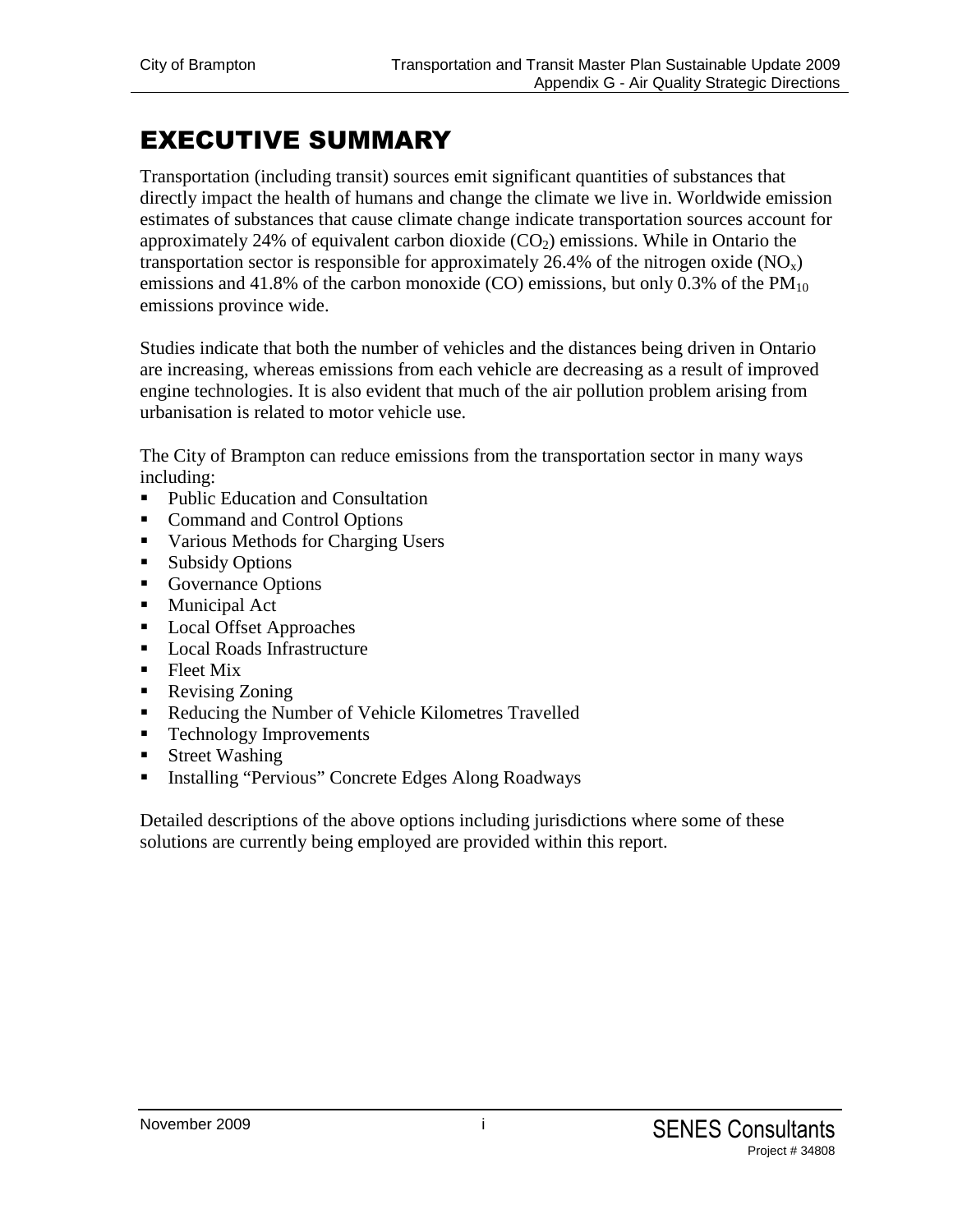# EXECUTIVE SUMMARY

Transportation (including transit) sources emit significant quantities of substances that directly impact the health of humans and change the climate we live in. Worldwide emission estimates of substances that cause climate change indicate transportation sources account for approximately 24% of equivalent carbon dioxide ($CO_2$) emissions. While in Ontario the transportation sector is responsible for approximately 26.4% of the nitrogen oxide ($NO_x$) emissions and 41.8% of the carbon monoxide (CO) emissions, but only 0.3% of the $PM_{10}$ emissions province wide.

Studies indicate that both the number of vehicles and the distances being driven in Ontario are increasing, whereas emissions from each vehicle are decreasing as a result of improved engine technologies. It is also evident that much of the air pollution problem arising from urbanisation is related to motor vehicle use.

The City of Brampton can reduce emissions from the transportation sector in many ways including:

- Public Education and Consultation
- Command and Control Options
- Various Methods for Charging Users
- Subsidy Options
- Governance Options
- Municipal Act
- Local Offset Approaches
- Local Roads Infrastructure
- Fleet Mix
- Revising Zoning
- Reducing the Number of Vehicle Kilometres Travelled
- Technology Improvements
- Street Washing
- Installing "Pervious" Concrete Edges Along Roadways

Detailed descriptions of the above options including jurisdictions where some of these solutions are currently being employed are provided within this report.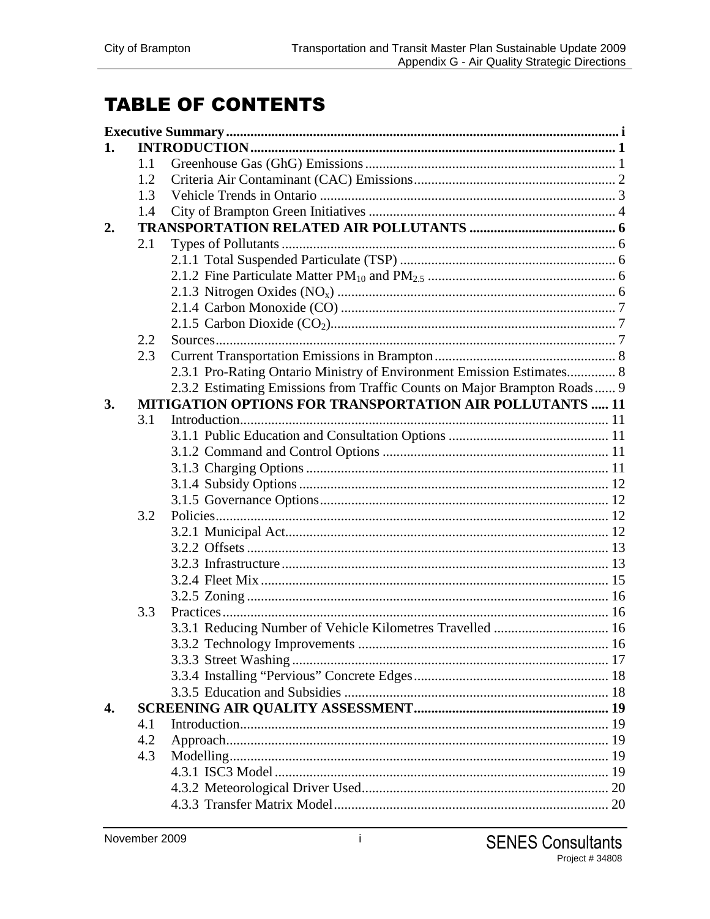# TABLE OF CONTENTS

**Executive Summary** ........ i

**1. INTRODUCTION** ........ 1

- 1.1 Greenhouse Gas (GhG) Emissions ........ 1
- 1.2 Criteria Air Contaminant (CAC) Emissions ........ 2
- 1.3 Vehicle Trends in Ontario ........ 3
- 1.4 City of Brampton Green Initiatives ........ 4

**2. TRANSPORTATION RELATED AIR POLLUTANTS** ........ 6

- 2.1 Types of Pollutants ........ 6
  - 2.1.1 Total Suspended Particulate (TSP) ........ 6
  - 2.1.2 Fine Particulate Matter $PM_{10}$ and $PM_{2.5}$ ........ 6
  - 2.1.3 Nitrogen Oxides ($NO_x$) ........ 6
  - 2.1.4 Carbon Monoxide (CO) ........ 7
  - 2.1.5 Carbon Dioxide ($CO_2$) ........ 7
- 2.2 Sources ........ 7
- 2.3 Current Transportation Emissions in Brampton ........ 8
  - 2.3.1 Pro-Rating Ontario Ministry of Environment Emission Estimates ........ 8
  - 2.3.2 Estimating Emissions from Traffic Counts on Major Brampton Roads ........ 9

**3. MITIGATION OPTIONS FOR TRANSPORTATION AIR POLLUTANTS** ........ 11

- 3.1 Introduction ........ 11
  - 3.1.1 Public Education and Consultation Options ........ 11
  - 3.1.2 Command and Control Options ........ 11
  - 3.1.3 Charging Options ........ 11
  - 3.1.4 Subsidy Options ........ 12
  - 3.1.5 Governance Options ........ 12
- 3.2 Policies ........ 12
  - 3.2.1 Municipal Act ........ 12
  - 3.2.2 Offsets ........ 13
  - 3.2.3 Infrastructure ........ 13
  - 3.2.4 Fleet Mix ........ 15
  - 3.2.5 Zoning ........ 16
- 3.3 Practices ........ 16
  - 3.3.1 Reducing Number of Vehicle Kilometres Travelled ........ 16
  - 3.3.2 Technology Improvements ........ 16
  - 3.3.3 Street Washing ........ 17
  - 3.3.4 Installing "Pervious" Concrete Edges ........ 18
  - 3.3.5 Education and Subsidies ........ 18

**4. SCREENING AIR QUALITY ASSESSMENT** ........ 19

- 4.1 Introduction ........ 19
- 4.2 Approach ........ 19
- 4.3 Modelling ........ 19
  - 4.3.1 ISC3 Model ........ 19
  - 4.3.2 Meteorological Driver Used ........ 20
  - 4.3.3 Transfer Matrix Model ........ 20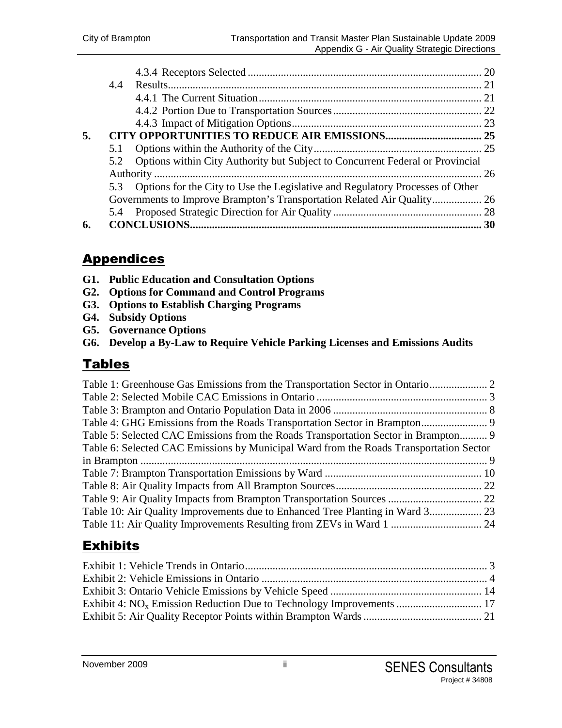4.3.4 Receptors Selected ..................................................................................... 20
4.4 Results................................................................................................................ 21
4.4.1 The Current Situation................................................................................. 21
4.4.2 Portion Due to Transportation Sources...................................................... 22
4.4.3 Impact of Mitigation Options..................................................................... 23

**5. CITY OPPORTUNITIES TO REDUCE AIR EMISSIONS................................... 25**

5.1 Options within the Authority of the City............................................................ 25
5.2 Options within City Authority but Subject to Concurrent Federal or Provincial Authority ....................................................................................................................... 26
5.3 Options for the City to Use the Legislative and Regulatory Processes of Other Governments to Improve Brampton's Transportation Related Air Quality.................. 26
5.4 Proposed Strategic Direction for Air Quality ...................................................... 28

**6. CONCLUSIONS......................................................................................................... 30**

## Appendices

**G1. Public Education and Consultation Options**
**G2. Options for Command and Control Programs**
**G3. Options to Establish Charging Programs**
**G4. Subsidy Options**
**G5. Governance Options**
**G6. Develop a By-Law to Require Vehicle Parking Licenses and Emissions Audits**

## Tables

Table 1: Greenhouse Gas Emissions from the Transportation Sector in Ontario..................... 2
Table 2: Selected Mobile CAC Emissions in Ontario .............................................................. 3
Table 3: Brampton and Ontario Population Data in 2006 ........................................................ 8
Table 4: GHG Emissions from the Roads Transportation Sector in Brampton........................ 9
Table 5: Selected CAC Emissions from the Roads Transportation Sector in Brampton.......... 9
Table 6: Selected CAC Emissions by Municipal Ward from the Roads Transportation Sector in Brampton ............................................................................................................................. 9
Table 7: Brampton Transportation Emissions by Ward ......................................................... 10
Table 8: Air Quality Impacts from All Brampton Sources..................................................... 22
Table 9: Air Quality Impacts from Brampton Transportation Sources .................................. 22
Table 10: Air Quality Improvements due to Enhanced Tree Planting in Ward 3................... 23
Table 11: Air Quality Improvements Resulting from ZEVs in Ward 1 ................................. 24

## Exhibits

Exhibit 1: Vehicle Trends in Ontario........................................................................................ 3
Exhibit 2: Vehicle Emissions in Ontario .................................................................................. 4
Exhibit 3: Ontario Vehicle Emissions by Vehicle Speed ....................................................... 14
Exhibit 4: $NO_x$ Emission Reduction Due to Technology Improvements ............................... 17
Exhibit 5: Air Quality Receptor Points within Brampton Wards ........................................... 21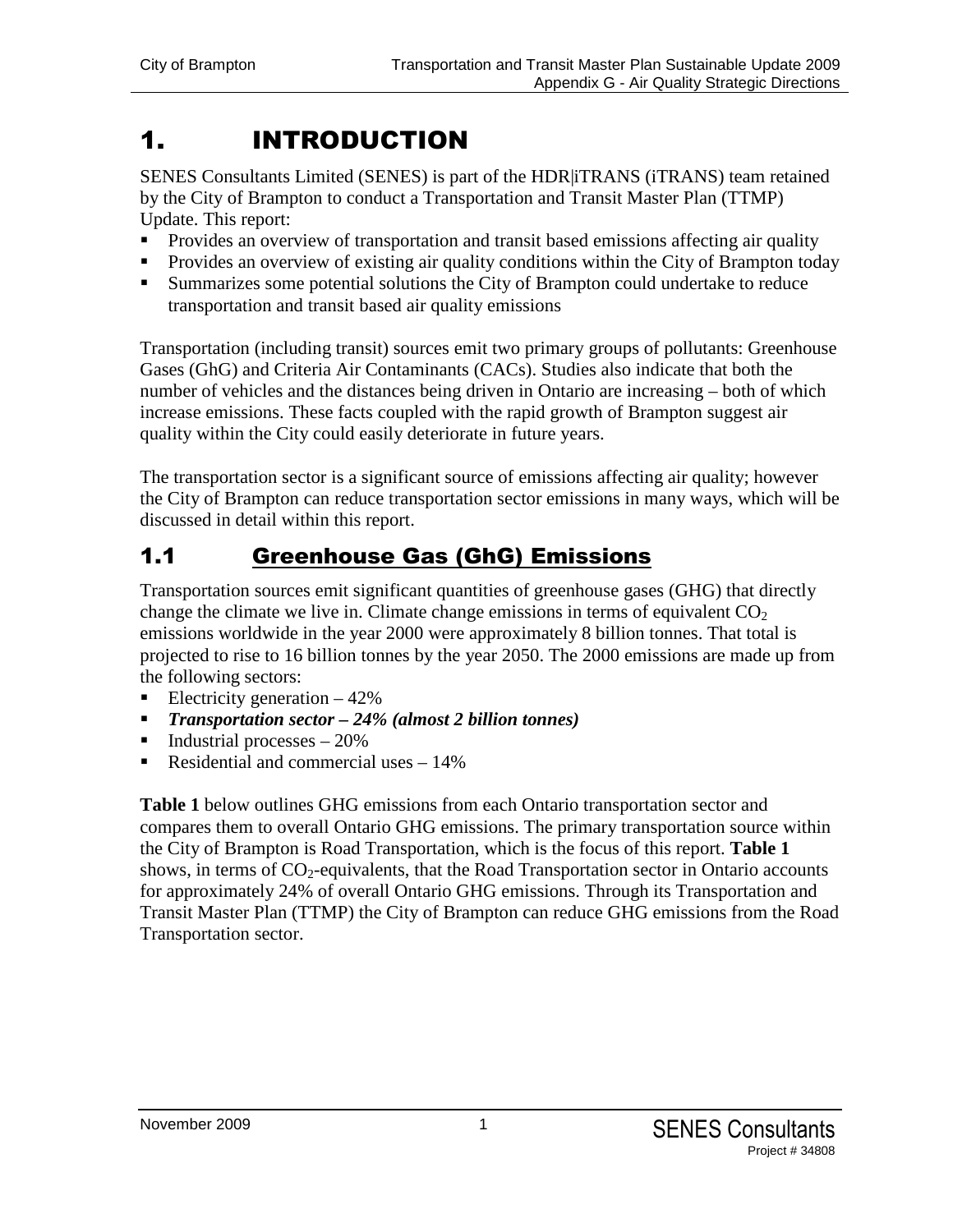# 1. INTRODUCTION

SENES Consultants Limited (SENES) is part of the HDR|iTRANS (iTRANS) team retained by the City of Brampton to conduct a Transportation and Transit Master Plan (TTMP) Update. This report:

- Provides an overview of transportation and transit based emissions affecting air quality
- Provides an overview of existing air quality conditions within the City of Brampton today
- Summarizes some potential solutions the City of Brampton could undertake to reduce transportation and transit based air quality emissions

Transportation (including transit) sources emit two primary groups of pollutants: Greenhouse Gases (GhG) and Criteria Air Contaminants (CACs). Studies also indicate that both the number of vehicles and the distances being driven in Ontario are increasing – both of which increase emissions. These facts coupled with the rapid growth of Brampton suggest air quality within the City could easily deteriorate in future years.

The transportation sector is a significant source of emissions affecting air quality; however the City of Brampton can reduce transportation sector emissions in many ways, which will be discussed in detail within this report.

## 1.1 Greenhouse Gas (GhG) Emissions

Transportation sources emit significant quantities of greenhouse gases (GHG) that directly change the climate we live in. Climate change emissions in terms of equivalent $CO_2$ emissions worldwide in the year 2000 were approximately 8 billion tonnes. That total is projected to rise to 16 billion tonnes by the year 2050. The 2000 emissions are made up from the following sectors:

- Electricity generation – 42%
- ***Transportation sector – 24% (almost 2 billion tonnes)***
- Industrial processes – 20%
- Residential and commercial uses – 14%

**Table 1** below outlines GHG emissions from each Ontario transportation sector and compares them to overall Ontario GHG emissions. The primary transportation source within the City of Brampton is Road Transportation, which is the focus of this report. **Table 1** shows, in terms of $CO_2$-equivalents, that the Road Transportation sector in Ontario accounts for approximately 24% of overall Ontario GHG emissions. Through its Transportation and Transit Master Plan (TTMP) the City of Brampton can reduce GHG emissions from the Road Transportation sector.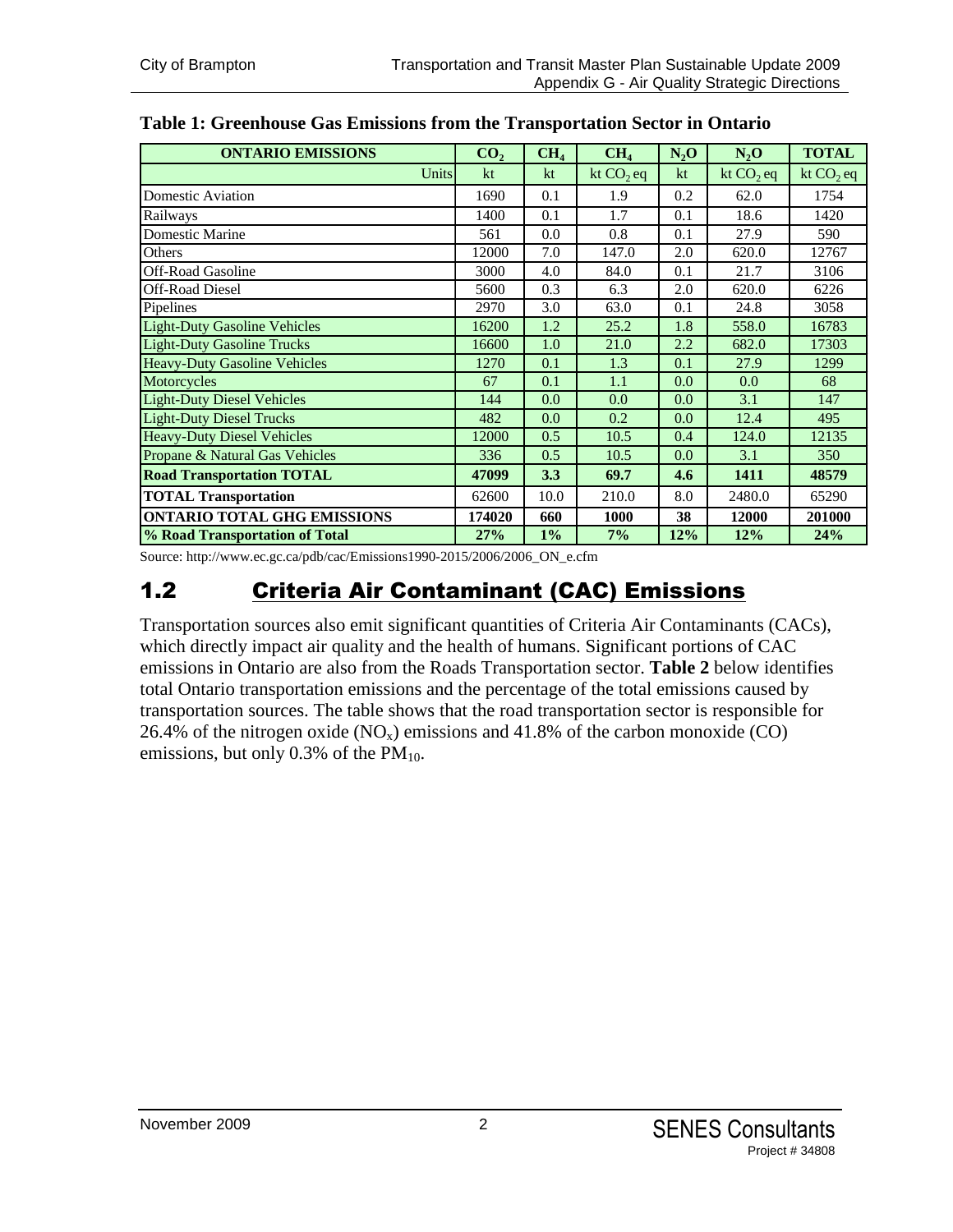**Table 1: Greenhouse Gas Emissions from the Transportation Sector in Ontario**

| ONTARIO EMISSIONS | $CO_2$ | $CH_4$ | $CH_4$ | $N_2O$ | $N_2O$ | TOTAL |
|---|---|---|---|---|---|---|
| Units | kt | kt | kt $CO_2$ eq | kt | kt $CO_2$ eq | kt $CO_2$ eq |
| Domestic Aviation | 1690 | 0.1 | 1.9 | 0.2 | 62.0 | 1754 |
| Railways | 1400 | 0.1 | 1.7 | 0.1 | 18.6 | 1420 |
| Domestic Marine | 561 | 0.0 | 0.8 | 0.1 | 27.9 | 590 |
| Others | 12000 | 7.0 | 147.0 | 2.0 | 620.0 | 12767 |
| Off-Road Gasoline | 3000 | 4.0 | 84.0 | 0.1 | 21.7 | 3106 |
| Off-Road Diesel | 5600 | 0.3 | 6.3 | 2.0 | 620.0 | 6226 |
| Pipelines | 2970 | 3.0 | 63.0 | 0.1 | 24.8 | 3058 |
| Light-Duty Gasoline Vehicles | 16200 | 1.2 | 25.2 | 1.8 | 558.0 | 16783 |
| Light-Duty Gasoline Trucks | 16600 | 1.0 | 21.0 | 2.2 | 682.0 | 17303 |
| Heavy-Duty Gasoline Vehicles | 1270 | 0.1 | 1.3 | 0.1 | 27.9 | 1299 |
| Motorcycles | 67 | 0.1 | 1.1 | 0.0 | 0.0 | 68 |
| Light-Duty Diesel Vehicles | 144 | 0.0 | 0.0 | 0.0 | 3.1 | 147 |
| Light-Duty Diesel Trucks | 482 | 0.0 | 0.2 | 0.0 | 12.4 | 495 |
| Heavy-Duty Diesel Vehicles | 12000 | 0.5 | 10.5 | 0.4 | 124.0 | 12135 |
| Propane & Natural Gas Vehicles | 336 | 0.5 | 10.5 | 0.0 | 3.1 | 350 |
| **Road Transportation TOTAL** | **47099** | **3.3** | **69.7** | **4.6** | **1411** | **48579** |
| **TOTAL Transportation** | 62600 | 10.0 | 210.0 | 8.0 | 2480.0 | 65290 |
| **ONTARIO TOTAL GHG EMISSIONS** | **174020** | **660** | **1000** | **38** | **12000** | **201000** |
| **% Road Transportation of Total** | **27%** | **1%** | **7%** | **12%** | **12%** | **24%** |

Source: http://www.ec.gc.ca/pdb/cac/Emissions1990-2015/2006/2006_ON_e.cfm

## 1.2 Criteria Air Contaminant (CAC) Emissions

Transportation sources also emit significant quantities of Criteria Air Contaminants (CACs), which directly impact air quality and the health of humans. Significant portions of CAC emissions in Ontario are also from the Roads Transportation sector. **Table 2** below identifies total Ontario transportation emissions and the percentage of the total emissions caused by transportation sources. The table shows that the road transportation sector is responsible for 26.4% of the nitrogen oxide ($NO_x$) emissions and 41.8% of the carbon monoxide (CO) emissions, but only 0.3% of the $PM_{10}$.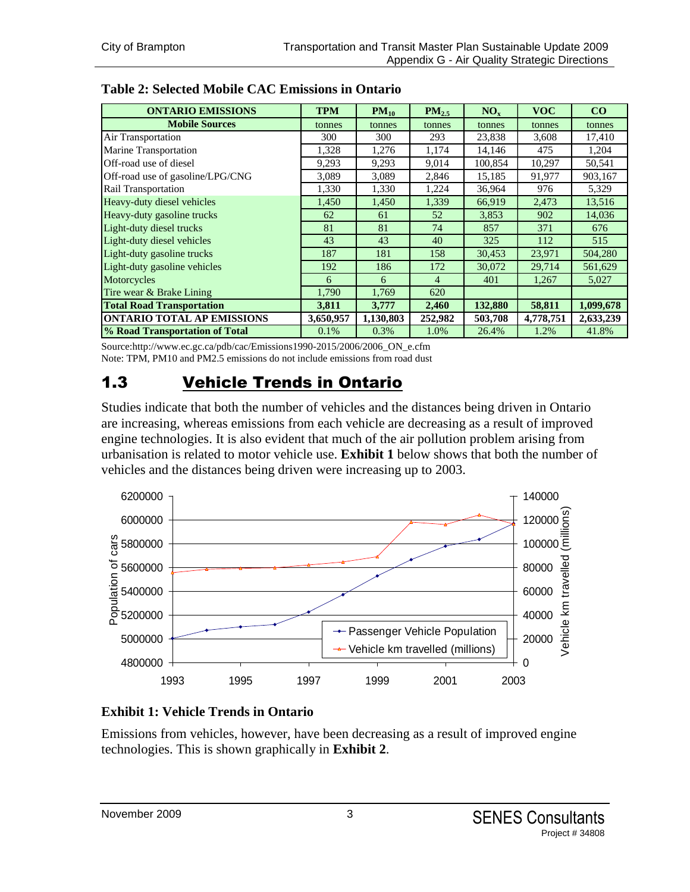**Table 2: Selected Mobile CAC Emissions in Ontario**

| ONTARIO EMISSIONS | TPM | $PM_{10}$ | $PM_{2.5}$ | $NO_x$ | VOC | CO |
|---|---|---|---|---|---|---|
| **Mobile Sources** | tonnes | tonnes | tonnes | tonnes | tonnes | tonnes |
| Air Transportation | 300 | 300 | 293 | 23,838 | 3,608 | 17,410 |
| Marine Transportation | 1,328 | 1,276 | 1,174 | 14,146 | 475 | 1,204 |
| Off-road use of diesel | 9,293 | 9,293 | 9,014 | 100,854 | 10,297 | 50,541 |
| Off-road use of gasoline/LPG/CNG | 3,089 | 3,089 | 2,846 | 15,185 | 91,977 | 903,167 |
| Rail Transportation | 1,330 | 1,330 | 1,224 | 36,964 | 976 | 5,329 |
| Heavy-duty diesel vehicles | 1,450 | 1,450 | 1,339 | 66,919 | 2,473 | 13,516 |
| Heavy-duty gasoline trucks | 62 | 61 | 52 | 3,853 | 902 | 14,036 |
| Light-duty diesel trucks | 81 | 81 | 74 | 857 | 371 | 676 |
| Light-duty diesel vehicles | 43 | 43 | 40 | 325 | 112 | 515 |
| Light-duty gasoline trucks | 187 | 181 | 158 | 30,453 | 23,971 | 504,280 |
| Light-duty gasoline vehicles | 192 | 186 | 172 | 30,072 | 29,714 | 561,629 |
| Motorcycles | 6 | 6 | 4 | 401 | 1,267 | 5,027 |
| Tire wear & Brake Lining | 1,790 | 1,769 | 620 | | | |
| **Total Road Transportation** | **3,811** | **3,777** | **2,460** | **132,880** | **58,811** | **1,099,678** |
| **ONTARIO TOTAL AP EMISSIONS** | **3,650,957** | **1,130,803** | **252,982** | **503,708** | **4,778,751** | **2,633,239** |
| **% Road Transportation of Total** | 0.1% | 0.3% | 1.0% | 26.4% | 1.2% | 41.8% |

Source:http://www.ec.gc.ca/pdb/cac/Emissions1990-2015/2006/2006_ON_e.cfm
Note: TPM, PM10 and PM2.5 emissions do not include emissions from road dust

## 1.3 Vehicle Trends in Ontario

Studies indicate that both the number of vehicles and the distances being driven in Ontario are increasing, whereas emissions from each vehicle are decreasing as a result of improved engine technologies. It is also evident that much of the air pollution problem arising from urbanisation is related to motor vehicle use. **Exhibit 1** below shows that both the number of vehicles and the distances being driven were increasing up to 2003.

**Exhibit 1: Vehicle Trends in Ontario**

Emissions from vehicles, however, have been decreasing as a result of improved engine technologies. This is shown graphically in **Exhibit 2**.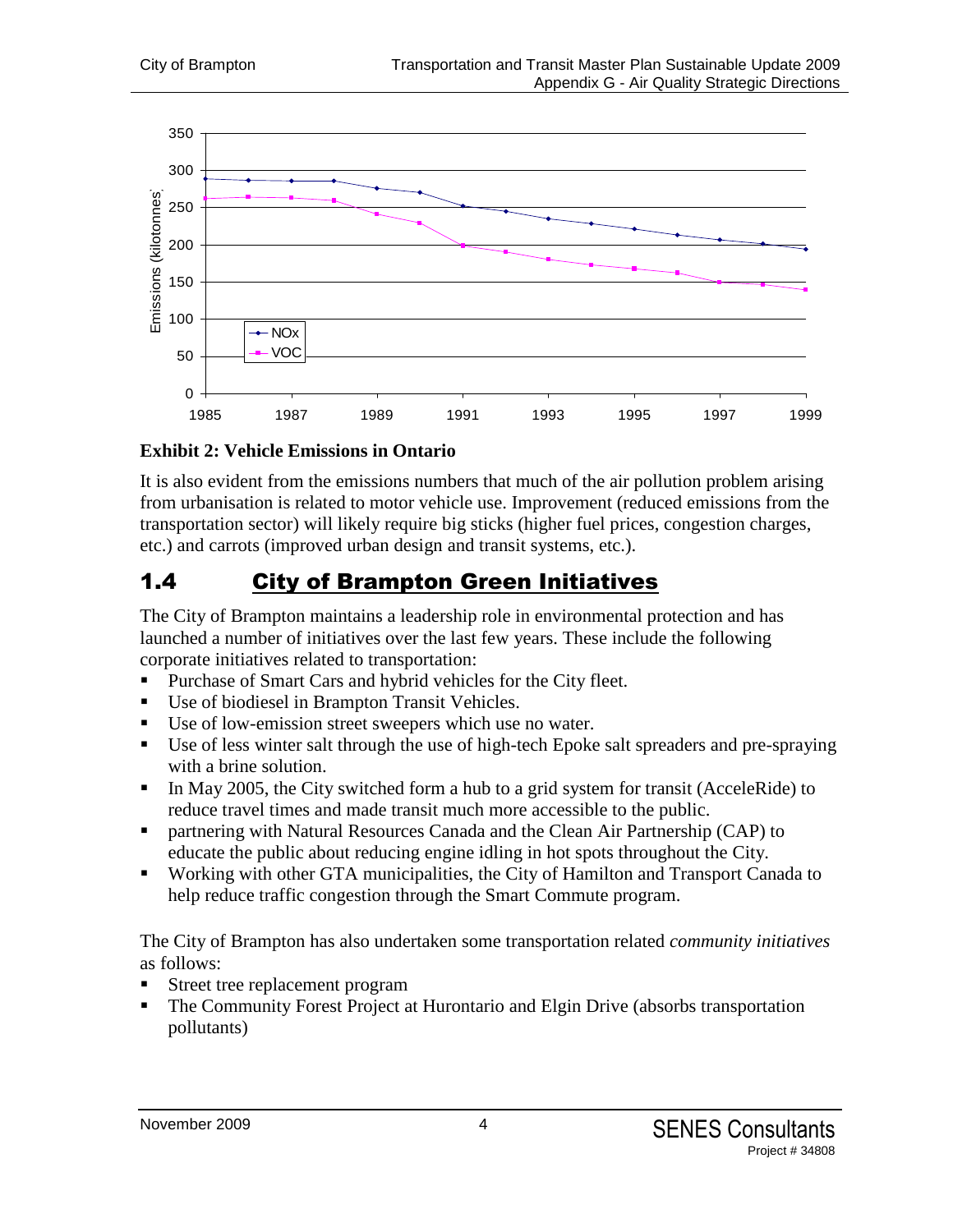**Exhibit 2: Vehicle Emissions in Ontario**

It is also evident from the emissions numbers that much of the air pollution problem arising from urbanisation is related to motor vehicle use. Improvement (reduced emissions from the transportation sector) will likely require big sticks (higher fuel prices, congestion charges, etc.) and carrots (improved urban design and transit systems, etc.).

## 1.4 City of Brampton Green Initiatives

The City of Brampton maintains a leadership role in environmental protection and has launched a number of initiatives over the last few years. These include the following corporate initiatives related to transportation:

- Purchase of Smart Cars and hybrid vehicles for the City fleet.
- Use of biodiesel in Brampton Transit Vehicles.
- Use of low-emission street sweepers which use no water.
- Use of less winter salt through the use of high-tech Epoke salt spreaders and pre-spraying with a brine solution.
- In May 2005, the City switched form a hub to a grid system for transit (AcceleRide) to reduce travel times and made transit much more accessible to the public.
- partnering with Natural Resources Canada and the Clean Air Partnership (CAP) to educate the public about reducing engine idling in hot spots throughout the City.
- Working with other GTA municipalities, the City of Hamilton and Transport Canada to help reduce traffic congestion through the Smart Commute program.

The City of Brampton has also undertaken some transportation related *community initiatives* as follows:

- Street tree replacement program
- The Community Forest Project at Hurontario and Elgin Drive (absorbs transportation pollutants)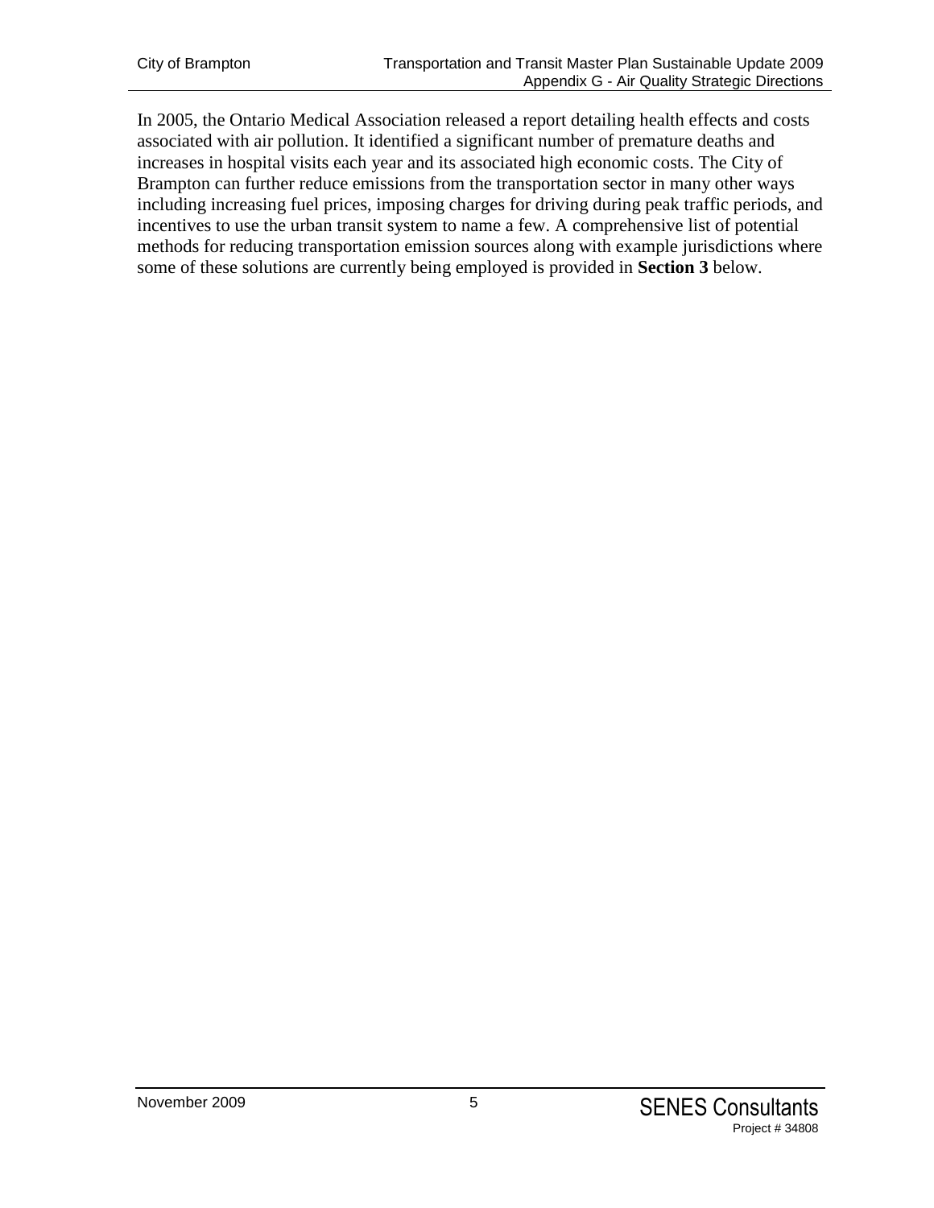In 2005, the Ontario Medical Association released a report detailing health effects and costs associated with air pollution. It identified a significant number of premature deaths and increases in hospital visits each year and its associated high economic costs. The City of Brampton can further reduce emissions from the transportation sector in many other ways including increasing fuel prices, imposing charges for driving during peak traffic periods, and incentives to use the urban transit system to name a few. A comprehensive list of potential methods for reducing transportation emission sources along with example jurisdictions where some of these solutions are currently being employed is provided in **Section 3** below.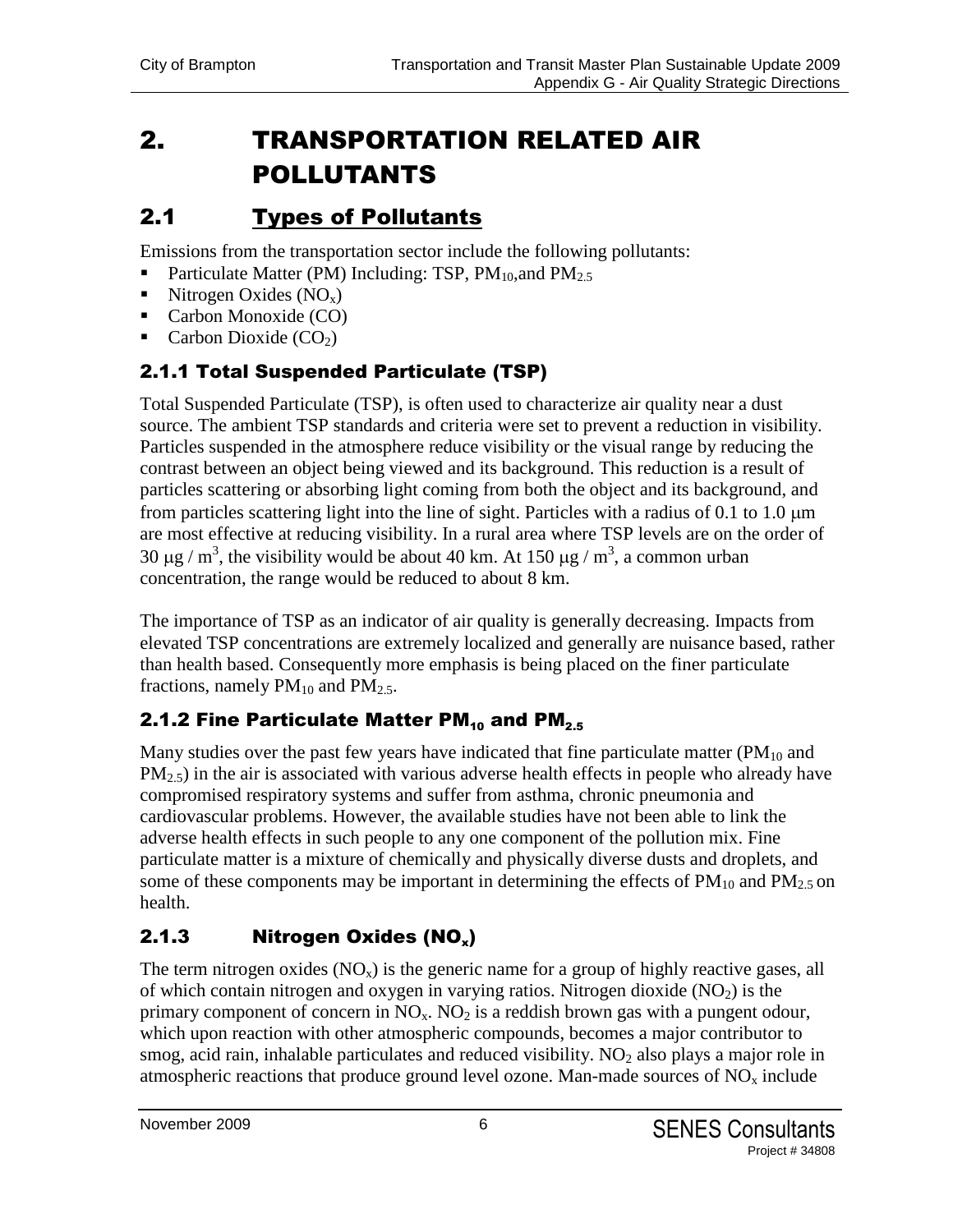# 2. TRANSPORTATION RELATED AIR POLLUTANTS

## 2.1 Types of Pollutants

Emissions from the transportation sector include the following pollutants:

- Particulate Matter (PM) Including: TSP, $PM_{10}$,and $PM_{2.5}$
- Nitrogen Oxides ($NO_x$)
- Carbon Monoxide (CO)
- Carbon Dioxide ($CO_2$)

### 2.1.1 Total Suspended Particulate (TSP)

Total Suspended Particulate (TSP), is often used to characterize air quality near a dust source. The ambient TSP standards and criteria were set to prevent a reduction in visibility. Particles suspended in the atmosphere reduce visibility or the visual range by reducing the contrast between an object being viewed and its background. This reduction is a result of particles scattering or absorbing light coming from both the object and its background, and from particles scattering light into the line of sight. Particles with a radius of 0.1 to 1.0 $\mu$m are most effective at reducing visibility. In a rural area where TSP levels are on the order of 30 $\mu g / m^3$, the visibility would be about 40 km. At 150 $\mu g / m^3$, a common urban concentration, the range would be reduced to about 8 km.

The importance of TSP as an indicator of air quality is generally decreasing. Impacts from elevated TSP concentrations are extremely localized and generally are nuisance based, rather than health based. Consequently more emphasis is being placed on the finer particulate fractions, namely $PM_{10}$ and $PM_{2.5}$.

### 2.1.2 Fine Particulate Matter $PM_{10}$ and $PM_{2.5}$

Many studies over the past few years have indicated that fine particulate matter ($PM_{10}$ and $PM_{2.5}$) in the air is associated with various adverse health effects in people who already have compromised respiratory systems and suffer from asthma, chronic pneumonia and cardiovascular problems. However, the available studies have not been able to link the adverse health effects in such people to any one component of the pollution mix. Fine particulate matter is a mixture of chemically and physically diverse dusts and droplets, and some of these components may be important in determining the effects of $PM_{10}$ and $PM_{2.5}$ on health.

### 2.1.3 Nitrogen Oxides ($NO_x$)

The term nitrogen oxides ($NO_x$) is the generic name for a group of highly reactive gases, all of which contain nitrogen and oxygen in varying ratios. Nitrogen dioxide ($NO_2$) is the primary component of concern in $NO_x$. $NO_2$ is a reddish brown gas with a pungent odour, which upon reaction with other atmospheric compounds, becomes a major contributor to smog, acid rain, inhalable particulates and reduced visibility. $NO_2$ also plays a major role in atmospheric reactions that produce ground level ozone. Man-made sources of $NO_x$ include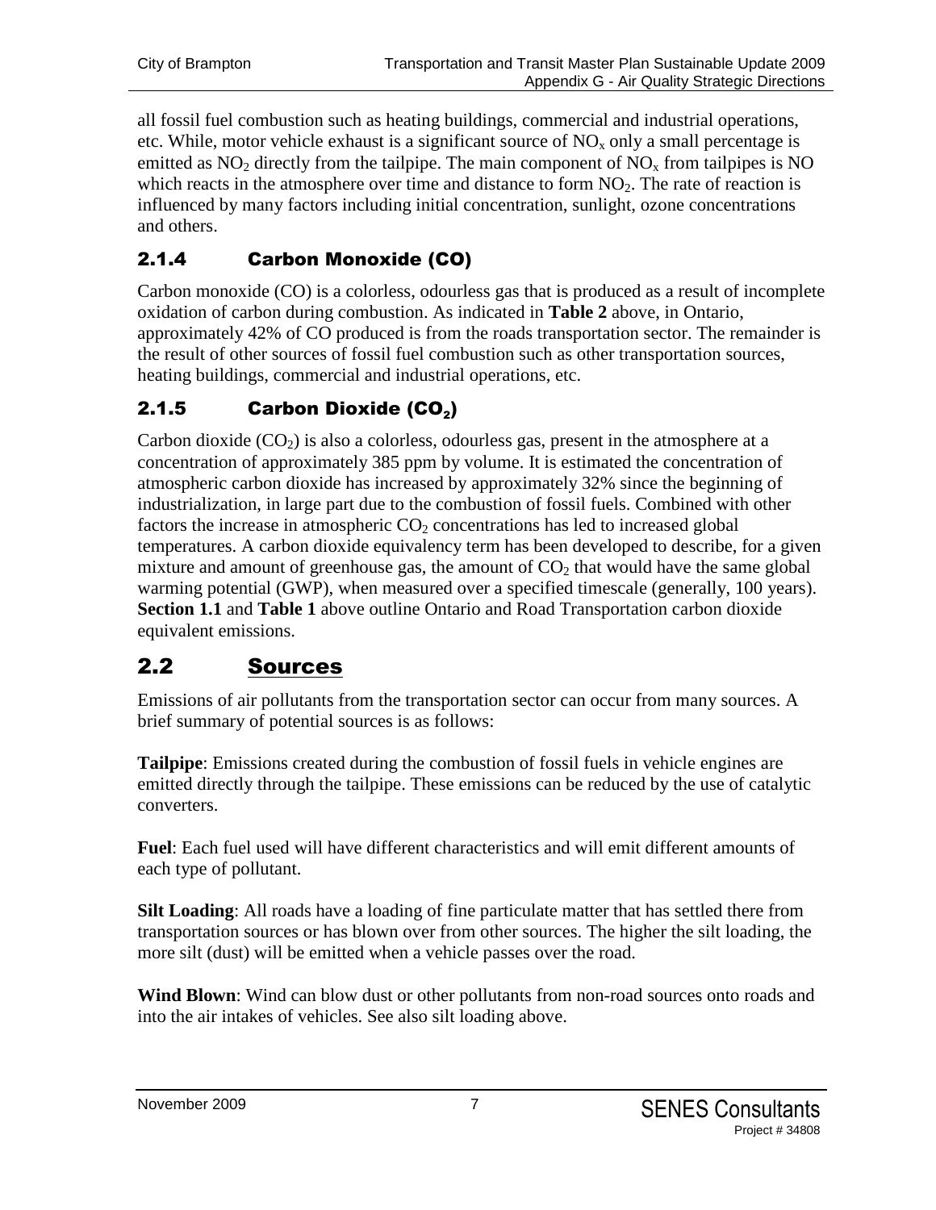all fossil fuel combustion such as heating buildings, commercial and industrial operations, etc. While, motor vehicle exhaust is a significant source of $NO_x$ only a small percentage is emitted as $NO_2$ directly from the tailpipe. The main component of $NO_x$ from tailpipes is NO which reacts in the atmosphere over time and distance to form $NO_2$. The rate of reaction is influenced by many factors including initial concentration, sunlight, ozone concentrations and others.

### 2.1.4 Carbon Monoxide (CO)

Carbon monoxide (CO) is a colorless, odourless gas that is produced as a result of incomplete oxidation of carbon during combustion. As indicated in **Table 2** above, in Ontario, approximately 42% of CO produced is from the roads transportation sector. The remainder is the result of other sources of fossil fuel combustion such as other transportation sources, heating buildings, commercial and industrial operations, etc.

### 2.1.5 Carbon Dioxide ($CO_2$)

Carbon dioxide ($CO_2$) is also a colorless, odourless gas, present in the atmosphere at a concentration of approximately 385 ppm by volume. It is estimated the concentration of atmospheric carbon dioxide has increased by approximately 32% since the beginning of industrialization, in large part due to the combustion of fossil fuels. Combined with other factors the increase in atmospheric $CO_2$ concentrations has led to increased global temperatures. A carbon dioxide equivalency term has been developed to describe, for a given mixture and amount of greenhouse gas, the amount of $CO_2$ that would have the same global warming potential (GWP), when measured over a specified timescale (generally, 100 years). **Section 1.1** and **Table 1** above outline Ontario and Road Transportation carbon dioxide equivalent emissions.

## 2.2 Sources

Emissions of air pollutants from the transportation sector can occur from many sources. A brief summary of potential sources is as follows:

**Tailpipe**: Emissions created during the combustion of fossil fuels in vehicle engines are emitted directly through the tailpipe. These emissions can be reduced by the use of catalytic converters.

**Fuel**: Each fuel used will have different characteristics and will emit different amounts of each type of pollutant.

**Silt Loading**: All roads have a loading of fine particulate matter that has settled there from transportation sources or has blown over from other sources. The higher the silt loading, the more silt (dust) will be emitted when a vehicle passes over the road.

**Wind Blown**: Wind can blow dust or other pollutants from non-road sources onto roads and into the air intakes of vehicles. See also silt loading above.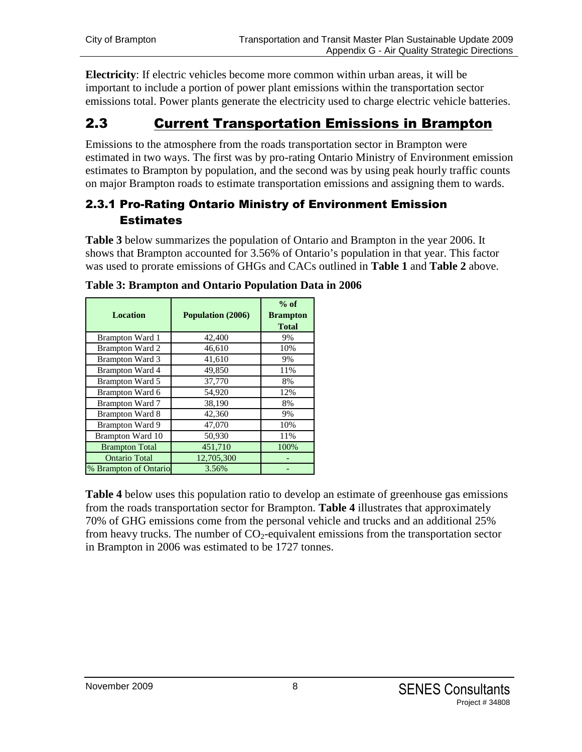**Electricity**: If electric vehicles become more common within urban areas, it will be important to include a portion of power plant emissions within the transportation sector emissions total. Power plants generate the electricity used to charge electric vehicle batteries.

## 2.3 Current Transportation Emissions in Brampton

Emissions to the atmosphere from the roads transportation sector in Brampton were estimated in two ways. The first was by pro-rating Ontario Ministry of Environment emission estimates to Brampton by population, and the second was by using peak hourly traffic counts on major Brampton roads to estimate transportation emissions and assigning them to wards.

### 2.3.1 Pro-Rating Ontario Ministry of Environment Emission Estimates

**Table 3** below summarizes the population of Ontario and Brampton in the year 2006. It shows that Brampton accounted for 3.56% of Ontario's population in that year. This factor was used to prorate emissions of GHGs and CACs outlined in **Table 1** and **Table 2** above.

**Table 3: Brampton and Ontario Population Data in 2006**

| Location | Population (2006) | % of Brampton Total |
|---|---|---|
| Brampton Ward 1 | 42,400 | 9% |
| Brampton Ward 2 | 46,610 | 10% |
| Brampton Ward 3 | 41,610 | 9% |
| Brampton Ward 4 | 49,850 | 11% |
| Brampton Ward 5 | 37,770 | 8% |
| Brampton Ward 6 | 54,920 | 12% |
| Brampton Ward 7 | 38,190 | 8% |
| Brampton Ward 8 | 42,360 | 9% |
| Brampton Ward 9 | 47,070 | 10% |
| Brampton Ward 10 | 50,930 | 11% |
| Brampton Total | 451,710 | 100% |
| Ontario Total | 12,705,300 | - |
| % Brampton of Ontario | 3.56% | - |

**Table 4** below uses this population ratio to develop an estimate of greenhouse gas emissions from the roads transportation sector for Brampton. **Table 4** illustrates that approximately 70% of GHG emissions come from the personal vehicle and trucks and an additional 25% from heavy trucks. The number of $CO_2$-equivalent emissions from the transportation sector in Brampton in 2006 was estimated to be 1727 tonnes.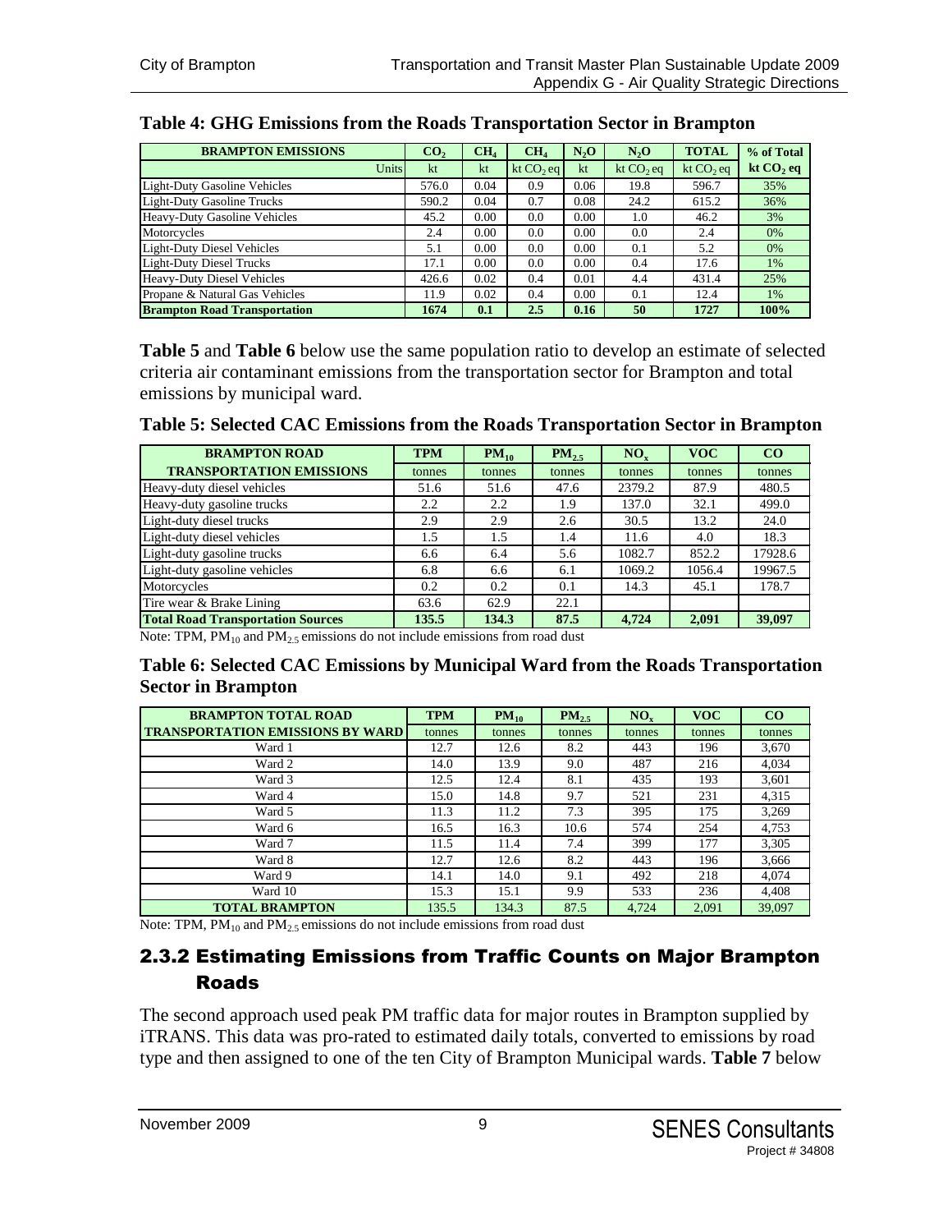**Table 4: GHG Emissions from the Roads Transportation Sector in Brampton**

| BRAMPTON EMISSIONS | $CO_2$ | $CH_4$ | $CH_4$ | $N_2O$ | $N_2O$ | TOTAL | % of Total |
|---|---|---|---|---|---|---|---|
| Units | kt | kt | kt $CO_2$ eq | kt | kt $CO_2$ eq | kt $CO_2$ eq | kt $CO_2$ eq |
| Light-Duty Gasoline Vehicles | 576.0 | 0.04 | 0.9 | 0.06 | 19.8 | 596.7 | 35% |
| Light-Duty Gasoline Trucks | 590.2 | 0.04 | 0.7 | 0.08 | 24.2 | 615.2 | 36% |
| Heavy-Duty Gasoline Vehicles | 45.2 | 0.00 | 0.0 | 0.00 | 1.0 | 46.2 | 3% |
| Motorcycles | 2.4 | 0.00 | 0.0 | 0.00 | 0.0 | 2.4 | 0% |
| Light-Duty Diesel Vehicles | 5.1 | 0.00 | 0.0 | 0.00 | 0.1 | 5.2 | 0% |
| Light-Duty Diesel Trucks | 17.1 | 0.00 | 0.0 | 0.00 | 0.4 | 17.6 | 1% |
| Heavy-Duty Diesel Vehicles | 426.6 | 0.02 | 0.4 | 0.01 | 4.4 | 431.4 | 25% |
| Propane & Natural Gas Vehicles | 11.9 | 0.02 | 0.4 | 0.00 | 0.1 | 12.4 | 1% |
| **Brampton Road Transportation** | **1674** | **0.1** | **2.5** | **0.16** | **50** | **1727** | **100%** |

**Table 5** and **Table 6** below use the same population ratio to develop an estimate of selected criteria air contaminant emissions from the transportation sector for Brampton and total emissions by municipal ward.

**Table 5: Selected CAC Emissions from the Roads Transportation Sector in Brampton**

| BRAMPTON ROAD TRANSPORTATION EMISSIONS | TPM | $PM_{10}$ | $PM_{2.5}$ | $NO_x$ | VOC | CO |
|---|---|---|---|---|---|---|
| | tonnes | tonnes | tonnes | tonnes | tonnes | tonnes |
| Heavy-duty diesel vehicles | 51.6 | 51.6 | 47.6 | 2379.2 | 87.9 | 480.5 |
| Heavy-duty gasoline trucks | 2.2 | 2.2 | 1.9 | 137.0 | 32.1 | 499.0 |
| Light-duty diesel trucks | 2.9 | 2.9 | 2.6 | 30.5 | 13.2 | 24.0 |
| Light-duty diesel vehicles | 1.5 | 1.5 | 1.4 | 11.6 | 4.0 | 18.3 |
| Light-duty gasoline trucks | 6.6 | 6.4 | 5.6 | 1082.7 | 852.2 | 17928.6 |
| Light-duty gasoline vehicles | 6.8 | 6.6 | 6.1 | 1069.2 | 1056.4 | 19967.5 |
| Motorcycles | 0.2 | 0.2 | 0.1 | 14.3 | 45.1 | 178.7 |
| Tire wear & Brake Lining | 63.6 | 62.9 | 22.1 | | | |
| **Total Road Transportation Sources** | **135.5** | **134.3** | **87.5** | **4,724** | **2,091** | **39,097** |

Note: TPM, $PM_{10}$ and $PM_{2.5}$ emissions do not include emissions from road dust

**Table 6: Selected CAC Emissions by Municipal Ward from the Roads Transportation Sector in Brampton**

| BRAMPTON TOTAL ROAD TRANSPORTATION EMISSIONS BY WARD | TPM | $PM_{10}$ | $PM_{2.5}$ | $NO_x$ | VOC | CO |
|---|---|---|---|---|---|---|
| | tonnes | tonnes | tonnes | tonnes | tonnes | tonnes |
| Ward 1 | 12.7 | 12.6 | 8.2 | 443 | 196 | 3,670 |
| Ward 2 | 14.0 | 13.9 | 9.0 | 487 | 216 | 4,034 |
| Ward 3 | 12.5 | 12.4 | 8.1 | 435 | 193 | 3,601 |
| Ward 4 | 15.0 | 14.8 | 9.7 | 521 | 231 | 4,315 |
| Ward 5 | 11.3 | 11.2 | 7.3 | 395 | 175 | 3,269 |
| Ward 6 | 16.5 | 16.3 | 10.6 | 574 | 254 | 4,753 |
| Ward 7 | 11.5 | 11.4 | 7.4 | 399 | 177 | 3,305 |
| Ward 8 | 12.7 | 12.6 | 8.2 | 443 | 196 | 3,666 |
| Ward 9 | 14.1 | 14.0 | 9.1 | 492 | 218 | 4,074 |
| Ward 10 | 15.3 | 15.1 | 9.9 | 533 | 236 | 4,408 |
| **TOTAL BRAMPTON** | 135.5 | 134.3 | 87.5 | 4,724 | 2,091 | 39,097 |

Note: TPM, $PM_{10}$ and $PM_{2.5}$ emissions do not include emissions from road dust

### 2.3.2 Estimating Emissions from Traffic Counts on Major Brampton Roads

The second approach used peak PM traffic data for major routes in Brampton supplied by iTRANS. This data was pro-rated to estimated daily totals, converted to emissions by road type and then assigned to one of the ten City of Brampton Municipal wards. **Table 7** below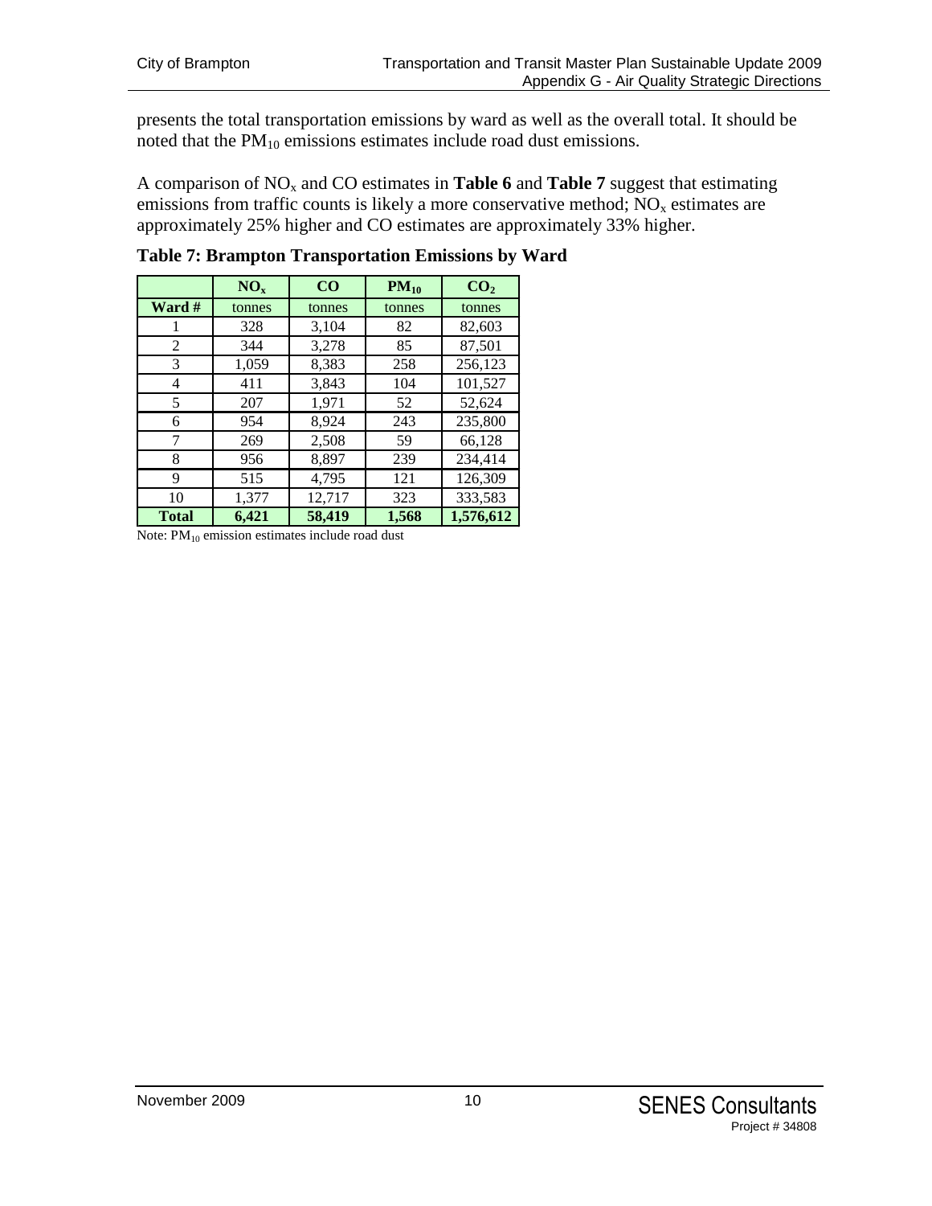presents the total transportation emissions by ward as well as the overall total. It should be noted that the $PM_{10}$ emissions estimates include road dust emissions.

A comparison of $NO_x$ and CO estimates in **Table 6** and **Table 7** suggest that estimating emissions from traffic counts is likely a more conservative method; $NO_x$ estimates are approximately 25% higher and CO estimates are approximately 33% higher.

**Table 7: Brampton Transportation Emissions by Ward**

| | $NO_x$ | CO | $PM_{10}$ | $CO_2$ |
|---|---|---|---|---|
| **Ward #** | tonnes | tonnes | tonnes | tonnes |
| 1 | 328 | 3,104 | 82 | 82,603 |
| 2 | 344 | 3,278 | 85 | 87,501 |
| 3 | 1,059 | 8,383 | 258 | 256,123 |
| 4 | 411 | 3,843 | 104 | 101,527 |
| 5 | 207 | 1,971 | 52 | 52,624 |
| 6 | 954 | 8,924 | 243 | 235,800 |
| 7 | 269 | 2,508 | 59 | 66,128 |
| 8 | 956 | 8,897 | 239 | 234,414 |
| 9 | 515 | 4,795 | 121 | 126,309 |
| 10 | 1,377 | 12,717 | 323 | 333,583 |
| **Total** | **6,421** | **58,419** | **1,568** | **1,576,612** |

Note: $PM_{10}$ emission estimates include road dust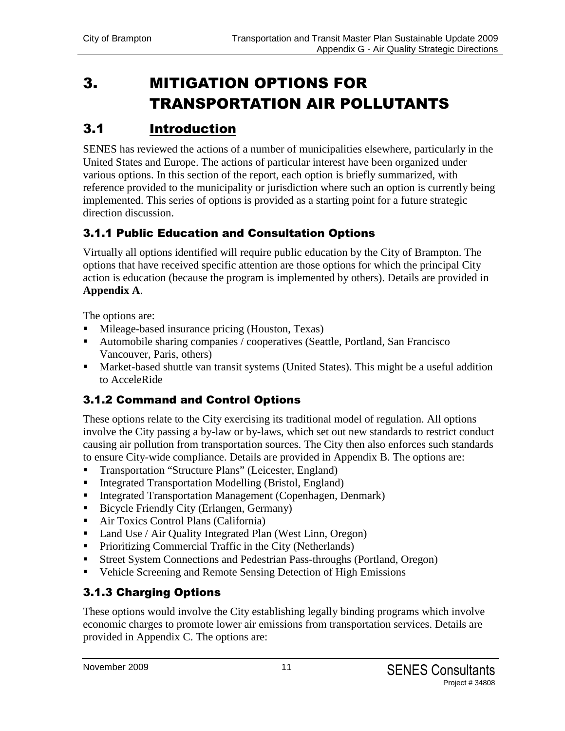# 3. MITIGATION OPTIONS FOR TRANSPORTATION AIR POLLUTANTS

## 3.1 Introduction

SENES has reviewed the actions of a number of municipalities elsewhere, particularly in the United States and Europe. The actions of particular interest have been organized under various options. In this section of the report, each option is briefly summarized, with reference provided to the municipality or jurisdiction where such an option is currently being implemented. This series of options is provided as a starting point for a future strategic direction discussion.

### 3.1.1 Public Education and Consultation Options

Virtually all options identified will require public education by the City of Brampton. The options that have received specific attention are those options for which the principal City action is education (because the program is implemented by others). Details are provided in **Appendix A**.

The options are:

- Mileage-based insurance pricing (Houston, Texas)
- Automobile sharing companies / cooperatives (Seattle, Portland, San Francisco Vancouver, Paris, others)
- Market-based shuttle van transit systems (United States). This might be a useful addition to AcceleRide

### 3.1.2 Command and Control Options

These options relate to the City exercising its traditional model of regulation. All options involve the City passing a by-law or by-laws, which set out new standards to restrict conduct causing air pollution from transportation sources. The City then also enforces such standards to ensure City-wide compliance. Details are provided in Appendix B. The options are:

- Transportation "Structure Plans" (Leicester, England)
- Integrated Transportation Modelling (Bristol, England)
- Integrated Transportation Management (Copenhagen, Denmark)
- Bicycle Friendly City (Erlangen, Germany)
- Air Toxics Control Plans (California)
- Land Use / Air Quality Integrated Plan (West Linn, Oregon)
- Prioritizing Commercial Traffic in the City (Netherlands)
- Street System Connections and Pedestrian Pass-throughs (Portland, Oregon)
- Vehicle Screening and Remote Sensing Detection of High Emissions

### 3.1.3 Charging Options

These options would involve the City establishing legally binding programs which involve economic charges to promote lower air emissions from transportation services. Details are provided in Appendix C. The options are: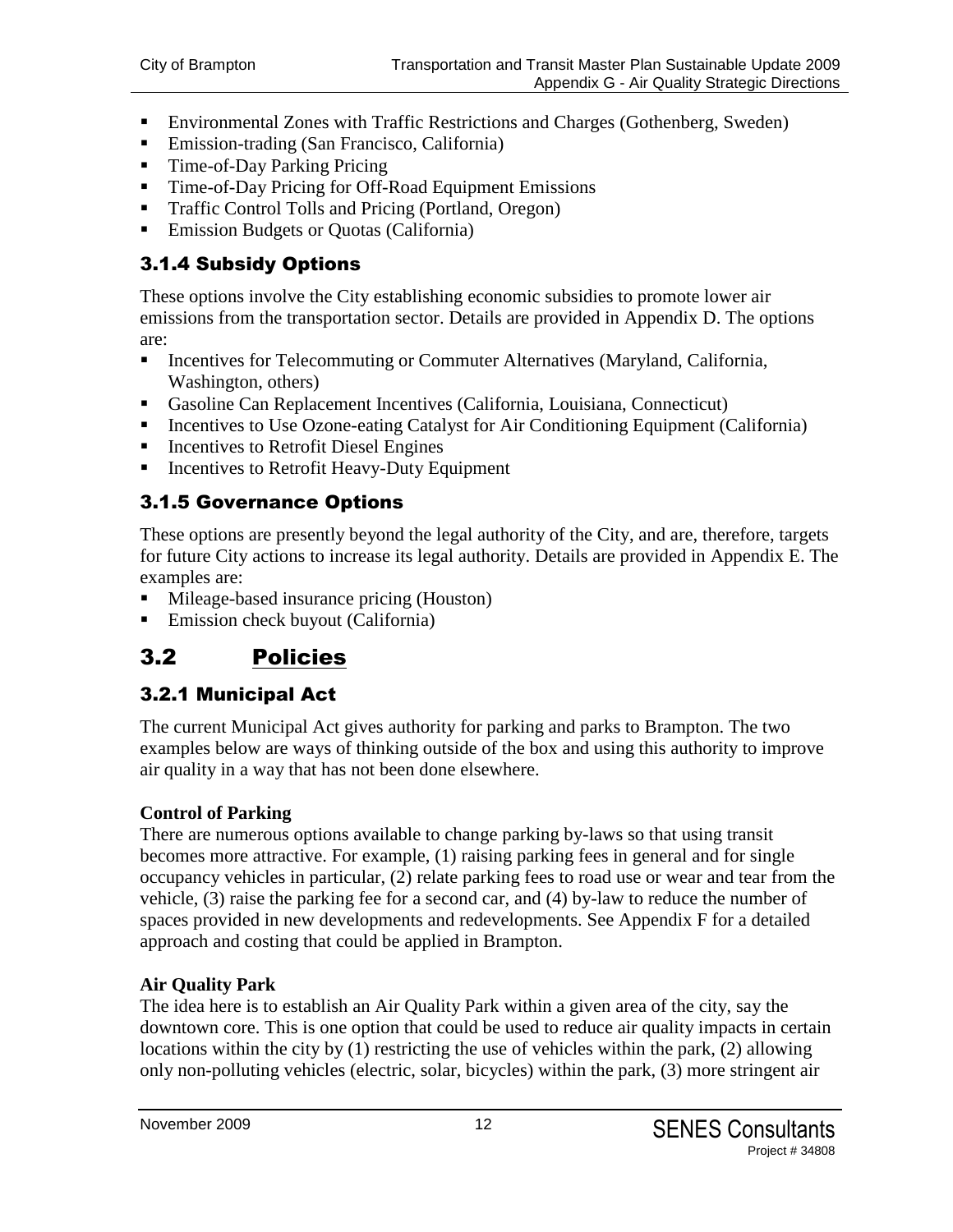- Environmental Zones with Traffic Restrictions and Charges (Gothenberg, Sweden)
- Emission-trading (San Francisco, California)
- Time-of-Day Parking Pricing
- Time-of-Day Pricing for Off-Road Equipment Emissions
- Traffic Control Tolls and Pricing (Portland, Oregon)
- Emission Budgets or Quotas (California)

### 3.1.4 Subsidy Options

These options involve the City establishing economic subsidies to promote lower air emissions from the transportation sector. Details are provided in Appendix D. The options are:

- Incentives for Telecommuting or Commuter Alternatives (Maryland, California, Washington, others)
- Gasoline Can Replacement Incentives (California, Louisiana, Connecticut)
- Incentives to Use Ozone-eating Catalyst for Air Conditioning Equipment (California)
- Incentives to Retrofit Diesel Engines
- Incentives to Retrofit Heavy-Duty Equipment

### 3.1.5 Governance Options

These options are presently beyond the legal authority of the City, and are, therefore, targets for future City actions to increase its legal authority. Details are provided in Appendix E. The examples are:

- Mileage-based insurance pricing (Houston)
- Emission check buyout (California)

## 3.2 Policies

### 3.2.1 Municipal Act

The current Municipal Act gives authority for parking and parks to Brampton. The two examples below are ways of thinking outside of the box and using this authority to improve air quality in a way that has not been done elsewhere.

**Control of Parking**
There are numerous options available to change parking by-laws so that using transit becomes more attractive. For example, (1) raising parking fees in general and for single occupancy vehicles in particular, (2) relate parking fees to road use or wear and tear from the vehicle, (3) raise the parking fee for a second car, and (4) by-law to reduce the number of spaces provided in new developments and redevelopments. See Appendix F for a detailed approach and costing that could be applied in Brampton.

**Air Quality Park**
The idea here is to establish an Air Quality Park within a given area of the city, say the downtown core. This is one option that could be used to reduce air quality impacts in certain locations within the city by (1) restricting the use of vehicles within the park, (2) allowing only non-polluting vehicles (electric, solar, bicycles) within the park, (3) more stringent air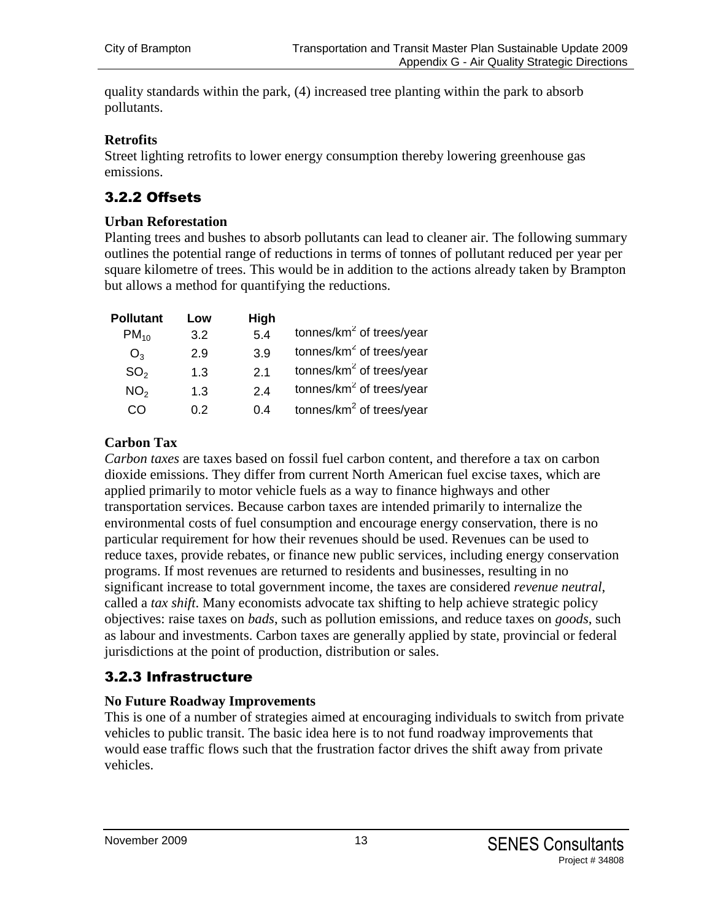quality standards within the park, (4) increased tree planting within the park to absorb pollutants.

**Retrofits**

Street lighting retrofits to lower energy consumption thereby lowering greenhouse gas emissions.

## 3.2.2 Offsets

**Urban Reforestation**

Planting trees and bushes to absorb pollutants can lead to cleaner air. The following summary outlines the potential range of reductions in terms of tonnes of pollutant reduced per year per square kilometre of trees. This would be in addition to the actions already taken by Brampton but allows a method for quantifying the reductions.

| Pollutant | Low | High | |
|---|---|---|---|
| $PM_{10}$ | 3.2 | 5.4 | tonnes/km$^2$ of trees/year |
| $O_3$ | 2.9 | 3.9 | tonnes/km$^2$ of trees/year |
| $SO_2$ | 1.3 | 2.1 | tonnes/km$^2$ of trees/year |
| $NO_2$ | 1.3 | 2.4 | tonnes/km$^2$ of trees/year |
| CO | 0.2 | 0.4 | tonnes/km$^2$ of trees/year |

**Carbon Tax**

*Carbon taxes* are taxes based on fossil fuel carbon content, and therefore a tax on carbon dioxide emissions. They differ from current North American fuel excise taxes, which are applied primarily to motor vehicle fuels as a way to finance highways and other transportation services. Because carbon taxes are intended primarily to internalize the environmental costs of fuel consumption and encourage energy conservation, there is no particular requirement for how their revenues should be used. Revenues can be used to reduce taxes, provide rebates, or finance new public services, including energy conservation programs. If most revenues are returned to residents and businesses, resulting in no significant increase to total government income, the taxes are considered *revenue neutral*, called a *tax shift*. Many economists advocate tax shifting to help achieve strategic policy objectives: raise taxes on *bads*, such as pollution emissions, and reduce taxes on *goods*, such as labour and investments. Carbon taxes are generally applied by state, provincial or federal jurisdictions at the point of production, distribution or sales.

## 3.2.3 Infrastructure

**No Future Roadway Improvements**

This is one of a number of strategies aimed at encouraging individuals to switch from private vehicles to public transit. The basic idea here is to not fund roadway improvements that would ease traffic flows such that the frustration factor drives the shift away from private vehicles.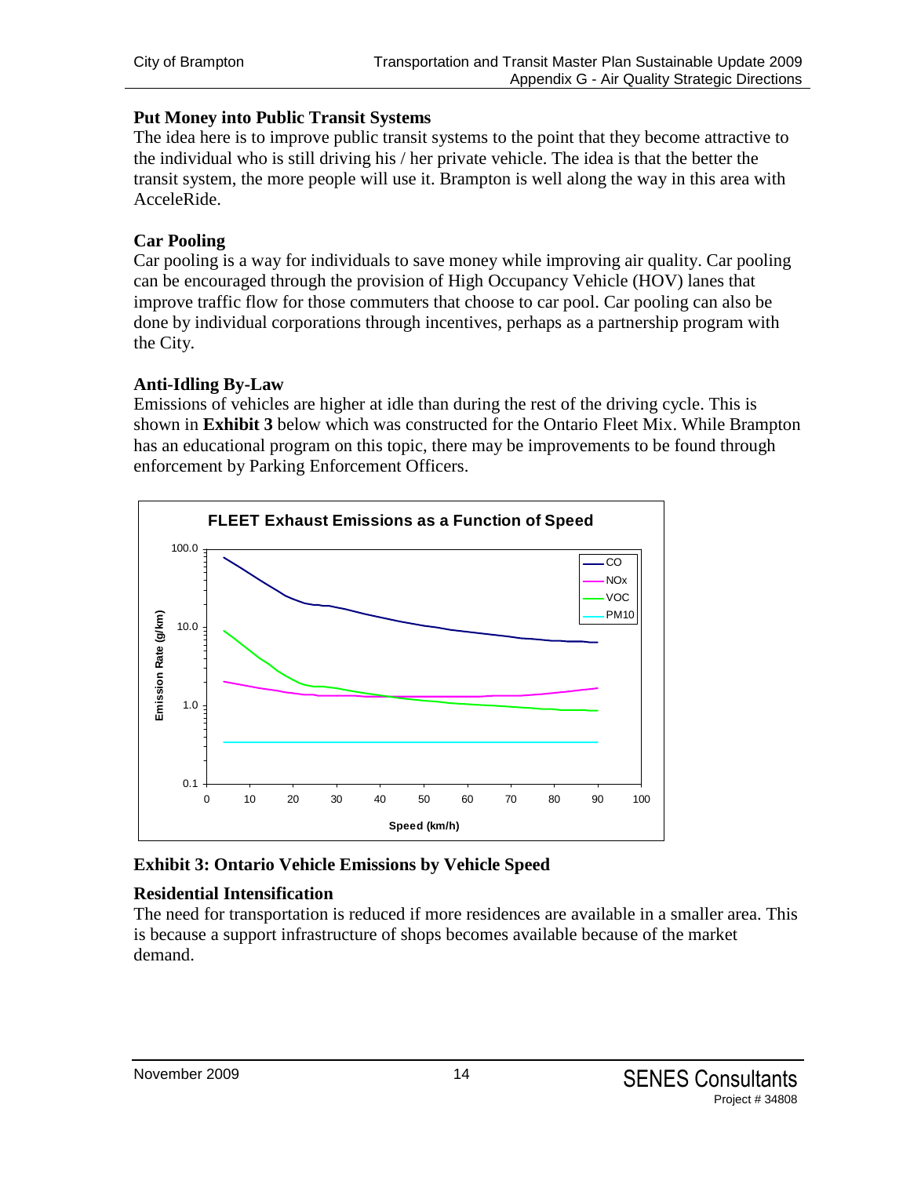**Put Money into Public Transit Systems**

The idea here is to improve public transit systems to the point that they become attractive to the individual who is still driving his / her private vehicle. The idea is that the better the transit system, the more people will use it. Brampton is well along the way in this area with AcceleRide.

**Car Pooling**

Car pooling is a way for individuals to save money while improving air quality. Car pooling can be encouraged through the provision of High Occupancy Vehicle (HOV) lanes that improve traffic flow for those commuters that choose to car pool. Car pooling can also be done by individual corporations through incentives, perhaps as a partnership program with the City.

**Anti-Idling By-Law**

Emissions of vehicles are higher at idle than during the rest of the driving cycle. This is shown in **Exhibit 3** below which was constructed for the Ontario Fleet Mix. While Brampton has an educational program on this topic, there may be improvements to be found through enforcement by Parking Enforcement Officers.

**Exhibit 3: Ontario Vehicle Emissions by Vehicle Speed**

**Residential Intensification**

The need for transportation is reduced if more residences are available in a smaller area. This is because a support infrastructure of shops becomes available because of the market demand.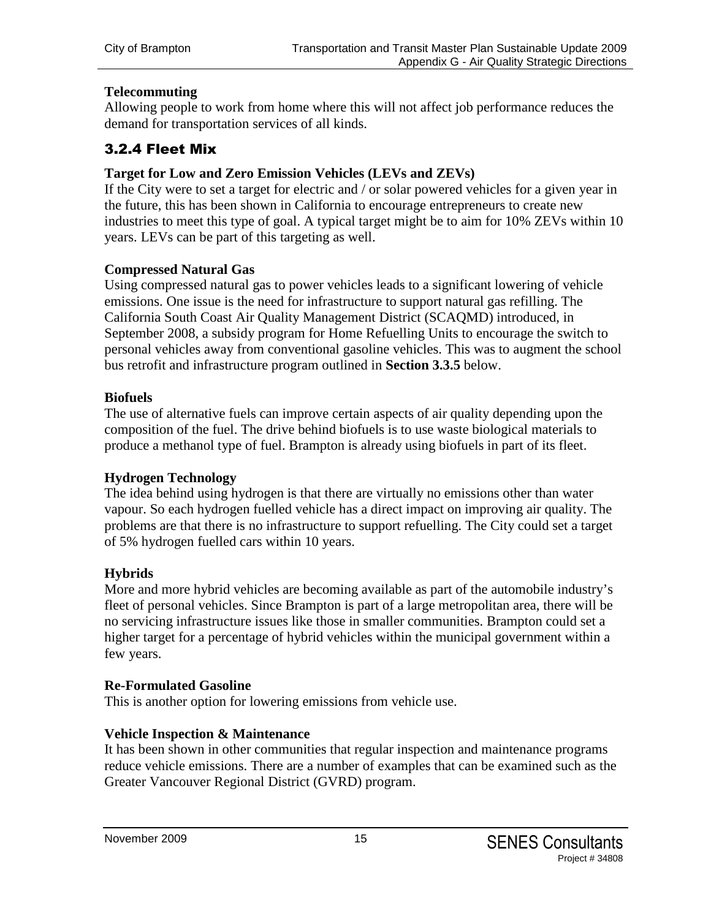**Telecommuting**
Allowing people to work from home where this will not affect job performance reduces the demand for transportation services of all kinds.

### 3.2.4 Fleet Mix

**Target for Low and Zero Emission Vehicles (LEVs and ZEVs)**
If the City were to set a target for electric and / or solar powered vehicles for a given year in the future, this has been shown in California to encourage entrepreneurs to create new industries to meet this type of goal. A typical target might be to aim for 10% ZEVs within 10 years. LEVs can be part of this targeting as well.

**Compressed Natural Gas**
Using compressed natural gas to power vehicles leads to a significant lowering of vehicle emissions. One issue is the need for infrastructure to support natural gas refilling. The California South Coast Air Quality Management District (SCAQMD) introduced, in September 2008, a subsidy program for Home Refuelling Units to encourage the switch to personal vehicles away from conventional gasoline vehicles. This was to augment the school bus retrofit and infrastructure program outlined in **Section 3.3.5** below.

**Biofuels**
The use of alternative fuels can improve certain aspects of air quality depending upon the composition of the fuel. The drive behind biofuels is to use waste biological materials to produce a methanol type of fuel. Brampton is already using biofuels in part of its fleet.

**Hydrogen Technology**
The idea behind using hydrogen is that there are virtually no emissions other than water vapour. So each hydrogen fuelled vehicle has a direct impact on improving air quality. The problems are that there is no infrastructure to support refuelling. The City could set a target of 5% hydrogen fuelled cars within 10 years.

**Hybrids**
More and more hybrid vehicles are becoming available as part of the automobile industry's fleet of personal vehicles. Since Brampton is part of a large metropolitan area, there will be no servicing infrastructure issues like those in smaller communities. Brampton could set a higher target for a percentage of hybrid vehicles within the municipal government within a few years.

**Re-Formulated Gasoline**
This is another option for lowering emissions from vehicle use.

**Vehicle Inspection & Maintenance**
It has been shown in other communities that regular inspection and maintenance programs reduce vehicle emissions. There are a number of examples that can be examined such as the Greater Vancouver Regional District (GVRD) program.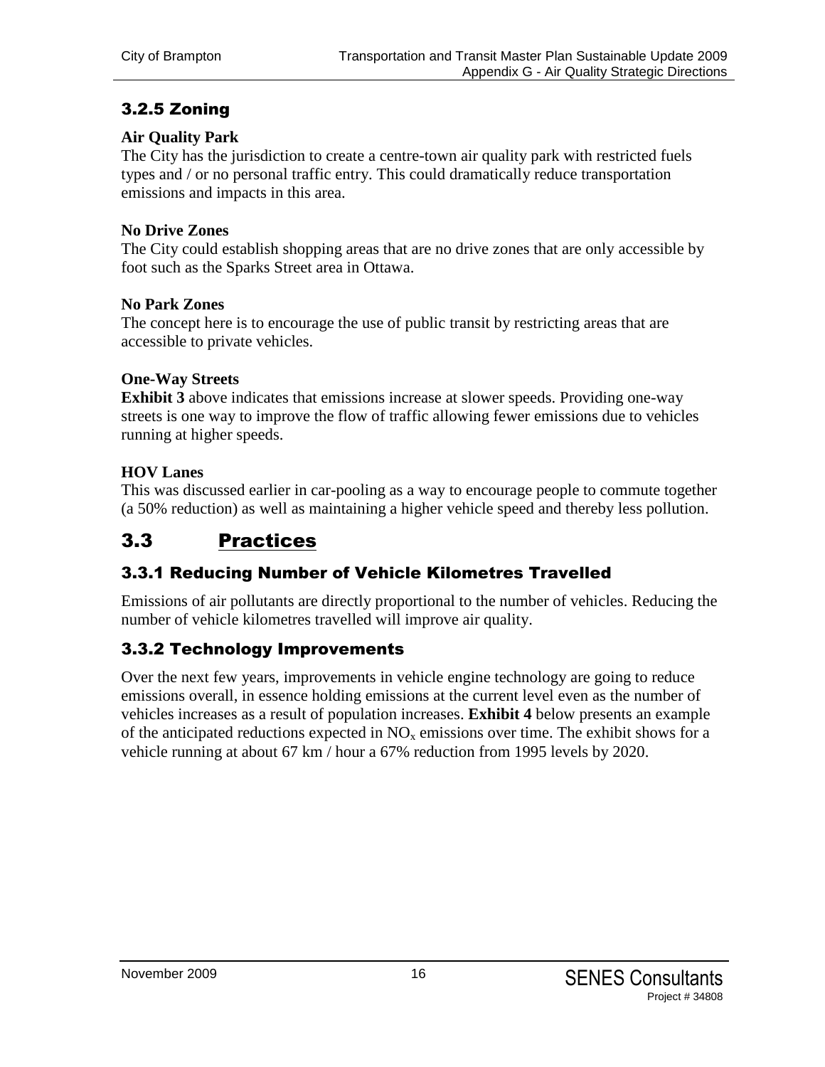### 3.2.5 Zoning

**Air Quality Park**
The City has the jurisdiction to create a centre-town air quality park with restricted fuels types and / or no personal traffic entry. This could dramatically reduce transportation emissions and impacts in this area.

**No Drive Zones**
The City could establish shopping areas that are no drive zones that are only accessible by foot such as the Sparks Street area in Ottawa.

**No Park Zones**
The concept here is to encourage the use of public transit by restricting areas that are accessible to private vehicles.

**One-Way Streets**
**Exhibit 3** above indicates that emissions increase at slower speeds. Providing one-way streets is one way to improve the flow of traffic allowing fewer emissions due to vehicles running at higher speeds.

**HOV Lanes**
This was discussed earlier in car-pooling as a way to encourage people to commute together (a 50% reduction) as well as maintaining a higher vehicle speed and thereby less pollution.

## 3.3 Practices

### 3.3.1 Reducing Number of Vehicle Kilometres Travelled

Emissions of air pollutants are directly proportional to the number of vehicles. Reducing the number of vehicle kilometres travelled will improve air quality.

### 3.3.2 Technology Improvements

Over the next few years, improvements in vehicle engine technology are going to reduce emissions overall, in essence holding emissions at the current level even as the number of vehicles increases as a result of population increases. **Exhibit 4** below presents an example of the anticipated reductions expected in $NO_x$ emissions over time. The exhibit shows for a vehicle running at about 67 km / hour a 67% reduction from 1995 levels by 2020.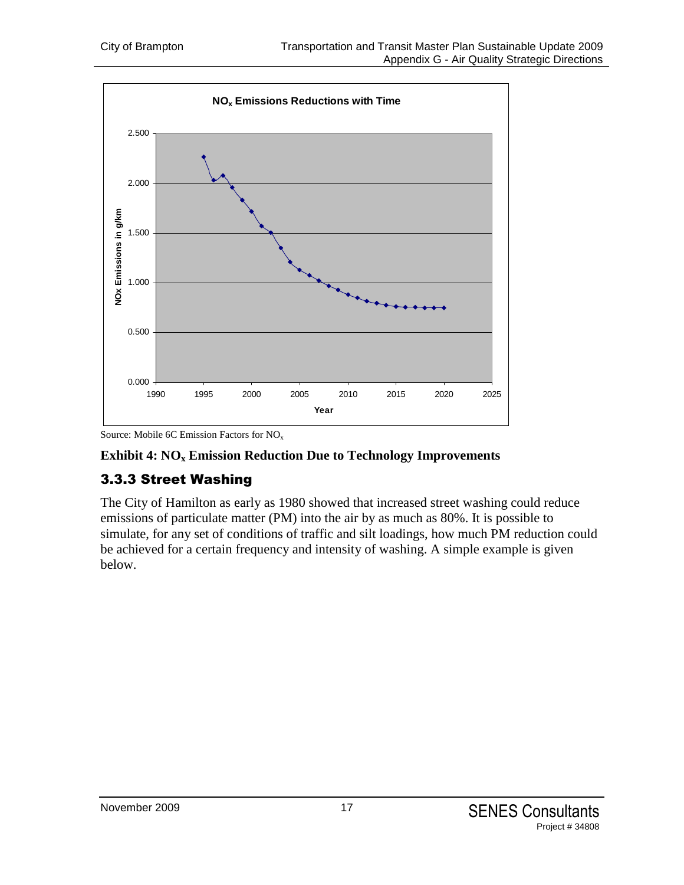Source: Mobile 6C Emission Factors for $NO_x$

**Exhibit 4: $NO_x$ Emission Reduction Due to Technology Improvements**

### 3.3.3 Street Washing

The City of Hamilton as early as 1980 showed that increased street washing could reduce emissions of particulate matter (PM) into the air by as much as 80%. It is possible to simulate, for any set of conditions of traffic and silt loadings, how much PM reduction could be achieved for a certain frequency and intensity of washing. A simple example is given below.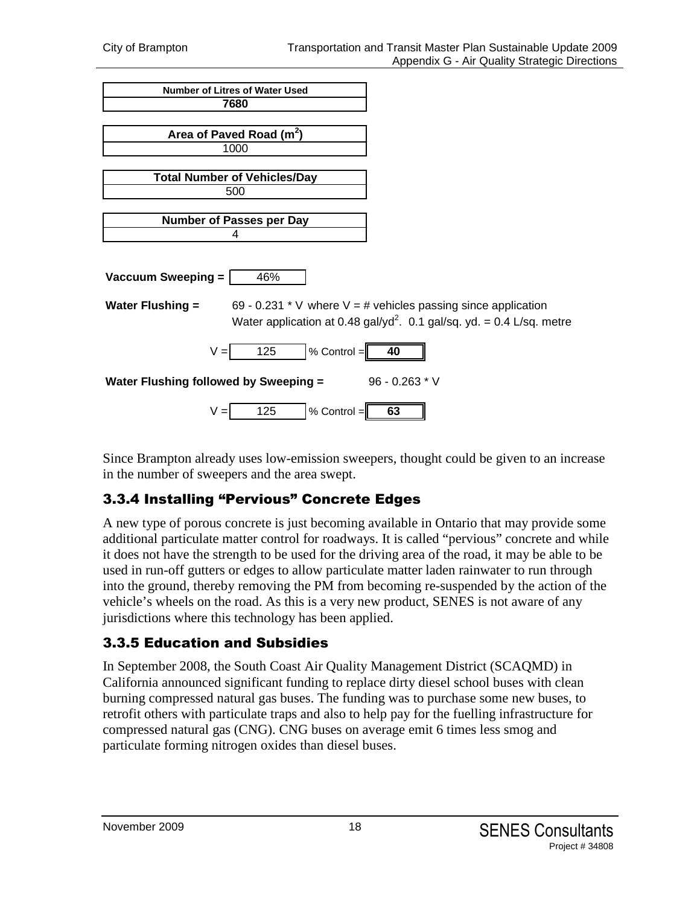| Number of Litres of Water Used |
| --- |
| **7680** |

| Area of Paved Road ($m^2$) |
| --- |
| 1000 |

| Total Number of Vehicles/Day |
| --- |
| 500 |

| Number of Passes per Day |
| --- |
| 4 |

**Vaccuum Sweeping =** 46%

**Water Flushing =** 69 - 0.231 * V where V = # vehicles passing since application
Water application at 0.48 gal/yd$^2$. 0.1 gal/sq. yd. = 0.4 L/sq. metre

V = 125 % Control = **40**

**Water Flushing followed by Sweeping =** 96 - 0.263 * V

V = 125 % Control = **63**

Since Brampton already uses low-emission sweepers, thought could be given to an increase in the number of sweepers and the area swept.

### 3.3.4 Installing "Pervious" Concrete Edges

A new type of porous concrete is just becoming available in Ontario that may provide some additional particulate matter control for roadways. It is called "pervious" concrete and while it does not have the strength to be used for the driving area of the road, it may be able to be used in run-off gutters or edges to allow particulate matter laden rainwater to run through into the ground, thereby removing the PM from becoming re-suspended by the action of the vehicle's wheels on the road. As this is a very new product, SENES is not aware of any jurisdictions where this technology has been applied.

### 3.3.5 Education and Subsidies

In September 2008, the South Coast Air Quality Management District (SCAQMD) in California announced significant funding to replace dirty diesel school buses with clean burning compressed natural gas buses. The funding was to purchase some new buses, to retrofit others with particulate traps and also to help pay for the fuelling infrastructure for compressed natural gas (CNG). CNG buses on average emit 6 times less smog and particulate forming nitrogen oxides than diesel buses.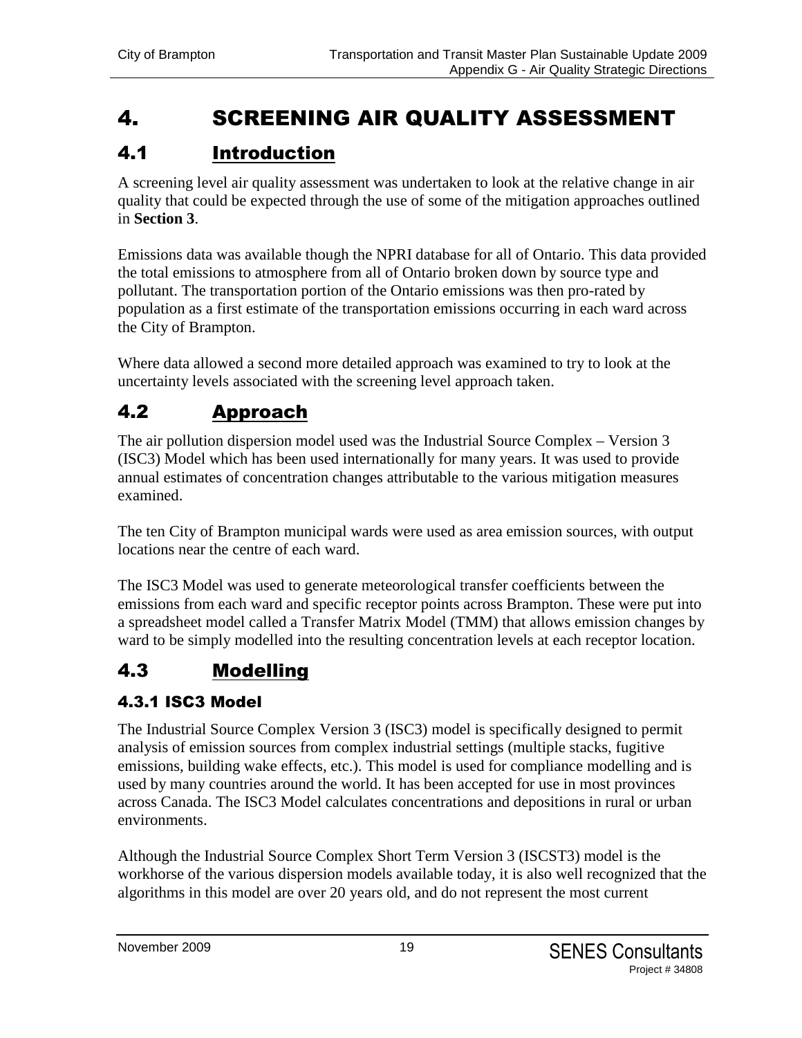# 4. SCREENING AIR QUALITY ASSESSMENT

## 4.1 Introduction

A screening level air quality assessment was undertaken to look at the relative change in air quality that could be expected through the use of some of the mitigation approaches outlined in **Section 3**.

Emissions data was available though the NPRI database for all of Ontario. This data provided the total emissions to atmosphere from all of Ontario broken down by source type and pollutant. The transportation portion of the Ontario emissions was then pro-rated by population as a first estimate of the transportation emissions occurring in each ward across the City of Brampton.

Where data allowed a second more detailed approach was examined to try to look at the uncertainty levels associated with the screening level approach taken.

## 4.2 Approach

The air pollution dispersion model used was the Industrial Source Complex – Version 3 (ISC3) Model which has been used internationally for many years. It was used to provide annual estimates of concentration changes attributable to the various mitigation measures examined.

The ten City of Brampton municipal wards were used as area emission sources, with output locations near the centre of each ward.

The ISC3 Model was used to generate meteorological transfer coefficients between the emissions from each ward and specific receptor points across Brampton. These were put into a spreadsheet model called a Transfer Matrix Model (TMM) that allows emission changes by ward to be simply modelled into the resulting concentration levels at each receptor location.

## 4.3 Modelling

### 4.3.1 ISC3 Model

The Industrial Source Complex Version 3 (ISC3) model is specifically designed to permit analysis of emission sources from complex industrial settings (multiple stacks, fugitive emissions, building wake effects, etc.). This model is used for compliance modelling and is used by many countries around the world. It has been accepted for use in most provinces across Canada. The ISC3 Model calculates concentrations and depositions in rural or urban environments.

Although the Industrial Source Complex Short Term Version 3 (ISCST3) model is the workhorse of the various dispersion models available today, it is also well recognized that the algorithms in this model are over 20 years old, and do not represent the most current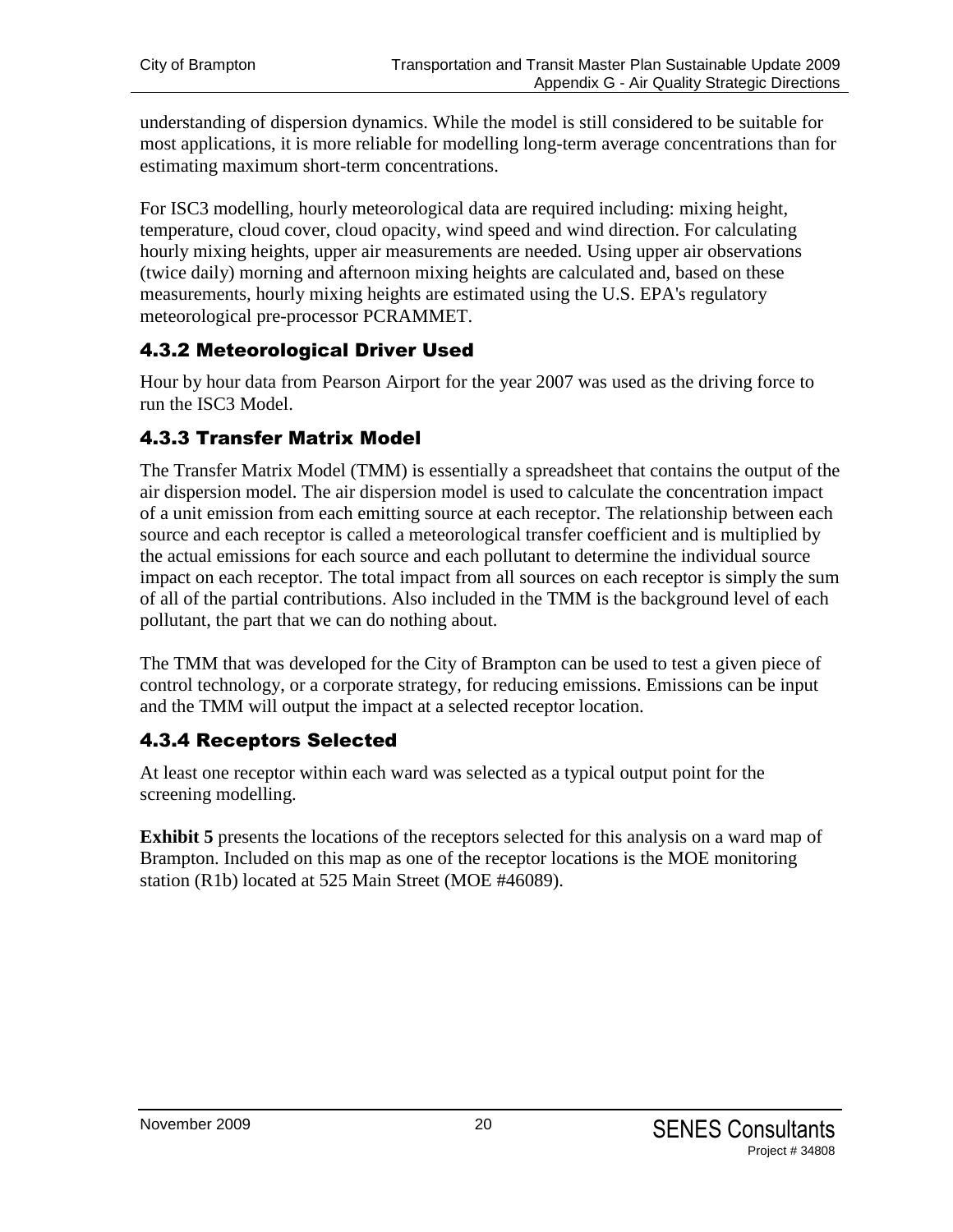understanding of dispersion dynamics. While the model is still considered to be suitable for most applications, it is more reliable for modelling long-term average concentrations than for estimating maximum short-term concentrations.

For ISC3 modelling, hourly meteorological data are required including: mixing height, temperature, cloud cover, cloud opacity, wind speed and wind direction. For calculating hourly mixing heights, upper air measurements are needed. Using upper air observations (twice daily) morning and afternoon mixing heights are calculated and, based on these measurements, hourly mixing heights are estimated using the U.S. EPA's regulatory meteorological pre-processor PCRAMMET.

### 4.3.2 Meteorological Driver Used

Hour by hour data from Pearson Airport for the year 2007 was used as the driving force to run the ISC3 Model.

### 4.3.3 Transfer Matrix Model

The Transfer Matrix Model (TMM) is essentially a spreadsheet that contains the output of the air dispersion model. The air dispersion model is used to calculate the concentration impact of a unit emission from each emitting source at each receptor. The relationship between each source and each receptor is called a meteorological transfer coefficient and is multiplied by the actual emissions for each source and each pollutant to determine the individual source impact on each receptor. The total impact from all sources on each receptor is simply the sum of all of the partial contributions. Also included in the TMM is the background level of each pollutant, the part that we can do nothing about.

The TMM that was developed for the City of Brampton can be used to test a given piece of control technology, or a corporate strategy, for reducing emissions. Emissions can be input and the TMM will output the impact at a selected receptor location.

### 4.3.4 Receptors Selected

At least one receptor within each ward was selected as a typical output point for the screening modelling.

**Exhibit 5** presents the locations of the receptors selected for this analysis on a ward map of Brampton. Included on this map as one of the receptor locations is the MOE monitoring station (R1b) located at 525 Main Street (MOE #46089).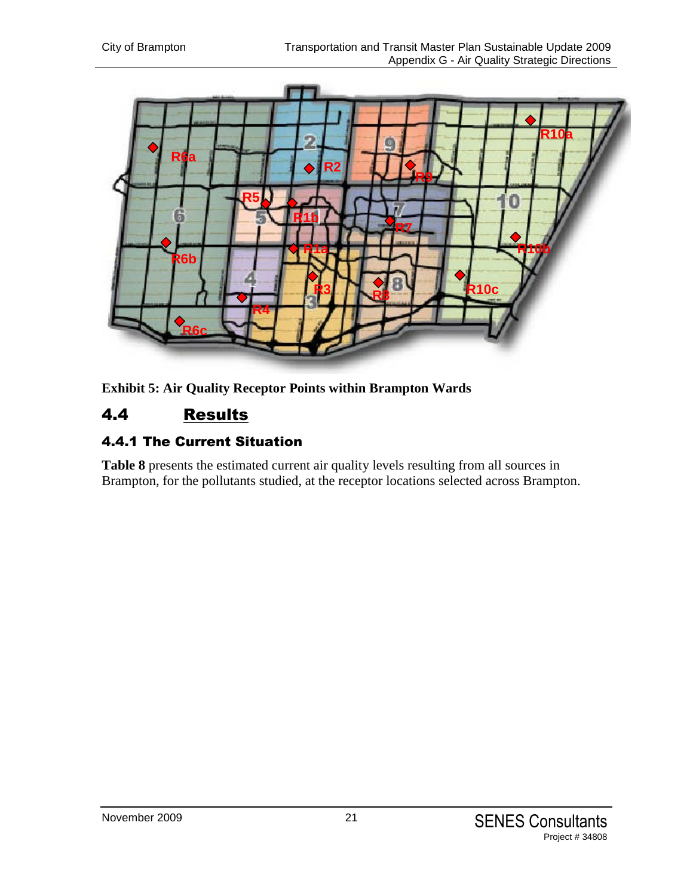**Exhibit 5: Air Quality Receptor Points within Brampton Wards**

## 4.4 Results

### 4.4.1 The Current Situation

**Table 8** presents the estimated current air quality levels resulting from all sources in Brampton, for the pollutants studied, at the receptor locations selected across Brampton.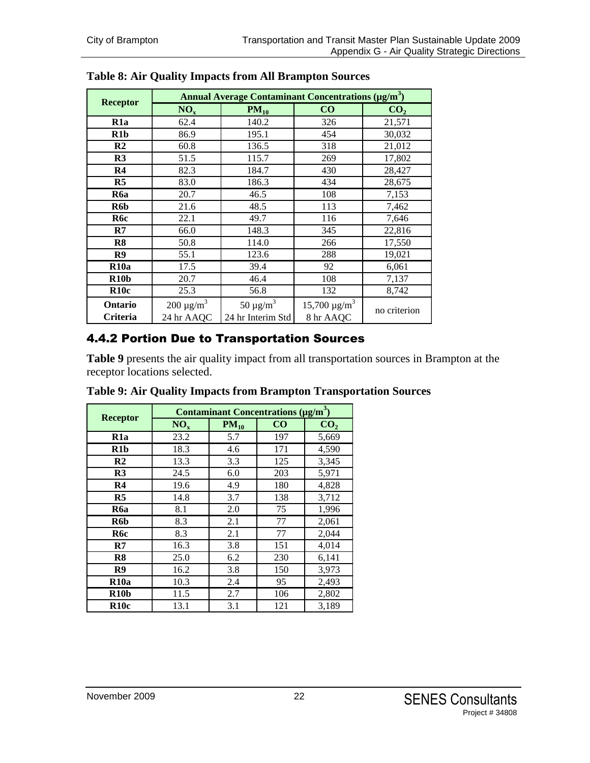**Table 8: Air Quality Impacts from All Brampton Sources**

| Receptor | Annual Average Contaminant Concentrations (μg/m$^3$) | | | |
|---|---|---|---|---|
| | $NO_x$ | $PM_{10}$ | CO | $CO_2$ |
| **R1a** | 62.4 | 140.2 | 326 | 21,571 |
| **R1b** | 86.9 | 195.1 | 454 | 30,032 |
| **R2** | 60.8 | 136.5 | 318 | 21,012 |
| **R3** | 51.5 | 115.7 | 269 | 17,802 |
| **R4** | 82.3 | 184.7 | 430 | 28,427 |
| **R5** | 83.0 | 186.3 | 434 | 28,675 |
| **R6a** | 20.7 | 46.5 | 108 | 7,153 |
| **R6b** | 21.6 | 48.5 | 113 | 7,462 |
| **R6c** | 22.1 | 49.7 | 116 | 7,646 |
| **R7** | 66.0 | 148.3 | 345 | 22,816 |
| **R8** | 50.8 | 114.0 | 266 | 17,550 |
| **R9** | 55.1 | 123.6 | 288 | 19,021 |
| **R10a** | 17.5 | 39.4 | 92 | 6,061 |
| **R10b** | 20.7 | 46.4 | 108 | 7,137 |
| **R10c** | 25.3 | 56.8 | 132 | 8,742 |
| **Ontario Criteria** | 200 μg/m$^3$ 24 hr AAQC | 50 μg/m$^3$ 24 hr Interim Std | 15,700 μg/m$^3$ 8 hr AAQC | no criterion |

## 4.4.2 Portion Due to Transportation Sources

**Table 9** presents the air quality impact from all transportation sources in Brampton at the receptor locations selected.

**Table 9: Air Quality Impacts from Brampton Transportation Sources**

| Receptor | Contaminant Concentrations (μg/m$^3$) | | | |
|---|---|---|---|---|
| | $NO_x$ | $PM_{10}$ | CO | $CO_2$ |
| **R1a** | 23.2 | 5.7 | 197 | 5,669 |
| **R1b** | 18.3 | 4.6 | 171 | 4,590 |
| **R2** | 13.3 | 3.3 | 125 | 3,345 |
| **R3** | 24.5 | 6.0 | 203 | 5,971 |
| **R4** | 19.6 | 4.9 | 180 | 4,828 |
| **R5** | 14.8 | 3.7 | 138 | 3,712 |
| **R6a** | 8.1 | 2.0 | 75 | 1,996 |
| **R6b** | 8.3 | 2.1 | 77 | 2,061 |
| **R6c** | 8.3 | 2.1 | 77 | 2,044 |
| **R7** | 16.3 | 3.8 | 151 | 4,014 |
| **R8** | 25.0 | 6.2 | 230 | 6,141 |
| **R9** | 16.2 | 3.8 | 150 | 3,973 |
| **R10a** | 10.3 | 2.4 | 95 | 2,493 |
| **R10b** | 11.5 | 2.7 | 106 | 2,802 |
| **R10c** | 13.1 | 3.1 | 121 | 3,189 |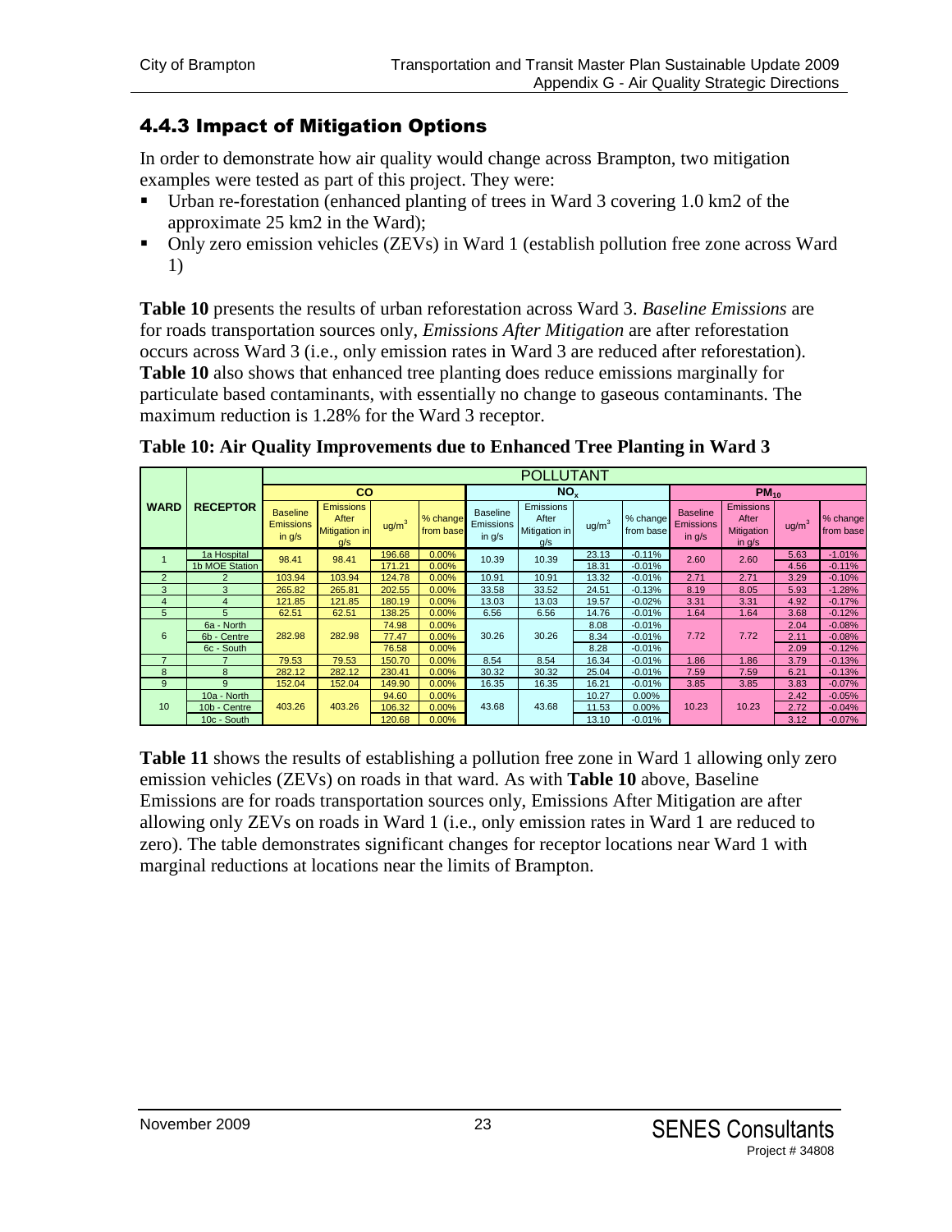### 4.4.3 Impact of Mitigation Options

In order to demonstrate how air quality would change across Brampton, two mitigation examples were tested as part of this project. They were:

- Urban re-forestation (enhanced planting of trees in Ward 3 covering 1.0 km2 of the approximate 25 km2 in the Ward);
- Only zero emission vehicles (ZEVs) in Ward 1 (establish pollution free zone across Ward 1)

**Table 10** presents the results of urban reforestation across Ward 3. *Baseline Emissions* are for roads transportation sources only, *Emissions After Mitigation* are after reforestation occurs across Ward 3 (i.e., only emission rates in Ward 3 are reduced after reforestation). **Table 10** also shows that enhanced tree planting does reduce emissions marginally for particulate based contaminants, with essentially no change to gaseous contaminants. The maximum reduction is 1.28% for the Ward 3 receptor.

**Table 10: Air Quality Improvements due to Enhanced Tree Planting in Ward 3**

| WARD | RECEPTOR | POLLUTANT | | | | | | | | | | | |
|---|---|---|---|---|---|---|---|---|---|---|---|---|---|
| | | CO | | | | $NO_x$ | | | | $PM_{10}$ | | | |
| | | Baseline Emissions in g/s | Emissions After Mitigation in g/s | $ug/m^3$ | % change from base | Baseline Emissions in g/s | Emissions After Mitigation in g/s | $ug/m^3$ | % change from base | Baseline Emissions in g/s | Emissions After Mitigation in g/s | $ug/m^3$ | % change from base |
| 1 | 1a Hospital | 98.41 | 98.41 | 196.68 | 0.00% | 10.39 | 10.39 | 23.13 | -0.11% | 2.60 | 2.60 | 5.63 | -1.01% |
| | 1b MOE Station | | | 171.21 | 0.00% | | | 18.31 | -0.01% | | | 4.56 | -0.11% |
| 2 | 2 | 103.94 | 103.94 | 124.78 | 0.00% | 10.91 | 10.91 | 13.32 | -0.01% | 2.71 | 2.71 | 3.29 | -0.10% |
| 3 | 3 | 265.82 | 265.81 | 202.55 | 0.00% | 33.58 | 33.52 | 24.51 | -0.13% | 8.19 | 8.05 | 5.93 | -1.28% |
| 4 | 4 | 121.85 | 121.85 | 180.19 | 0.00% | 13.03 | 13.03 | 19.57 | -0.02% | 3.31 | 3.31 | 4.92 | -0.17% |
| 5 | 5 | 62.51 | 62.51 | 138.25 | 0.00% | 6.56 | 6.56 | 14.76 | -0.01% | 1.64 | 1.64 | 3.68 | -0.12% |
| 6 | 6a - North | 282.98 | 282.98 | 74.98 | 0.00% | 30.26 | 30.26 | 8.08 | -0.01% | 7.72 | 7.72 | 2.04 | -0.08% |
| | 6b - Centre | | | 77.47 | 0.00% | | | 8.34 | -0.01% | | | 2.11 | -0.08% |
| | 6c - South | | | 76.58 | 0.00% | | | 8.28 | -0.01% | | | 2.09 | -0.12% |
| 7 | 7 | 79.53 | 79.53 | 150.70 | 0.00% | 8.54 | 8.54 | 16.34 | -0.01% | 1.86 | 1.86 | 3.79 | -0.13% |
| 8 | 8 | 282.12 | 282.12 | 230.41 | 0.00% | 30.32 | 30.32 | 25.04 | -0.01% | 7.59 | 7.59 | 6.21 | -0.13% |
| 9 | 9 | 152.04 | 152.04 | 149.90 | 0.00% | 16.35 | 16.35 | 16.21 | -0.01% | 3.85 | 3.85 | 3.83 | -0.07% |
| 10 | 10a - North | 403.26 | 403.26 | 94.60 | 0.00% | 43.68 | 43.68 | 10.27 | 0.00% | 10.23 | 10.23 | 2.42 | -0.05% |
| | 10b - Centre | | | 106.32 | 0.00% | | | 11.53 | 0.00% | | | 2.72 | -0.04% |
| | 10c - South | | | 120.68 | 0.00% | | | 13.10 | -0.01% | | | 3.12 | -0.07% |

**Table 11** shows the results of establishing a pollution free zone in Ward 1 allowing only zero emission vehicles (ZEVs) on roads in that ward. As with **Table 10** above, Baseline Emissions are for roads transportation sources only, Emissions After Mitigation are after allowing only ZEVs on roads in Ward 1 (i.e., only emission rates in Ward 1 are reduced to zero). The table demonstrates significant changes for receptor locations near Ward 1 with marginal reductions at locations near the limits of Brampton.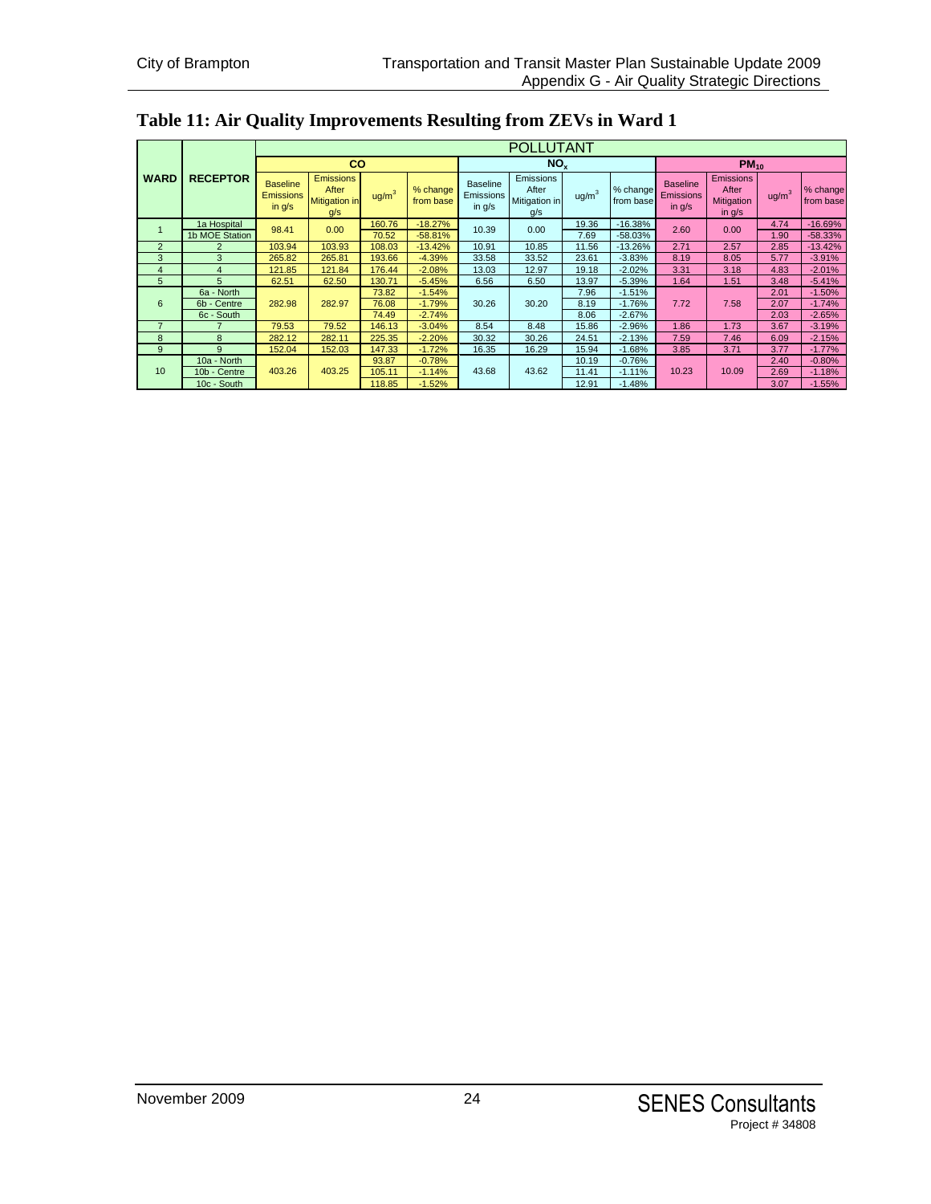## Table 11: Air Quality Improvements Resulting from ZEVs in Ward 1

| WARD | RECEPTOR | POLLUTANT | | | | | | | | | | | |
|---|---|---|---|---|---|---|---|---|---|---|---|---|---|
| | | CO | | | | $NO_x$ | | | | $PM_{10}$ | | | |
| | | Baseline Emissions in g/s | Emissions After Mitigation in g/s | $ug/m^3$ | % change from base | Baseline Emissions in g/s | Emissions After Mitigation in g/s | $ug/m^3$ | % change from base | Baseline Emissions in g/s | Emissions After Mitigation in g/s | $ug/m^3$ | % change from base |
| 1 | 1a Hospital | 98.41 | 0.00 | 160.76 | -18.27% | 10.39 | 0.00 | 19.36 | -16.38% | 2.60 | 0.00 | 4.74 | -16.69% |
| | 1b MOE Station | | | 70.52 | -58.81% | | | 7.69 | -58.03% | | | 1.90 | -58.33% |
| 2 | 2 | 103.94 | 103.93 | 108.03 | -13.42% | 10.91 | 10.85 | 11.56 | -13.26% | 2.71 | 2.57 | 2.85 | -13.42% |
| 3 | 3 | 265.82 | 265.81 | 193.66 | -4.39% | 33.58 | 33.52 | 23.61 | -3.83% | 8.19 | 8.05 | 5.77 | -3.91% |
| 4 | 4 | 121.85 | 121.84 | 176.44 | -2.08% | 13.03 | 12.97 | 19.18 | -2.02% | 3.31 | 3.18 | 4.83 | -2.01% |
| 5 | 5 | 62.51 | 62.50 | 130.71 | -5.45% | 6.56 | 6.50 | 13.97 | -5.39% | 1.64 | 1.51 | 3.48 | -5.41% |
| 6 | 6a - North | 282.98 | 282.97 | 73.82 | -1.54% | 30.26 | 30.20 | 7.96 | -1.51% | 7.72 | 7.58 | 2.01 | -1.50% |
| | 6b - Centre | | | 76.08 | -1.79% | | | 8.19 | -1.76% | | | 2.07 | -1.74% |
| | 6c - South | | | 74.49 | -2.74% | | | 8.06 | -2.67% | | | 2.03 | -2.65% |
| 7 | 7 | 79.53 | 79.52 | 146.13 | -3.04% | 8.54 | 8.48 | 15.86 | -2.96% | 1.86 | 1.73 | 3.67 | -3.19% |
| 8 | 8 | 282.12 | 282.11 | 225.35 | -2.20% | 30.32 | 30.26 | 24.51 | -2.13% | 7.59 | 7.46 | 6.09 | -2.15% |
| 9 | 9 | 152.04 | 152.03 | 147.33 | -1.72% | 16.35 | 16.29 | 15.94 | -1.68% | 3.85 | 3.71 | 3.77 | -1.77% |
| 10 | 10a - North | 403.26 | 403.25 | 93.87 | -0.78% | 43.68 | 43.62 | 10.19 | -0.76% | 10.23 | 10.09 | 2.40 | -0.80% |
| | 10b - Centre | | | 105.11 | -1.14% | | | 11.41 | -1.11% | | | 2.69 | -1.18% |
| | 10c - South | | | 118.85 | -1.52% | | | 12.91 | -1.48% | | | 3.07 | -1.55% |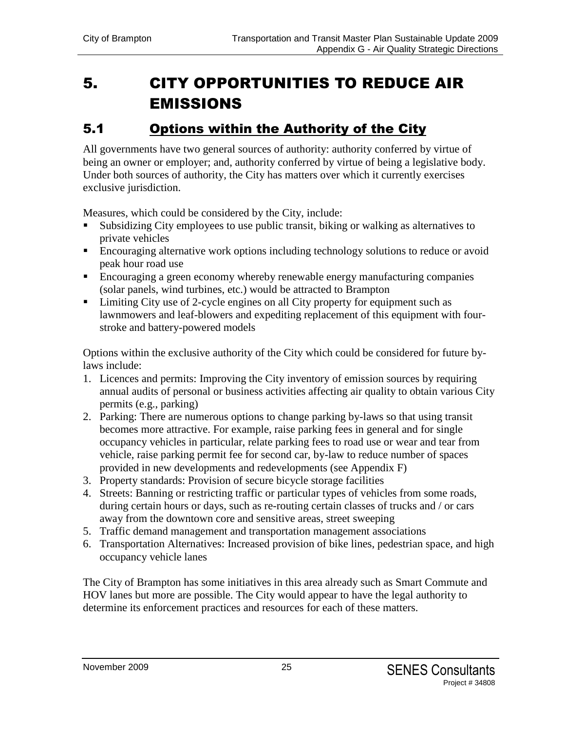# 5. CITY OPPORTUNITIES TO REDUCE AIR EMISSIONS

## 5.1 Options within the Authority of the City

All governments have two general sources of authority: authority conferred by virtue of being an owner or employer; and, authority conferred by virtue of being a legislative body. Under both sources of authority, the City has matters over which it currently exercises exclusive jurisdiction.

Measures, which could be considered by the City, include:

- Subsidizing City employees to use public transit, biking or walking as alternatives to private vehicles
- Encouraging alternative work options including technology solutions to reduce or avoid peak hour road use
- Encouraging a green economy whereby renewable energy manufacturing companies (solar panels, wind turbines, etc.) would be attracted to Brampton
- Limiting City use of 2-cycle engines on all City property for equipment such as lawnmowers and leaf-blowers and expediting replacement of this equipment with four-stroke and battery-powered models

Options within the exclusive authority of the City which could be considered for future by-laws include:

1. Licences and permits: Improving the City inventory of emission sources by requiring annual audits of personal or business activities affecting air quality to obtain various City permits (e.g., parking)
2. Parking: There are numerous options to change parking by-laws so that using transit becomes more attractive. For example, raise parking fees in general and for single occupancy vehicles in particular, relate parking fees to road use or wear and tear from vehicle, raise parking permit fee for second car, by-law to reduce number of spaces provided in new developments and redevelopments (see Appendix F)
3. Property standards: Provision of secure bicycle storage facilities
4. Streets: Banning or restricting traffic or particular types of vehicles from some roads, during certain hours or days, such as re-routing certain classes of trucks and / or cars away from the downtown core and sensitive areas, street sweeping
5. Traffic demand management and transportation management associations
6. Transportation Alternatives: Increased provision of bike lines, pedestrian space, and high occupancy vehicle lanes

The City of Brampton has some initiatives in this area already such as Smart Commute and HOV lanes but more are possible. The City would appear to have the legal authority to determine its enforcement practices and resources for each of these matters.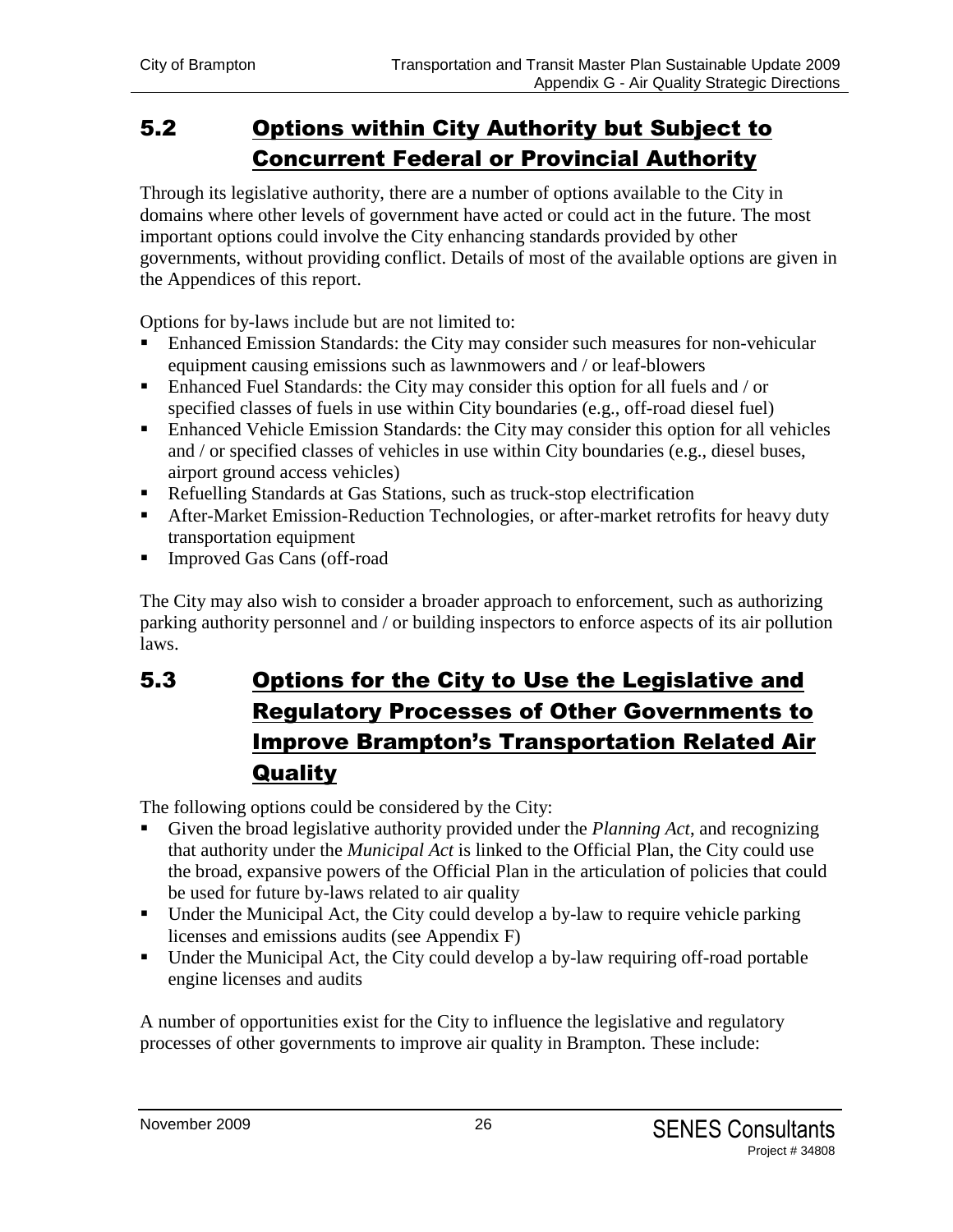## 5.2 Options within City Authority but Subject to Concurrent Federal or Provincial Authority

Through its legislative authority, there are a number of options available to the City in domains where other levels of government have acted or could act in the future. The most important options could involve the City enhancing standards provided by other governments, without providing conflict. Details of most of the available options are given in the Appendices of this report.

Options for by-laws include but are not limited to:

- Enhanced Emission Standards: the City may consider such measures for non-vehicular equipment causing emissions such as lawnmowers and / or leaf-blowers
- Enhanced Fuel Standards: the City may consider this option for all fuels and / or specified classes of fuels in use within City boundaries (e.g., off-road diesel fuel)
- Enhanced Vehicle Emission Standards: the City may consider this option for all vehicles and / or specified classes of vehicles in use within City boundaries (e.g., diesel buses, airport ground access vehicles)
- Refuelling Standards at Gas Stations, such as truck-stop electrification
- After-Market Emission-Reduction Technologies, or after-market retrofits for heavy duty transportation equipment
- Improved Gas Cans (off-road

The City may also wish to consider a broader approach to enforcement, such as authorizing parking authority personnel and / or building inspectors to enforce aspects of its air pollution laws.

## 5.3 Options for the City to Use the Legislative and Regulatory Processes of Other Governments to Improve Brampton's Transportation Related Air Quality

The following options could be considered by the City:

- Given the broad legislative authority provided under the *Planning Act*, and recognizing that authority under the *Municipal Act* is linked to the Official Plan, the City could use the broad, expansive powers of the Official Plan in the articulation of policies that could be used for future by-laws related to air quality
- Under the Municipal Act, the City could develop a by-law to require vehicle parking licenses and emissions audits (see Appendix F)
- Under the Municipal Act, the City could develop a by-law requiring off-road portable engine licenses and audits

A number of opportunities exist for the City to influence the legislative and regulatory processes of other governments to improve air quality in Brampton. These include: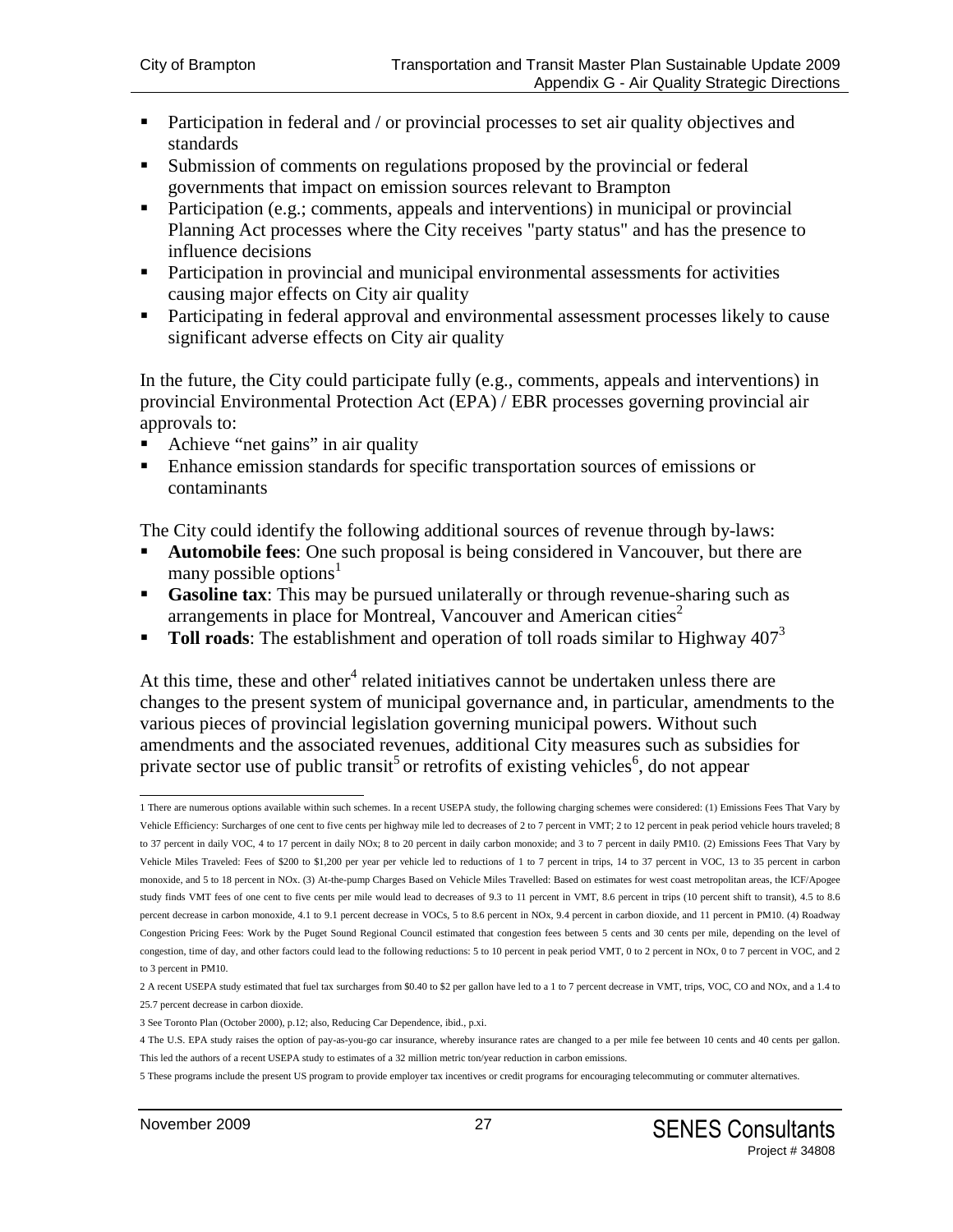- Participation in federal and / or provincial processes to set air quality objectives and standards
- Submission of comments on regulations proposed by the provincial or federal governments that impact on emission sources relevant to Brampton
- Participation (e.g.; comments, appeals and interventions) in municipal or provincial Planning Act processes where the City receives "party status" and has the presence to influence decisions
- Participation in provincial and municipal environmental assessments for activities causing major effects on City air quality
- Participating in federal approval and environmental assessment processes likely to cause significant adverse effects on City air quality

In the future, the City could participate fully (e.g., comments, appeals and interventions) in provincial Environmental Protection Act (EPA) / EBR processes governing provincial air approvals to:

- Achieve "net gains" in air quality
- Enhance emission standards for specific transportation sources of emissions or contaminants

The City could identify the following additional sources of revenue through by-laws:

- **Automobile fees**: One such proposal is being considered in Vancouver, but there are many possible options[1]
- **Gasoline tax**: This may be pursued unilaterally or through revenue-sharing such as arrangements in place for Montreal, Vancouver and American cities[2]
- **Toll roads**: The establishment and operation of toll roads similar to Highway 407[3]

At this time, these and other[4] related initiatives cannot be undertaken unless there are changes to the present system of municipal governance and, in particular, amendments to the various pieces of provincial legislation governing municipal powers. Without such amendments and the associated revenues, additional City measures such as subsidies for private sector use of public transit[5] or retrofits of existing vehicles[6], do not appear

---

1 There are numerous options available within such schemes. In a recent USEPA study, the following charging schemes were considered: (1) Emissions Fees That Vary by Vehicle Efficiency: Surcharges of one cent to five cents per highway mile led to decreases of 2 to 7 percent in VMT; 2 to 12 percent in peak period vehicle hours traveled; 8 to 37 percent in daily VOC, 4 to 17 percent in daily NOx; 8 to 20 percent in daily carbon monoxide; and 3 to 7 percent in daily PM10. (2) Emissions Fees That Vary by Vehicle Miles Traveled: Fees of $200 to $1,200 per year per vehicle led to reductions of 1 to 7 percent in trips, 14 to 37 percent in VOC, 13 to 35 percent in carbon monoxide, and 5 to 18 percent in NOx. (3) At-the-pump Charges Based on Vehicle Miles Travelled: Based on estimates for west coast metropolitan areas, the ICF/Apogee study finds VMT fees of one cent to five cents per mile would lead to decreases of 9.3 to 11 percent in VMT, 8.6 percent in trips (10 percent shift to transit), 4.5 to 8.6 percent decrease in carbon monoxide, 4.1 to 9.1 percent decrease in VOCs, 5 to 8.6 percent in NOx, 9.4 percent in carbon dioxide, and 11 percent in PM10. (4) Roadway Congestion Pricing Fees: Work by the Puget Sound Regional Council estimated that congestion fees between 5 cents and 30 cents per mile, depending on the level of congestion, time of day, and other factors could lead to the following reductions: 5 to 10 percent in peak period VMT, 0 to 2 percent in NOx, 0 to 7 percent in VOC, and 2 to 3 percent in PM10.

2 A recent USEPA study estimated that fuel tax surcharges from $0.40 to $2 per gallon have led to a 1 to 7 percent decrease in VMT, trips, VOC, CO and NOx, and a 1.4 to 25.7 percent decrease in carbon dioxide.

3 See Toronto Plan (October 2000), p.12; also, Reducing Car Dependence, ibid., p.xi.

4 The U.S. EPA study raises the option of pay-as-you-go car insurance, whereby insurance rates are changed to a per mile fee between 10 cents and 40 cents per gallon. This led the authors of a recent USEPA study to estimates of a 32 million metric ton/year reduction in carbon emissions.

5 These programs include the present US program to provide employer tax incentives or credit programs for encouraging telecommuting or commuter alternatives.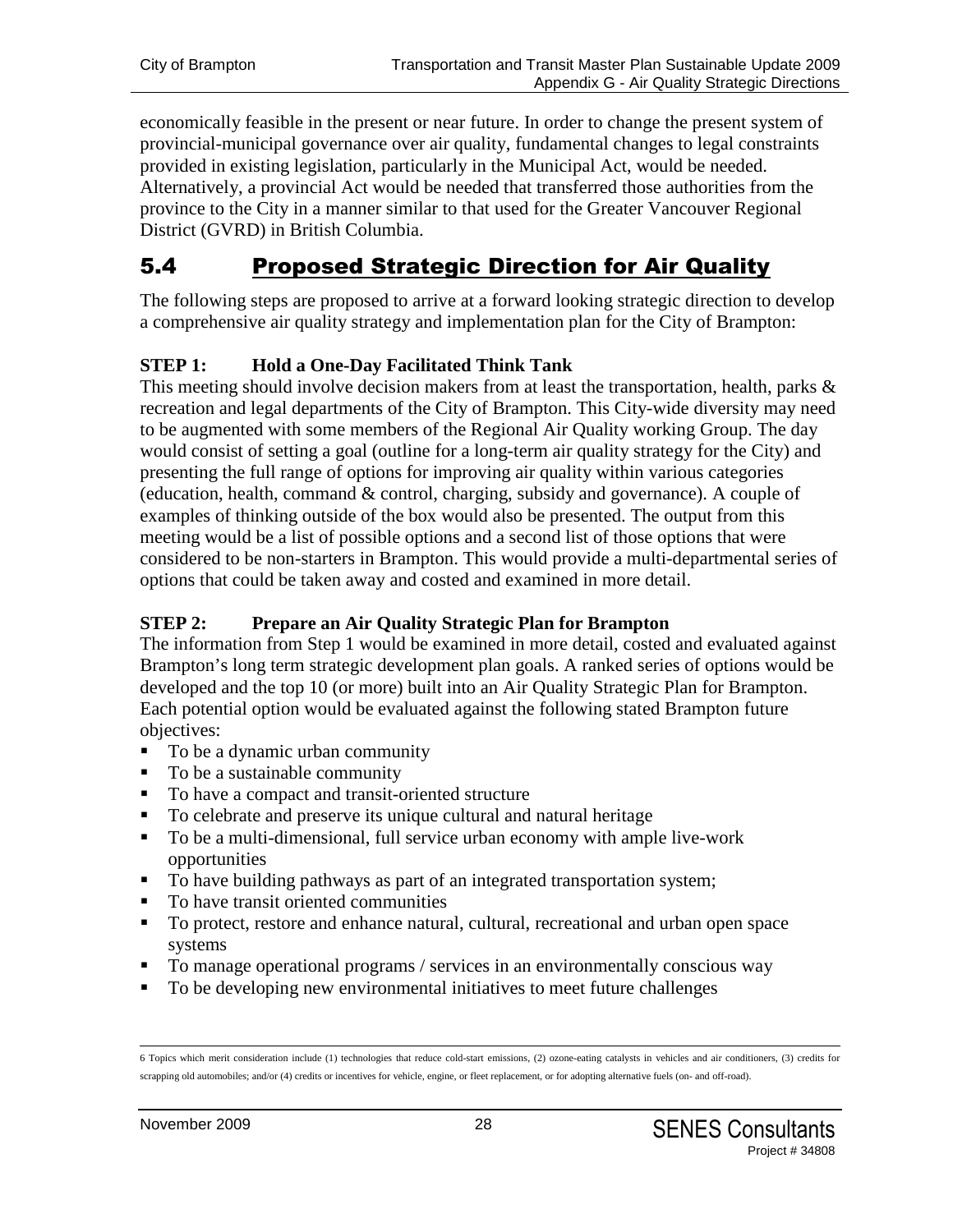economically feasible in the present or near future. In order to change the present system of provincial-municipal governance over air quality, fundamental changes to legal constraints provided in existing legislation, particularly in the Municipal Act, would be needed. Alternatively, a provincial Act would be needed that transferred those authorities from the province to the City in a manner similar to that used for the Greater Vancouver Regional District (GVRD) in British Columbia.

## 5.4 Proposed Strategic Direction for Air Quality

The following steps are proposed to arrive at a forward looking strategic direction to develop a comprehensive air quality strategy and implementation plan for the City of Brampton:

**STEP 1: Hold a One-Day Facilitated Think Tank**

This meeting should involve decision makers from at least the transportation, health, parks & recreation and legal departments of the City of Brampton. This City-wide diversity may need to be augmented with some members of the Regional Air Quality working Group. The day would consist of setting a goal (outline for a long-term air quality strategy for the City) and presenting the full range of options for improving air quality within various categories (education, health, command & control, charging, subsidy and governance). A couple of examples of thinking outside of the box would also be presented. The output from this meeting would be a list of possible options and a second list of those options that were considered to be non-starters in Brampton. This would provide a multi-departmental series of options that could be taken away and costed and examined in more detail.

**STEP 2: Prepare an Air Quality Strategic Plan for Brampton**

The information from Step 1 would be examined in more detail, costed and evaluated against Brampton's long term strategic development plan goals. A ranked series of options would be developed and the top 10 (or more) built into an Air Quality Strategic Plan for Brampton. Each potential option would be evaluated against the following stated Brampton future objectives:

- To be a dynamic urban community
- To be a sustainable community
- To have a compact and transit-oriented structure
- To celebrate and preserve its unique cultural and natural heritage
- To be a multi-dimensional, full service urban economy with ample live-work opportunities
- To have building pathways as part of an integrated transportation system;
- To have transit oriented communities
- To protect, restore and enhance natural, cultural, recreational and urban open space systems
- To manage operational programs / services in an environmentally conscious way
- To be developing new environmental initiatives to meet future challenges

---

6 Topics which merit consideration include (1) technologies that reduce cold-start emissions, (2) ozone-eating catalysts in vehicles and air conditioners, (3) credits for scrapping old automobiles; and/or (4) credits or incentives for vehicle, engine, or fleet replacement, or for adopting alternative fuels (on- and off-road).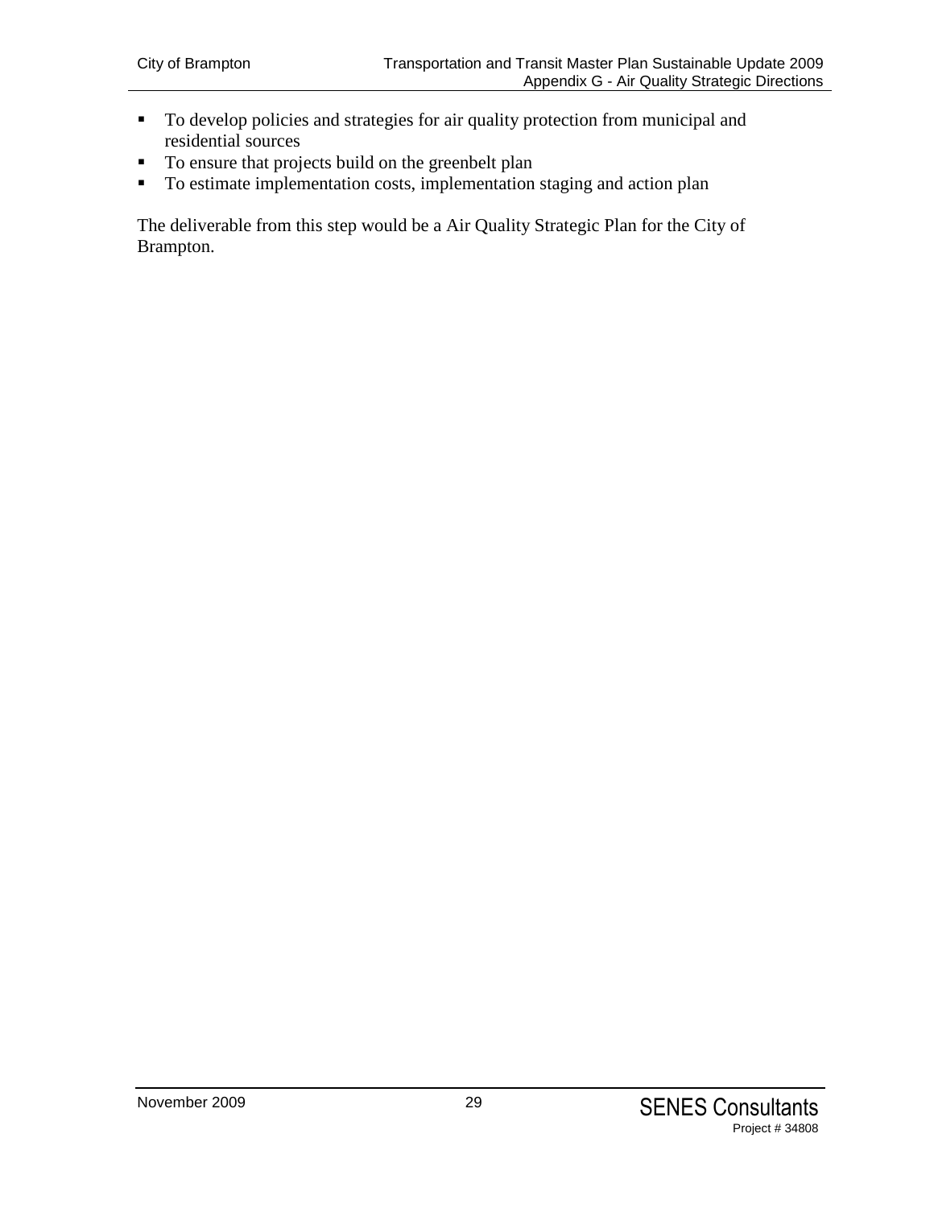- To develop policies and strategies for air quality protection from municipal and residential sources
- To ensure that projects build on the greenbelt plan
- To estimate implementation costs, implementation staging and action plan

The deliverable from this step would be a Air Quality Strategic Plan for the City of Brampton.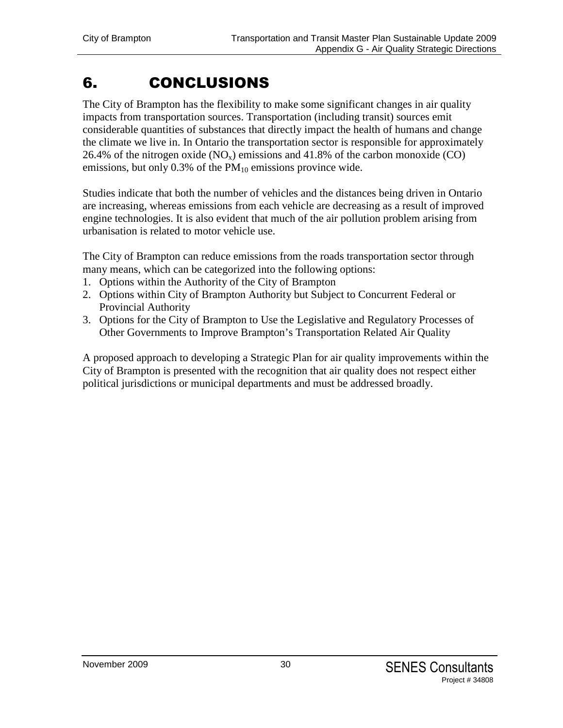# 6. CONCLUSIONS

The City of Brampton has the flexibility to make some significant changes in air quality impacts from transportation sources. Transportation (including transit) sources emit considerable quantities of substances that directly impact the health of humans and change the climate we live in. In Ontario the transportation sector is responsible for approximately 26.4% of the nitrogen oxide ($NO_x$) emissions and 41.8% of the carbon monoxide (CO) emissions, but only 0.3% of the $PM_{10}$ emissions province wide.

Studies indicate that both the number of vehicles and the distances being driven in Ontario are increasing, whereas emissions from each vehicle are decreasing as a result of improved engine technologies. It is also evident that much of the air pollution problem arising from urbanisation is related to motor vehicle use.

The City of Brampton can reduce emissions from the roads transportation sector through many means, which can be categorized into the following options:

1. Options within the Authority of the City of Brampton
2. Options within City of Brampton Authority but Subject to Concurrent Federal or Provincial Authority
3. Options for the City of Brampton to Use the Legislative and Regulatory Processes of Other Governments to Improve Brampton's Transportation Related Air Quality

A proposed approach to developing a Strategic Plan for air quality improvements within the City of Brampton is presented with the recognition that air quality does not respect either political jurisdictions or municipal departments and must be addressed broadly.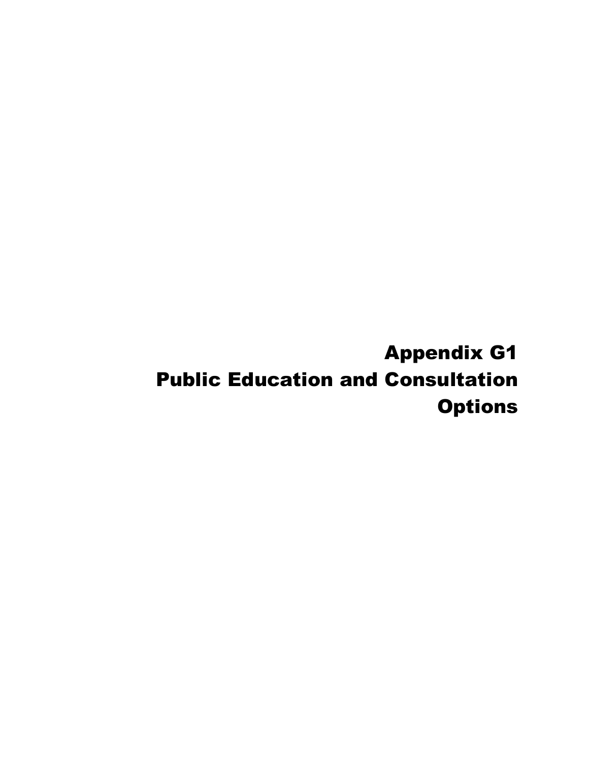# Appendix G1
# Public Education and Consultation Options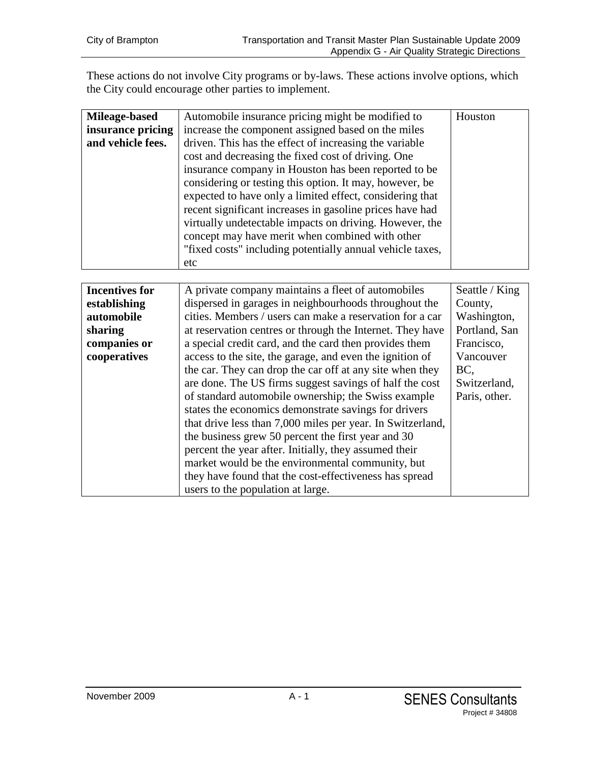These actions do not involve City programs or by-laws. These actions involve options, which the City could encourage other parties to implement.

| | | |
|---|---|---|
| **Mileage-based insurance pricing and vehicle fees.** | Automobile insurance pricing might be modified to increase the component assigned based on the miles driven. This has the effect of increasing the variable cost and decreasing the fixed cost of driving. One insurance company in Houston has been reported to be considering or testing this option. It may, however, be expected to have only a limited effect, considering that recent significant increases in gasoline prices have had virtually undetectable impacts on driving. However, the concept may have merit when combined with other "fixed costs" including potentially annual vehicle taxes, etc | Houston |

| | | |
|---|---|---|
| **Incentives for establishing automobile sharing companies or cooperatives** | A private company maintains a fleet of automobiles dispersed in garages in neighbourhoods throughout the cities. Members / users can make a reservation for a car at reservation centres or through the Internet. They have a special credit card, and the card then provides them access to the site, the garage, and even the ignition of the car. They can drop the car off at any site when they are done. The US firms suggest savings of half the cost of standard automobile ownership; the Swiss example states the economics demonstrate savings for drivers that drive less than 7,000 miles per year. In Switzerland, the business grew 50 percent the first year and 30 percent the year after. Initially, they assumed their market would be the environmental community, but they have found that the cost-effectiveness has spread users to the population at large. | Seattle / King County, Washington, Portland, San Francisco, Vancouver BC, Switzerland, Paris, other. |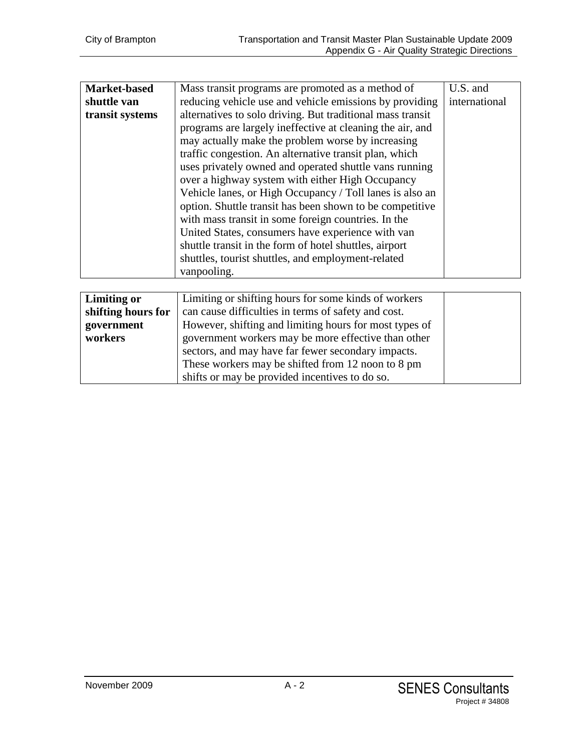| | | |
|---|---|---|
| **Market-based shuttle van transit systems** | Mass transit programs are promoted as a method of reducing vehicle use and vehicle emissions by providing alternatives to solo driving. But traditional mass transit programs are largely ineffective at cleaning the air, and may actually make the problem worse by increasing traffic congestion. An alternative transit plan, which uses privately owned and operated shuttle vans running over a highway system with either High Occupancy Vehicle lanes, or High Occupancy / Toll lanes is also an option. Shuttle transit has been shown to be competitive with mass transit in some foreign countries. In the United States, consumers have experience with van shuttle transit in the form of hotel shuttles, airport shuttles, tourist shuttles, and employment-related vanpooling. | U.S. and international |

| | | |
|---|---|---|
| **Limiting or shifting hours for government workers** | Limiting or shifting hours for some kinds of workers can cause difficulties in terms of safety and cost. However, shifting and limiting hours for most types of government workers may be more effective than other sectors, and may have far fewer secondary impacts. These workers may be shifted from 12 noon to 8 pm shifts or may be provided incentives to do so. | |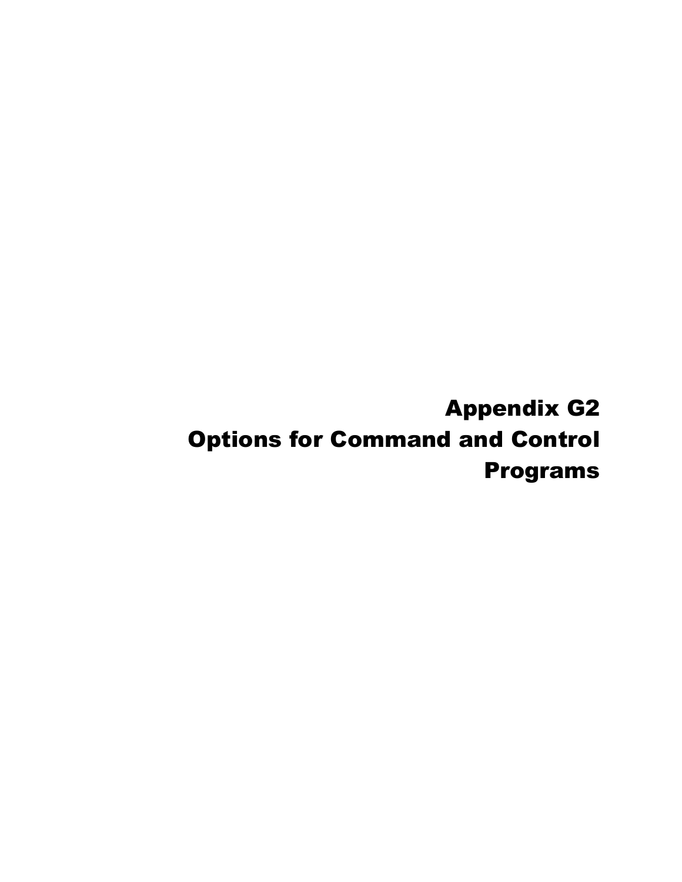# Appendix G2

# Options for Command and Control Programs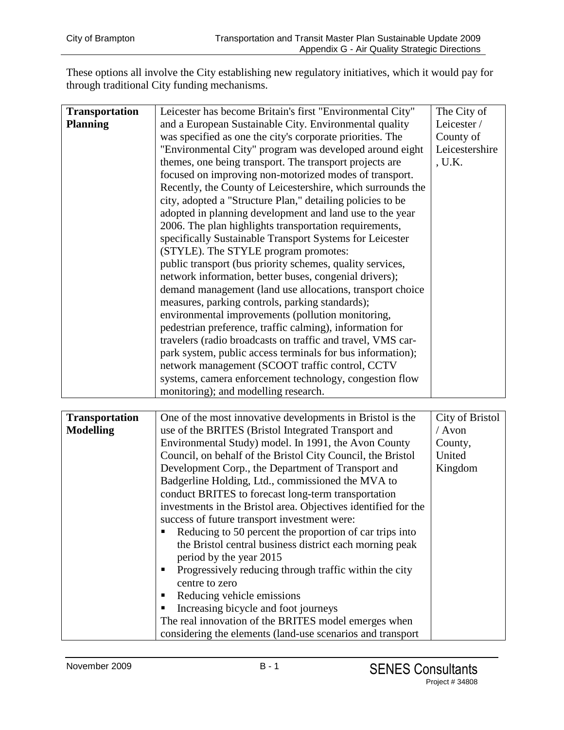These options all involve the City establishing new regulatory initiatives, which it would pay for through traditional City funding mechanisms.

| | | |
|---|---|---|
| **Transportation Planning** | Leicester has become Britain's first "Environmental City" and a European Sustainable City. Environmental quality was specified as one the city's corporate priorities. The "Environmental City" program was developed around eight themes, one being transport. The transport projects are focused on improving non-motorized modes of transport. Recently, the County of Leicestershire, which surrounds the city, adopted a "Structure Plan," detailing policies to be adopted in planning development and land use to the year 2006. The plan highlights transportation requirements, specifically Sustainable Transport Systems for Leicester (STYLE). The STYLE program promotes: public transport (bus priority schemes, quality services, network information, better buses, congenial drivers); demand management (land use allocations, transport choice measures, parking controls, parking standards); environmental improvements (pollution monitoring, pedestrian preference, traffic calming), information for travelers (radio broadcasts on traffic and travel, VMS car-park system, public access terminals for bus information); network management (SCOOT traffic control, CCTV systems, camera enforcement technology, congestion flow monitoring); and modelling research. | The City of Leicester / County of Leicestershire, U.K. |

| | | |
|---|---|---|
| **Transportation Modelling** | One of the most innovative developments in Bristol is the use of the BRITES (Bristol Integrated Transport and Environmental Study) model. In 1991, the Avon County Council, on behalf of the Bristol City Council, the Bristol Development Corp., the Department of Transport and Badgerline Holding, Ltd., commissioned the MVA to conduct BRITES to forecast long-term transportation investments in the Bristol area. Objectives identified for the success of future transport investment were:<br>▪ Reducing to 50 percent the proportion of car trips into the Bristol central business district each morning peak period by the year 2015<br>▪ Progressively reducing through traffic within the city centre to zero<br>▪ Reducing vehicle emissions<br>▪ Increasing bicycle and foot journeys<br>The real innovation of the BRITES model emerges when considering the elements (land-use scenarios and transport | City of Bristol / Avon County, United Kingdom |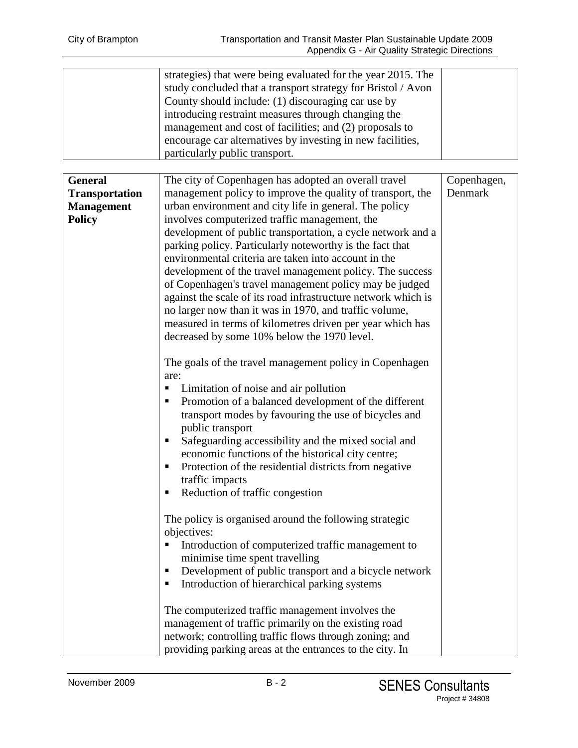| | | |
|---|---|---|
| | strategies) that were being evaluated for the year 2015. The study concluded that a transport strategy for Bristol / Avon County should include: (1) discouraging car use by introducing restraint measures through changing the management and cost of facilities; and (2) proposals to encourage car alternatives by investing in new facilities, particularly public transport. | |

| | | |
|---|---|---|
| **General Transportation Management Policy** | The city of Copenhagen has adopted an overall travel management policy to improve the quality of transport, the urban environment and city life in general. The policy involves computerized traffic management, the development of public transportation, a cycle network and a parking policy. Particularly noteworthy is the fact that environmental criteria are taken into account in the development of the travel management policy. The success of Copenhagen's travel management policy may be judged against the scale of its road infrastructure network which is no larger now than it was in 1970, and traffic volume, measured in terms of kilometres driven per year which has decreased by some 10% below the 1970 level.<br><br>The goals of the travel management policy in Copenhagen are:<br>▪ Limitation of noise and air pollution<br>▪ Promotion of a balanced development of the different transport modes by favouring the use of bicycles and public transport<br>▪ Safeguarding accessibility and the mixed social and economic functions of the historical city centre;<br>▪ Protection of the residential districts from negative traffic impacts<br>▪ Reduction of traffic congestion<br><br>The policy is organised around the following strategic objectives:<br>▪ Introduction of computerized traffic management to minimise time spent travelling<br>▪ Development of public transport and a bicycle network<br>▪ Introduction of hierarchical parking systems<br><br>The computerized traffic management involves the management of traffic primarily on the existing road network; controlling traffic flows through zoning; and providing parking areas at the entrances to the city. In | Copenhagen, Denmark |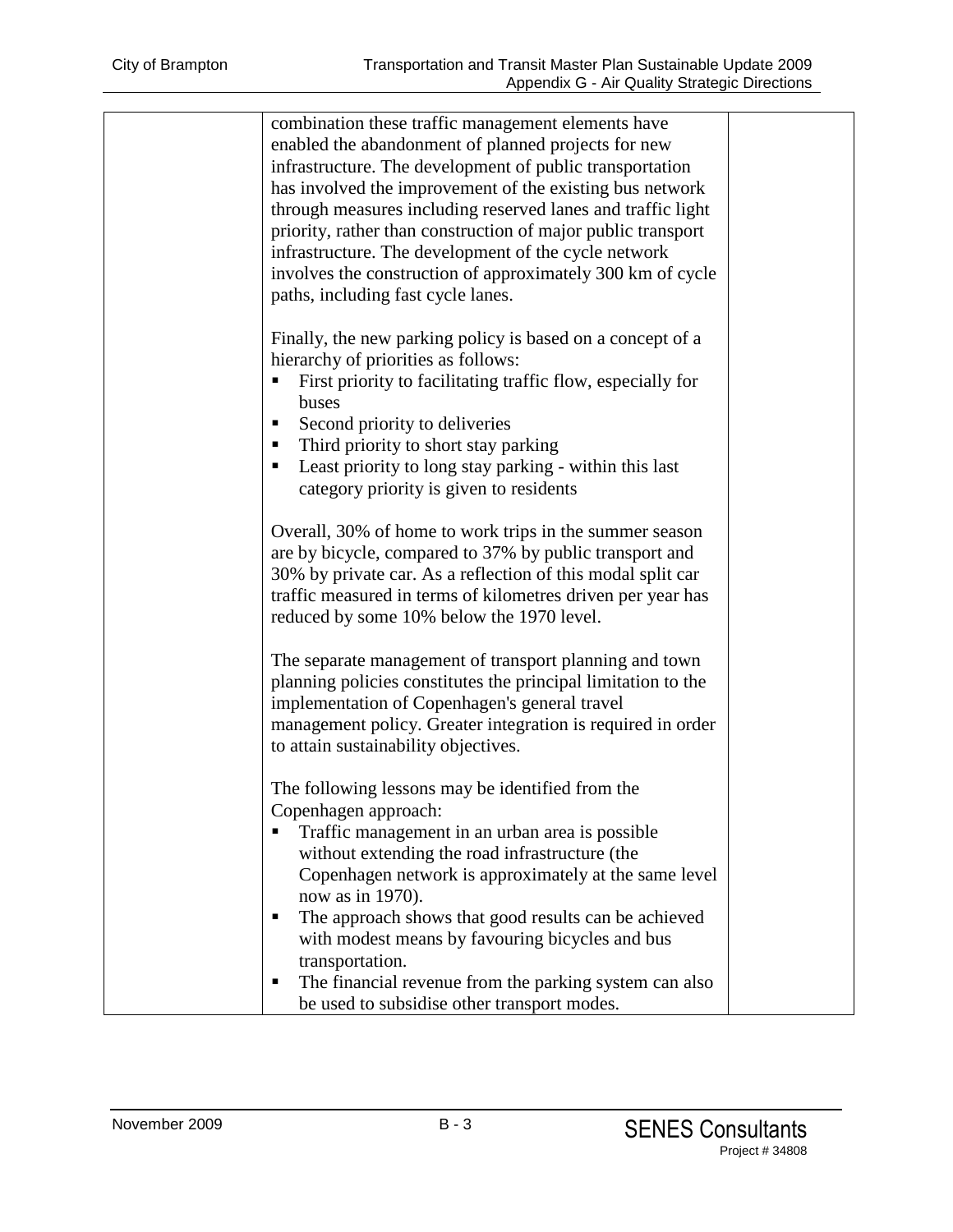| | | |
|---|---|---|
| | combination these traffic management elements have enabled the abandonment of planned projects for new infrastructure. The development of public transportation has involved the improvement of the existing bus network through measures including reserved lanes and traffic light priority, rather than construction of major public transport infrastructure. The development of the cycle network involves the construction of approximately 300 km of cycle paths, including fast cycle lanes.<br><br>Finally, the new parking policy is based on a concept of a hierarchy of priorities as follows:<br>▪ First priority to facilitating traffic flow, especially for buses<br>▪ Second priority to deliveries<br>▪ Third priority to short stay parking<br>▪ Least priority to long stay parking - within this last category priority is given to residents<br><br>Overall, 30% of home to work trips in the summer season are by bicycle, compared to 37% by public transport and 30% by private car. As a reflection of this modal split car traffic measured in terms of kilometres driven per year has reduced by some 10% below the 1970 level.<br><br>The separate management of transport planning and town planning policies constitutes the principal limitation to the implementation of Copenhagen's general travel management policy. Greater integration is required in order to attain sustainability objectives.<br><br>The following lessons may be identified from the Copenhagen approach:<br>▪ Traffic management in an urban area is possible without extending the road infrastructure (the Copenhagen network is approximately at the same level now as in 1970).<br>▪ The approach shows that good results can be achieved with modest means by favouring bicycles and bus transportation.<br>▪ The financial revenue from the parking system can also be used to subsidise other transport modes. | |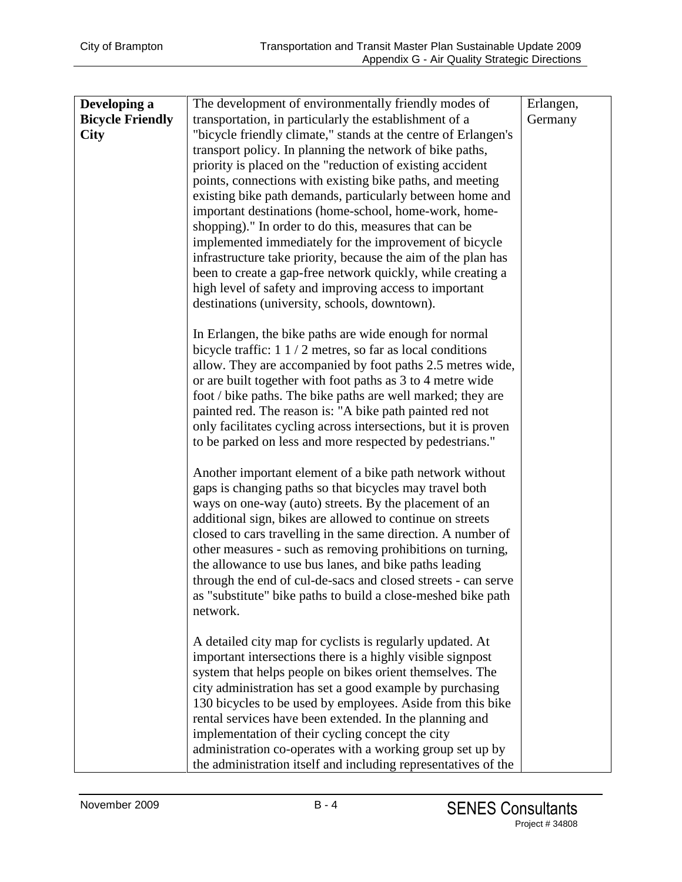| | | |
|---|---|---|
| **Developing a Bicycle Friendly City** | The development of environmentally friendly modes of transportation, in particularly the establishment of a "bicycle friendly climate," stands at the centre of Erlangen's transport policy. In planning the network of bike paths, priority is placed on the "reduction of existing accident points, connections with existing bike paths, and meeting existing bike path demands, particularly between home and important destinations (home-school, home-work, home-shopping)." In order to do this, measures that can be implemented immediately for the improvement of bicycle infrastructure take priority, because the aim of the plan has been to create a gap-free network quickly, while creating a high level of safety and improving access to important destinations (university, schools, downtown).<br><br>In Erlangen, the bike paths are wide enough for normal bicycle traffic: 1 1 / 2 metres, so far as local conditions allow. They are accompanied by foot paths 2.5 metres wide, or are built together with foot paths as 3 to 4 metre wide foot / bike paths. The bike paths are well marked; they are painted red. The reason is: "A bike path painted red not only facilitates cycling across intersections, but it is proven to be parked on less and more respected by pedestrians."<br><br>Another important element of a bike path network without gaps is changing paths so that bicycles may travel both ways on one-way (auto) streets. By the placement of an additional sign, bikes are allowed to continue on streets closed to cars travelling in the same direction. A number of other measures - such as removing prohibitions on turning, the allowance to use bus lanes, and bike paths leading through the end of cul-de-sacs and closed streets - can serve as "substitute" bike paths to build a close-meshed bike path network.<br><br>A detailed city map for cyclists is regularly updated. At important intersections there is a highly visible signpost system that helps people on bikes orient themselves. The city administration has set a good example by purchasing 130 bicycles to be used by employees. Aside from this bike rental services have been extended. In the planning and implementation of their cycling concept the city administration co-operates with a working group set up by the administration itself and including representatives of the | Erlangen, Germany |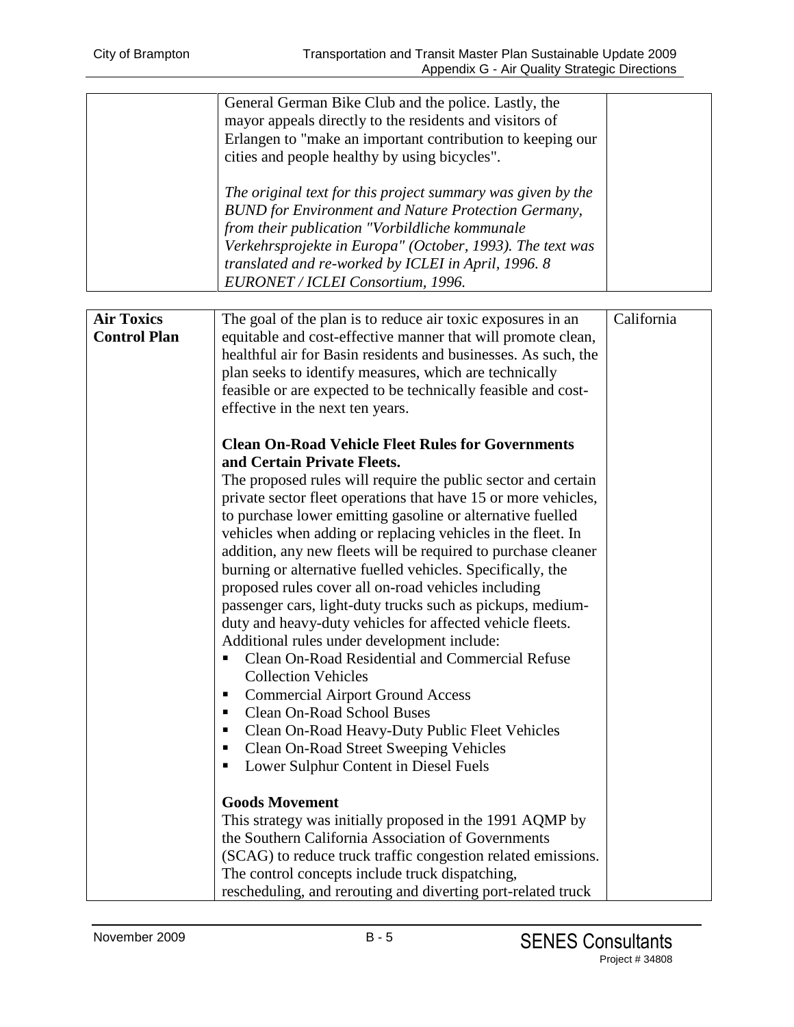| | | |
|---|---|---|
| | General German Bike Club and the police. Lastly, the mayor appeals directly to the residents and visitors of Erlangen to "make an important contribution to keeping our cities and people healthy by using bicycles".<br><br>*The original text for this project summary was given by the BUND for Environment and Nature Protection Germany, from their publication "Vorbildliche kommunale Verkehrsprojekte in Europa" (October, 1993). The text was translated and re-worked by ICLEI in April, 1996. 8 EURONET / ICLEI Consortium, 1996.* | |

| | | |
|---|---|---|
| **Air Toxics Control Plan** | The goal of the plan is to reduce air toxic exposures in an equitable and cost-effective manner that will promote clean, healthful air for Basin residents and businesses. As such, the plan seeks to identify measures, which are technically feasible or are expected to be technically feasible and cost-effective in the next ten years.<br><br>**Clean On-Road Vehicle Fleet Rules for Governments and Certain Private Fleets.**<br>The proposed rules will require the public sector and certain private sector fleet operations that have 15 or more vehicles, to purchase lower emitting gasoline or alternative fuelled vehicles when adding or replacing vehicles in the fleet. In addition, any new fleets will be required to purchase cleaner burning or alternative fuelled vehicles. Specifically, the proposed rules cover all on-road vehicles including passenger cars, light-duty trucks such as pickups, medium-duty and heavy-duty vehicles for affected vehicle fleets. Additional rules under development include:<br>▪ Clean On-Road Residential and Commercial Refuse Collection Vehicles<br>▪ Commercial Airport Ground Access<br>▪ Clean On-Road School Buses<br>▪ Clean On-Road Heavy-Duty Public Fleet Vehicles<br>▪ Clean On-Road Street Sweeping Vehicles<br>▪ Lower Sulphur Content in Diesel Fuels<br><br>**Goods Movement**<br>This strategy was initially proposed in the 1991 AQMP by the Southern California Association of Governments (SCAG) to reduce truck traffic congestion related emissions. The control concepts include truck dispatching, rescheduling, and rerouting and diverting port-related truck | California |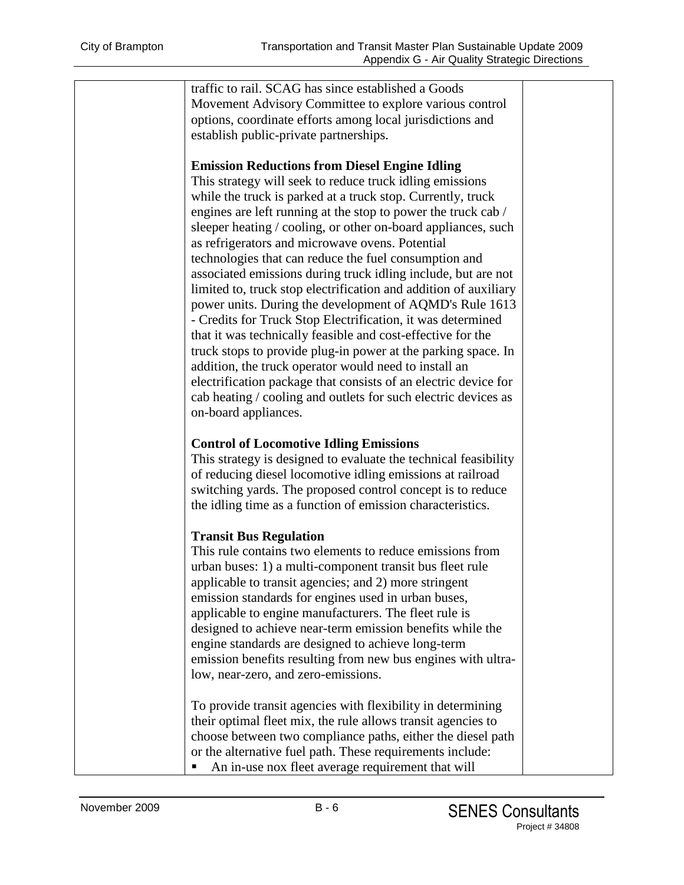traffic to rail. SCAG has since established a Goods Movement Advisory Committee to explore various control options, coordinate efforts among local jurisdictions and establish public-private partnerships.

**Emission Reductions from Diesel Engine Idling**
This strategy will seek to reduce truck idling emissions while the truck is parked at a truck stop. Currently, truck engines are left running at the stop to power the truck cab / sleeper heating / cooling, or other on-board appliances, such as refrigerators and microwave ovens. Potential technologies that can reduce the fuel consumption and associated emissions during truck idling include, but are not limited to, truck stop electrification and addition of auxiliary power units. During the development of AQMD's Rule 1613 - Credits for Truck Stop Electrification, it was determined that it was technically feasible and cost-effective for the truck stops to provide plug-in power at the parking space. In addition, the truck operator would need to install an electrification package that consists of an electric device for cab heating / cooling and outlets for such electric devices as on-board appliances.

**Control of Locomotive Idling Emissions**
This strategy is designed to evaluate the technical feasibility of reducing diesel locomotive idling emissions at railroad switching yards. The proposed control concept is to reduce the idling time as a function of emission characteristics.

**Transit Bus Regulation**
This rule contains two elements to reduce emissions from urban buses: 1) a multi-component transit bus fleet rule applicable to transit agencies; and 2) more stringent emission standards for engines used in urban buses, applicable to engine manufacturers. The fleet rule is designed to achieve near-term emission benefits while the engine standards are designed to achieve long-term emission benefits resulting from new bus engines with ultra-low, near-zero, and zero-emissions.

To provide transit agencies with flexibility in determining their optimal fleet mix, the rule allows transit agencies to choose between two compliance paths, either the diesel path or the alternative fuel path. These requirements include:

- An in-use nox fleet average requirement that will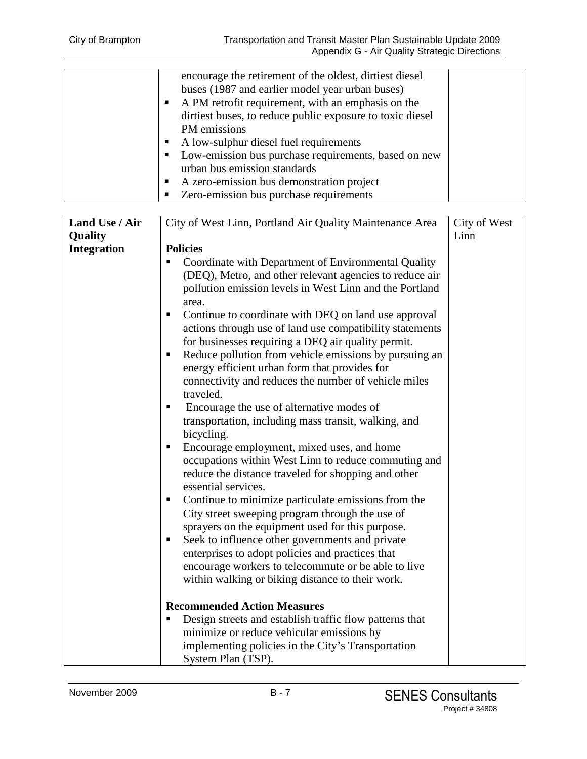| | | |
|---|---|---|
| | encourage the retirement of the oldest, dirtiest diesel buses (1987 and earlier model year urban buses)<br>▪ A PM retrofit requirement, with an emphasis on the dirtiest buses, to reduce public exposure to toxic diesel PM emissions<br>▪ A low-sulphur diesel fuel requirements<br>▪ Low-emission bus purchase requirements, based on new urban bus emission standards<br>▪ A zero-emission bus demonstration project<br>▪ Zero-emission bus purchase requirements | |

| | | |
|---|---|---|
| **Land Use / Air Quality Integration** | City of West Linn, Portland Air Quality Maintenance Area<br><br>**Policies**<br>▪ Coordinate with Department of Environmental Quality (DEQ), Metro, and other relevant agencies to reduce air pollution emission levels in West Linn and the Portland area.<br>▪ Continue to coordinate with DEQ on land use approval actions through use of land use compatibility statements for businesses requiring a DEQ air quality permit.<br>▪ Reduce pollution from vehicle emissions by pursuing an energy efficient urban form that provides for connectivity and reduces the number of vehicle miles traveled.<br>▪ Encourage the use of alternative modes of transportation, including mass transit, walking, and bicycling.<br>▪ Encourage employment, mixed uses, and home occupations within West Linn to reduce commuting and reduce the distance traveled for shopping and other essential services.<br>▪ Continue to minimize particulate emissions from the City street sweeping program through the use of sprayers on the equipment used for this purpose.<br>▪ Seek to influence other governments and private enterprises to adopt policies and practices that encourage workers to telecommute or be able to live within walking or biking distance to their work.<br><br>**Recommended Action Measures**<br>▪ Design streets and establish traffic flow patterns that minimize or reduce vehicular emissions by implementing policies in the City's Transportation System Plan (TSP). | City of West Linn |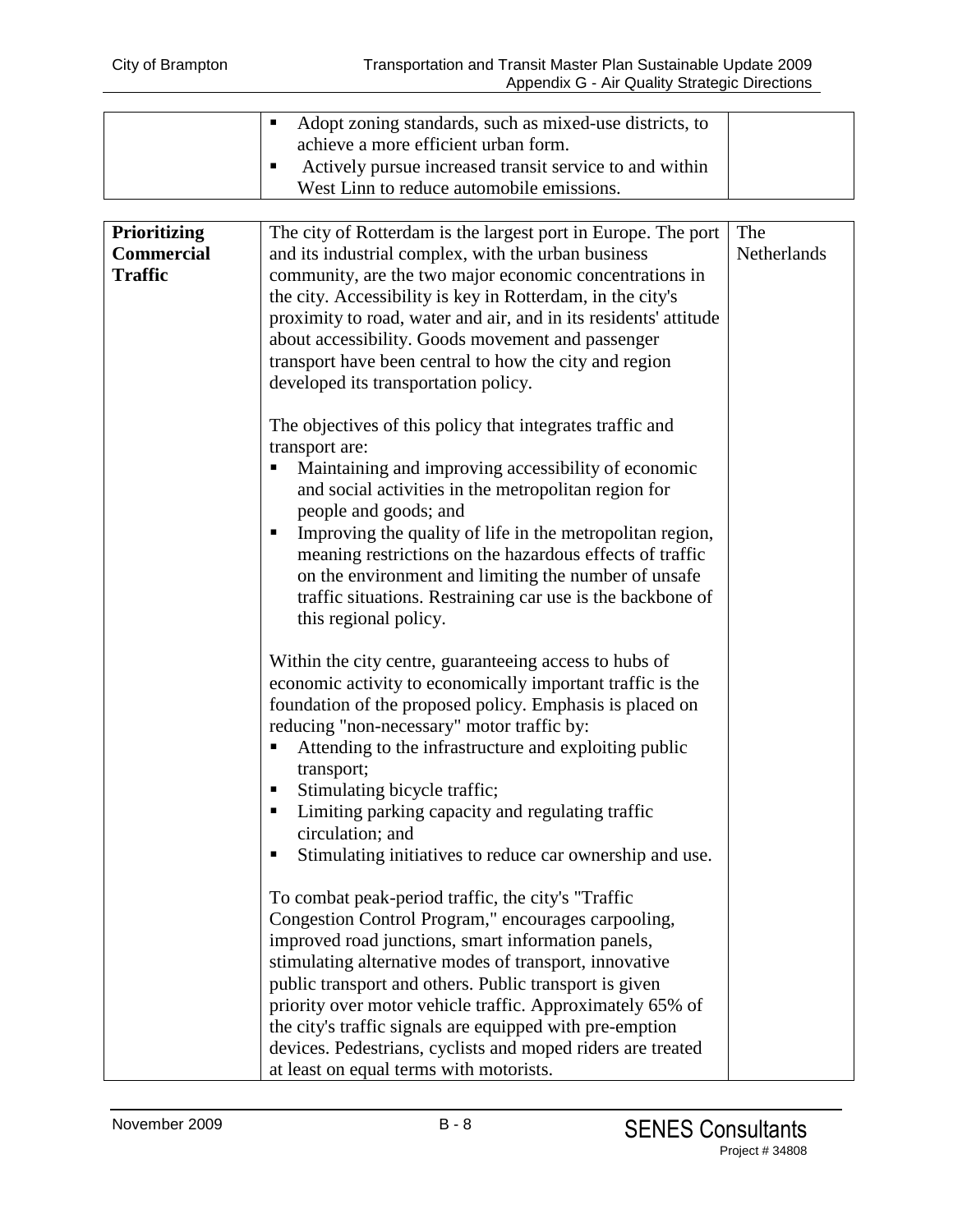| | | |
|---|---|---|
| | ▪ Adopt zoning standards, such as mixed-use districts, to achieve a more efficient urban form.<br>▪ Actively pursue increased transit service to and within West Linn to reduce automobile emissions. | |

| | | |
|---|---|---|
| **Prioritizing Commercial Traffic** | The city of Rotterdam is the largest port in Europe. The port and its industrial complex, with the urban business community, are the two major economic concentrations in the city. Accessibility is key in Rotterdam, in the city's proximity to road, water and air, and in its residents' attitude about accessibility. Goods movement and passenger transport have been central to how the city and region developed its transportation policy.<br><br>The objectives of this policy that integrates traffic and transport are:<br>▪ Maintaining and improving accessibility of economic and social activities in the metropolitan region for people and goods; and<br>▪ Improving the quality of life in the metropolitan region, meaning restrictions on the hazardous effects of traffic on the environment and limiting the number of unsafe traffic situations. Restraining car use is the backbone of this regional policy.<br><br>Within the city centre, guaranteeing access to hubs of economic activity to economically important traffic is the foundation of the proposed policy. Emphasis is placed on reducing "non-necessary" motor traffic by:<br>▪ Attending to the infrastructure and exploiting public transport;<br>▪ Stimulating bicycle traffic;<br>▪ Limiting parking capacity and regulating traffic circulation; and<br>▪ Stimulating initiatives to reduce car ownership and use.<br><br>To combat peak-period traffic, the city's "Traffic Congestion Control Program," encourages carpooling, improved road junctions, smart information panels, stimulating alternative modes of transport, innovative public transport and others. Public transport is given priority over motor vehicle traffic. Approximately 65% of the city's traffic signals are equipped with pre-emption devices. Pedestrians, cyclists and moped riders are treated at least on equal terms with motorists. | The Netherlands |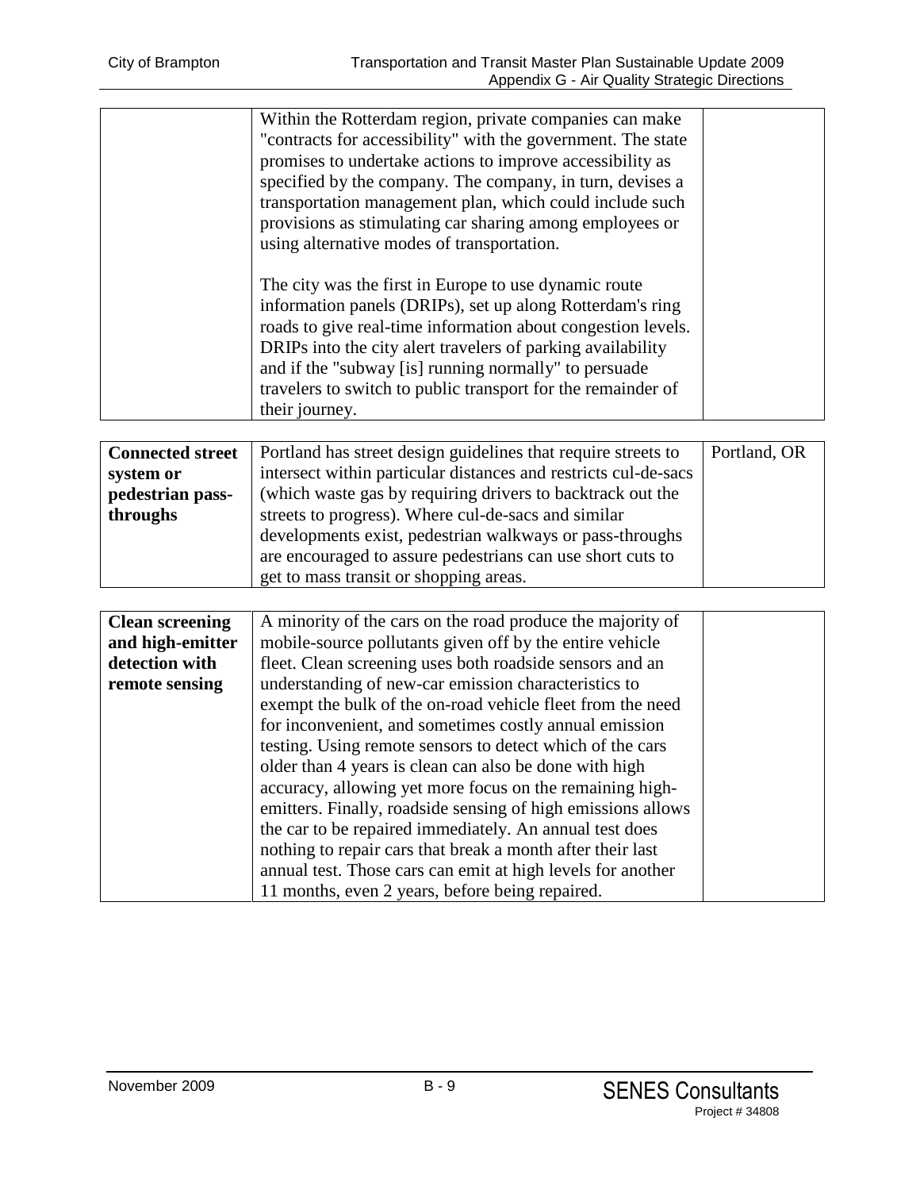| | | |
|---|---|---|
| | Within the Rotterdam region, private companies can make "contracts for accessibility" with the government. The state promises to undertake actions to improve accessibility as specified by the company. The company, in turn, devises a transportation management plan, which could include such provisions as stimulating car sharing among employees or using alternative modes of transportation.<br><br>The city was the first in Europe to use dynamic route information panels (DRIPs), set up along Rotterdam's ring roads to give real-time information about congestion levels. DRIPs into the city alert travelers of parking availability and if the "subway [is] running normally" to persuade travelers to switch to public transport for the remainder of their journey. | |

| | | |
|---|---|---|
| **Connected street system or pedestrian pass-throughs** | Portland has street design guidelines that require streets to intersect within particular distances and restricts cul-de-sacs (which waste gas by requiring drivers to backtrack out the streets to progress). Where cul-de-sacs and similar developments exist, pedestrian walkways or pass-throughs are encouraged to assure pedestrians can use short cuts to get to mass transit or shopping areas. | Portland, OR |

| | | |
|---|---|---|
| **Clean screening and high-emitter detection with remote sensing** | A minority of the cars on the road produce the majority of mobile-source pollutants given off by the entire vehicle fleet. Clean screening uses both roadside sensors and an understanding of new-car emission characteristics to exempt the bulk of the on-road vehicle fleet from the need for inconvenient, and sometimes costly annual emission testing. Using remote sensors to detect which of the cars older than 4 years is clean can also be done with high accuracy, allowing yet more focus on the remaining high-emitters. Finally, roadside sensing of high emissions allows the car to be repaired immediately. An annual test does nothing to repair cars that break a month after their last annual test. Those cars can emit at high levels for another 11 months, even 2 years, before being repaired. | |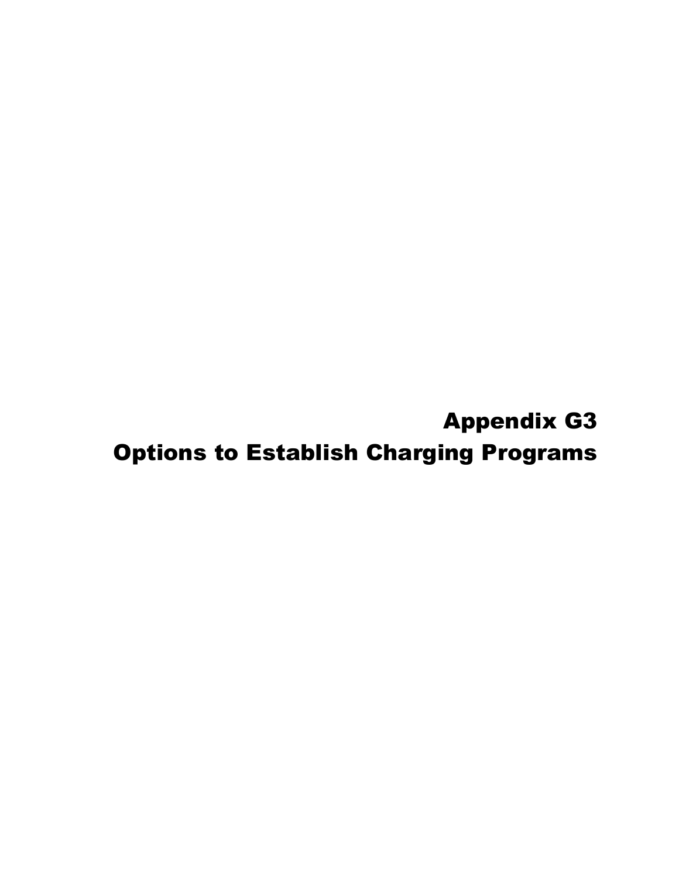# Appendix G3
# Options to Establish Charging Programs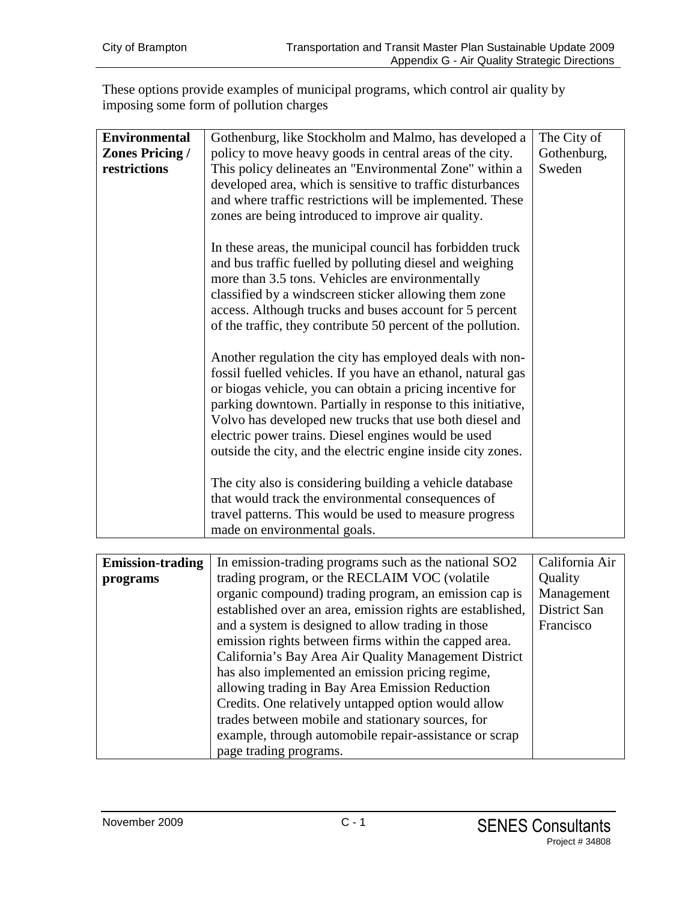These options provide examples of municipal programs, which control air quality by imposing some form of pollution charges

| | | |
|---|---|---|
| **Environmental Zones Pricing / restrictions** | Gothenburg, like Stockholm and Malmo, has developed a policy to move heavy goods in central areas of the city. This policy delineates an "Environmental Zone" within a developed area, which is sensitive to traffic disturbances and where traffic restrictions will be implemented. These zones are being introduced to improve air quality.<br><br>In these areas, the municipal council has forbidden truck and bus traffic fuelled by polluting diesel and weighing more than 3.5 tons. Vehicles are environmentally classified by a windscreen sticker allowing them zone access. Although trucks and buses account for 5 percent of the traffic, they contribute 50 percent of the pollution.<br><br>Another regulation the city has employed deals with non-fossil fuelled vehicles. If you have an ethanol, natural gas or biogas vehicle, you can obtain a pricing incentive for parking downtown. Partially in response to this initiative, Volvo has developed new trucks that use both diesel and electric power trains. Diesel engines would be used outside the city, and the electric engine inside city zones.<br><br>The city also is considering building a vehicle database that would track the environmental consequences of travel patterns. This would be used to measure progress made on environmental goals. | The City of Gothenburg, Sweden |

| | | |
|---|---|---|
| **Emission-trading programs** | In emission-trading programs such as the national $SO_2$ trading program, or the RECLAIM VOC (volatile organic compound) trading program, an emission cap is established over an area, emission rights are established, and a system is designed to allow trading in those emission rights between firms within the capped area. California's Bay Area Air Quality Management District has also implemented an emission pricing regime, allowing trading in Bay Area Emission Reduction Credits. One relatively untapped option would allow trades between mobile and stationary sources, for example, through automobile repair-assistance or scrap page trading programs. | California Air Quality Management District San Francisco |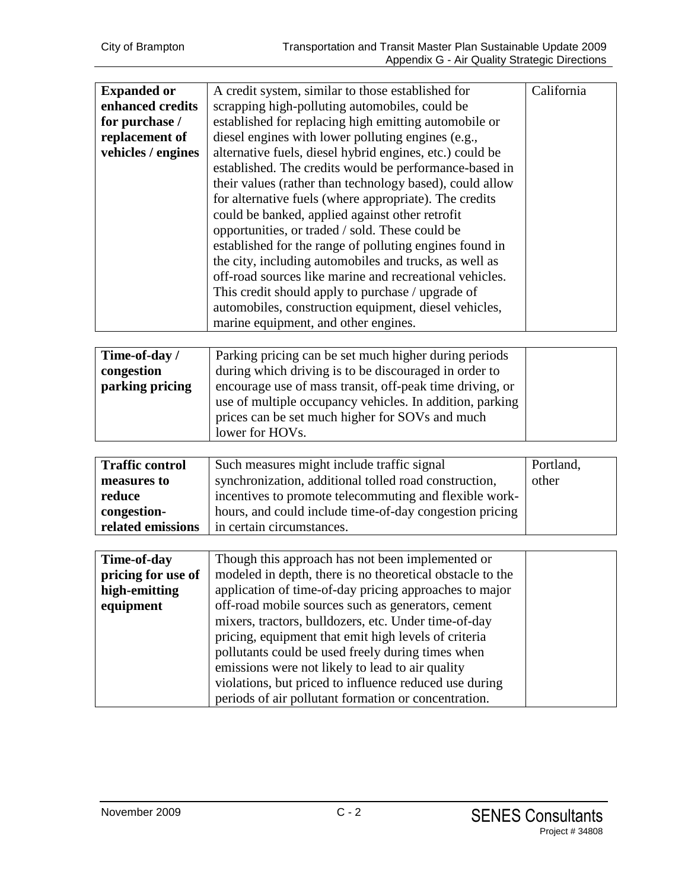| | | |
|---|---|---|
| **Expanded or enhanced credits for purchase / replacement of vehicles / engines** | A credit system, similar to those established for scrapping high-polluting automobiles, could be established for replacing high emitting automobile or diesel engines with lower polluting engines (e.g., alternative fuels, diesel hybrid engines, etc.) could be established. The credits would be performance-based in their values (rather than technology based), could allow for alternative fuels (where appropriate). The credits could be banked, applied against other retrofit opportunities, or traded / sold. These could be established for the range of polluting engines found in the city, including automobiles and trucks, as well as off-road sources like marine and recreational vehicles. This credit should apply to purchase / upgrade of automobiles, construction equipment, diesel vehicles, marine equipment, and other engines. | California |
| **Time-of-day / congestion parking pricing** | Parking pricing can be set much higher during periods during which driving is to be discouraged in order to encourage use of mass transit, off-peak time driving, or use of multiple occupancy vehicles. In addition, parking prices can be set much higher for SOVs and much lower for HOVs. | |
| **Traffic control measures to reduce congestion-related emissions** | Such measures might include traffic signal synchronization, additional tolled road construction, incentives to promote telecommuting and flexible work-hours, and could include time-of-day congestion pricing in certain circumstances. | Portland, other |
| **Time-of-day pricing for use of high-emitting equipment** | Though this approach has not been implemented or modeled in depth, there is no theoretical obstacle to the application of time-of-day pricing approaches to major off-road mobile sources such as generators, cement mixers, tractors, bulldozers, etc. Under time-of-day pricing, equipment that emit high levels of criteria pollutants could be used freely during times when emissions were not likely to lead to air quality violations, but priced to influence reduced use during periods of air pollutant formation or concentration. | |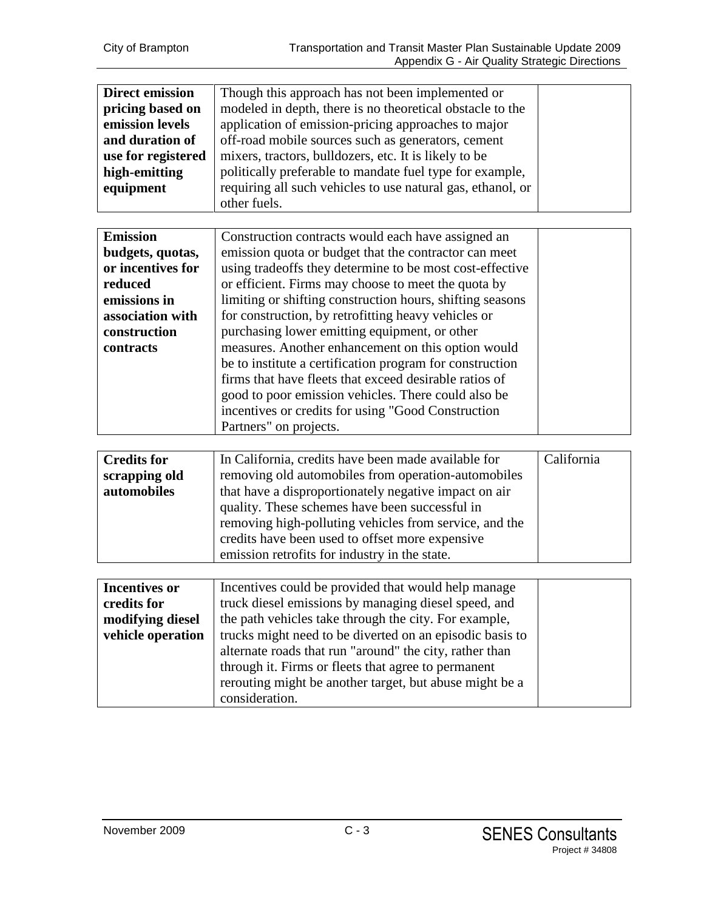| | | |
|---|---|---|
| **Direct emission pricing based on emission levels and duration of use for registered high-emitting equipment** | Though this approach has not been implemented or modeled in depth, there is no theoretical obstacle to the application of emission-pricing approaches to major off-road mobile sources such as generators, cement mixers, tractors, bulldozers, etc. It is likely to be politically preferable to mandate fuel type for example, requiring all such vehicles to use natural gas, ethanol, or other fuels. | |
| **Emission budgets, quotas, or incentives for reduced emissions in association with construction contracts** | Construction contracts would each have assigned an emission quota or budget that the contractor can meet using tradeoffs they determine to be most cost-effective or efficient. Firms may choose to meet the quota by limiting or shifting construction hours, shifting seasons for construction, by retrofitting heavy vehicles or purchasing lower emitting equipment, or other measures. Another enhancement on this option would be to institute a certification program for construction firms that have fleets that exceed desirable ratios of good to poor emission vehicles. There could also be incentives or credits for using "Good Construction Partners" on projects. | |
| **Credits for scrapping old automobiles** | In California, credits have been made available for removing old automobiles from operation-automobiles that have a disproportionately negative impact on air quality. These schemes have been successful in removing high-polluting vehicles from service, and the credits have been used to offset more expensive emission retrofits for industry in the state. | California |
| **Incentives or credits for modifying diesel vehicle operation** | Incentives could be provided that would help manage truck diesel emissions by managing diesel speed, and the path vehicles take through the city. For example, trucks might need to be diverted on an episodic basis to alternate roads that run "around" the city, rather than through it. Firms or fleets that agree to permanent rerouting might be another target, but abuse might be a consideration. | |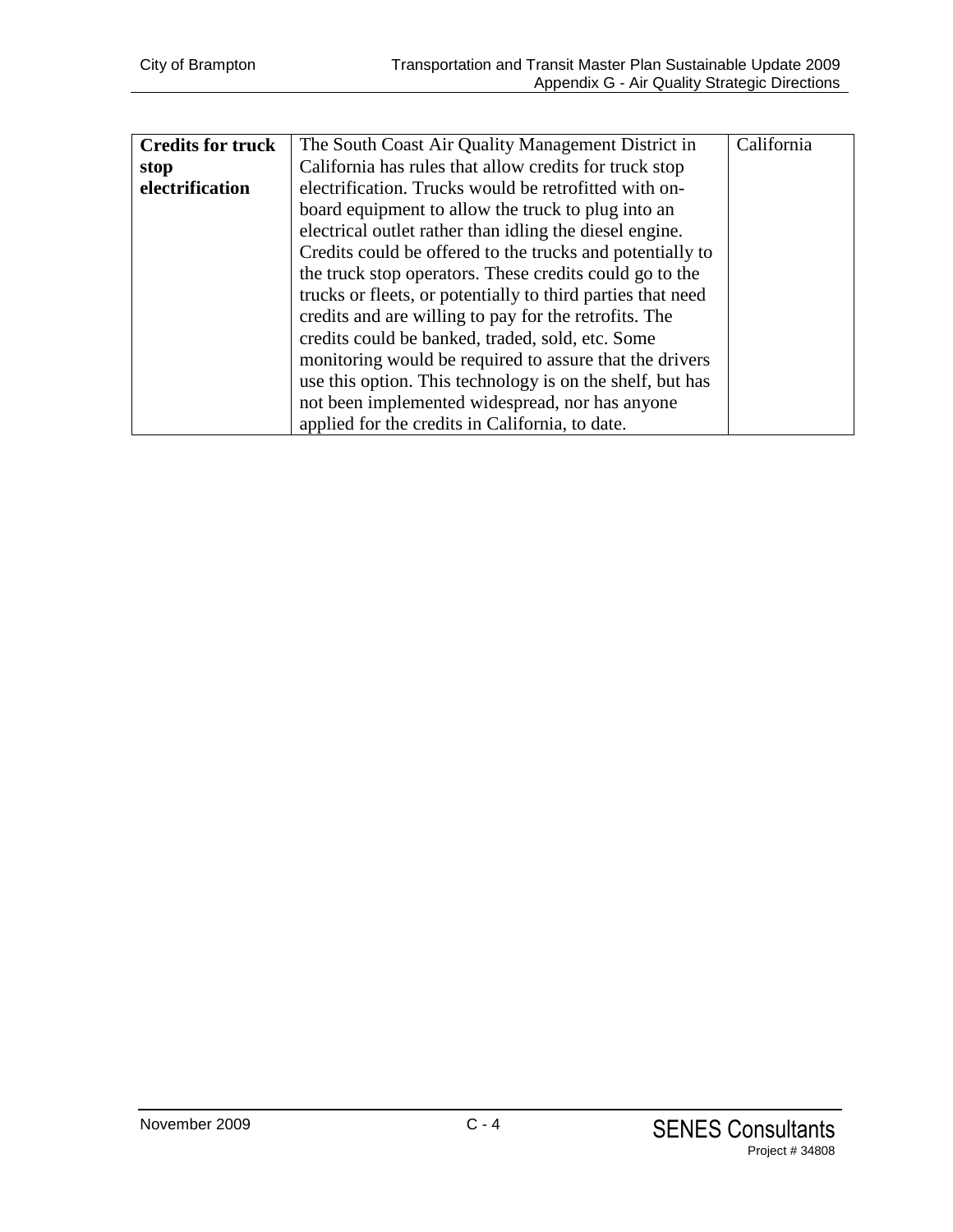| | | |
|---|---|---|
| **Credits for truck stop electrification** | The South Coast Air Quality Management District in California has rules that allow credits for truck stop electrification. Trucks would be retrofitted with on-board equipment to allow the truck to plug into an electrical outlet rather than idling the diesel engine. Credits could be offered to the trucks and potentially to the truck stop operators. These credits could go to the trucks or fleets, or potentially to third parties that need credits and are willing to pay for the retrofits. The credits could be banked, traded, sold, etc. Some monitoring would be required to assure that the drivers use this option. This technology is on the shelf, but has not been implemented widespread, nor has anyone applied for the credits in California, to date. | California |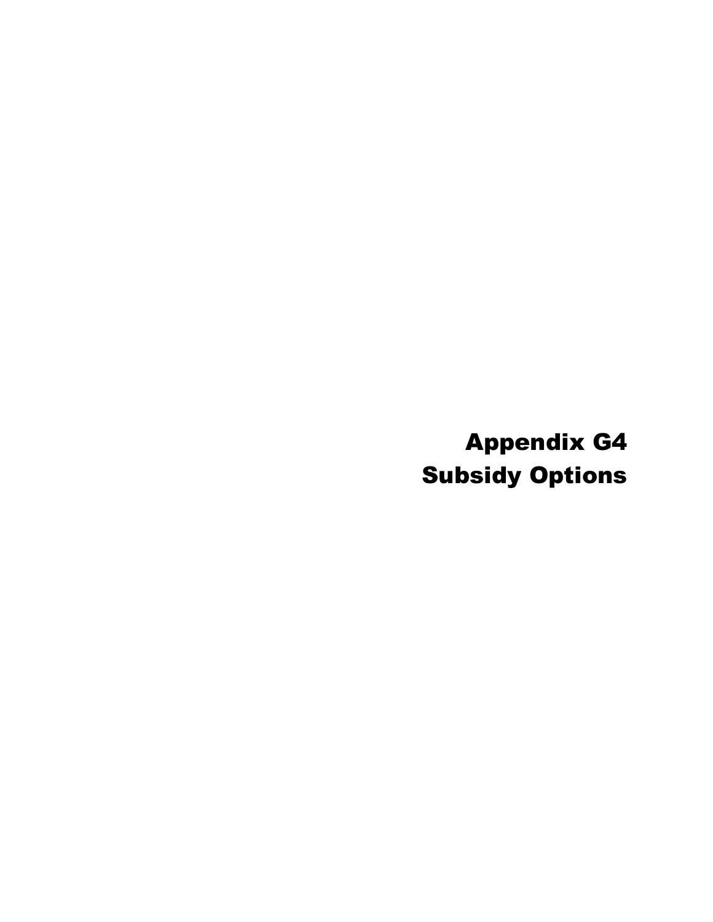# Appendix G4
# Subsidy Options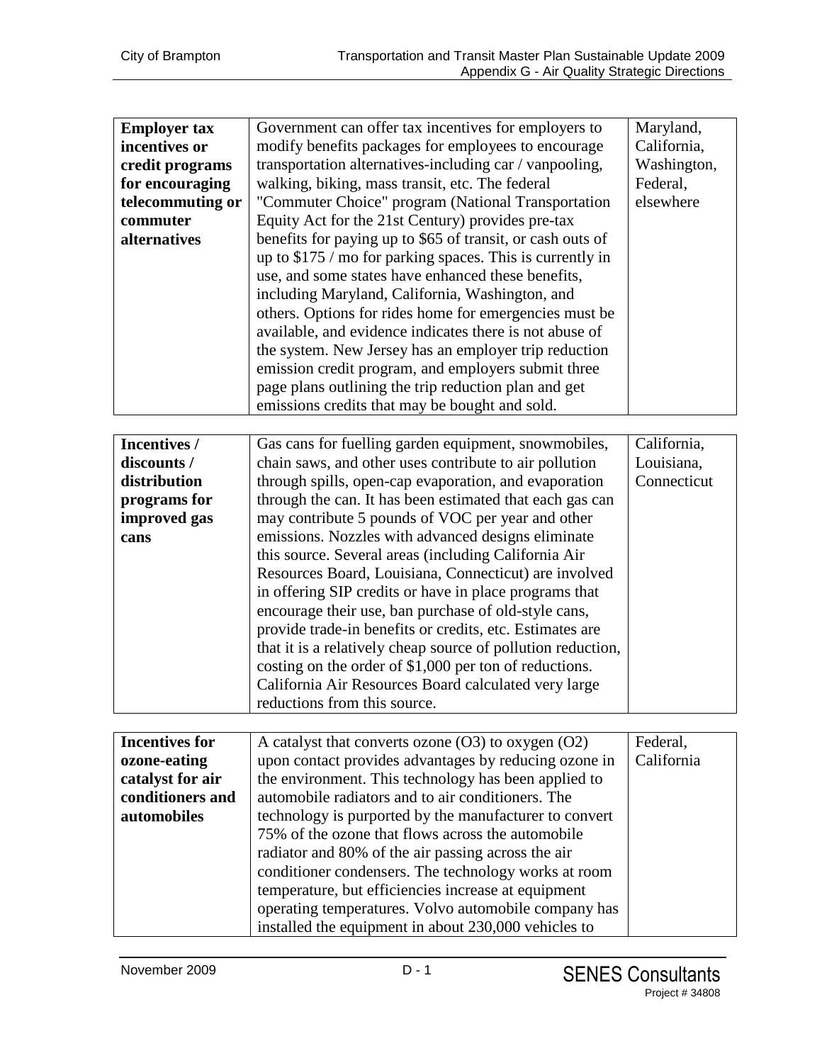| | | |
|---|---|---|
| **Employer tax incentives or credit programs for encouraging telecommuting or commuter alternatives** | Government can offer tax incentives for employers to modify benefits packages for employees to encourage transportation alternatives-including car / vanpooling, walking, biking, mass transit, etc. The federal "Commuter Choice" program (National Transportation Equity Act for the 21st Century) provides pre-tax benefits for paying up to $65 of transit, or cash outs of up to $175 / mo for parking spaces. This is currently in use, and some states have enhanced these benefits, including Maryland, California, Washington, and others. Options for rides home for emergencies must be available, and evidence indicates there is not abuse of the system. New Jersey has an employer trip reduction emission credit program, and employers submit three page plans outlining the trip reduction plan and get emissions credits that may be bought and sold. | Maryland, California, Washington, Federal, elsewhere |
| **Incentives / discounts / distribution programs for improved gas cans** | Gas cans for fuelling garden equipment, snowmobiles, chain saws, and other uses contribute to air pollution through spills, open-cap evaporation, and evaporation through the can. It has been estimated that each gas can may contribute 5 pounds of VOC per year and other emissions. Nozzles with advanced designs eliminate this source. Several areas (including California Air Resources Board, Louisiana, Connecticut) are involved in offering SIP credits or have in place programs that encourage their use, ban purchase of old-style cans, provide trade-in benefits or credits, etc. Estimates are that it is a relatively cheap source of pollution reduction, costing on the order of $1,000 per ton of reductions. California Air Resources Board calculated very large reductions from this source. | California, Louisiana, Connecticut |
| **Incentives for ozone-eating catalyst for air conditioners and automobiles** | A catalyst that converts ozone ($O_3$) to oxygen ($O_2$) upon contact provides advantages by reducing ozone in the environment. This technology has been applied to automobile radiators and to air conditioners. The technology is purported by the manufacturer to convert 75% of the ozone that flows across the automobile radiator and 80% of the air passing across the air conditioner condensers. The technology works at room temperature, but efficiencies increase at equipment operating temperatures. Volvo automobile company has installed the equipment in about 230,000 vehicles to | Federal, California |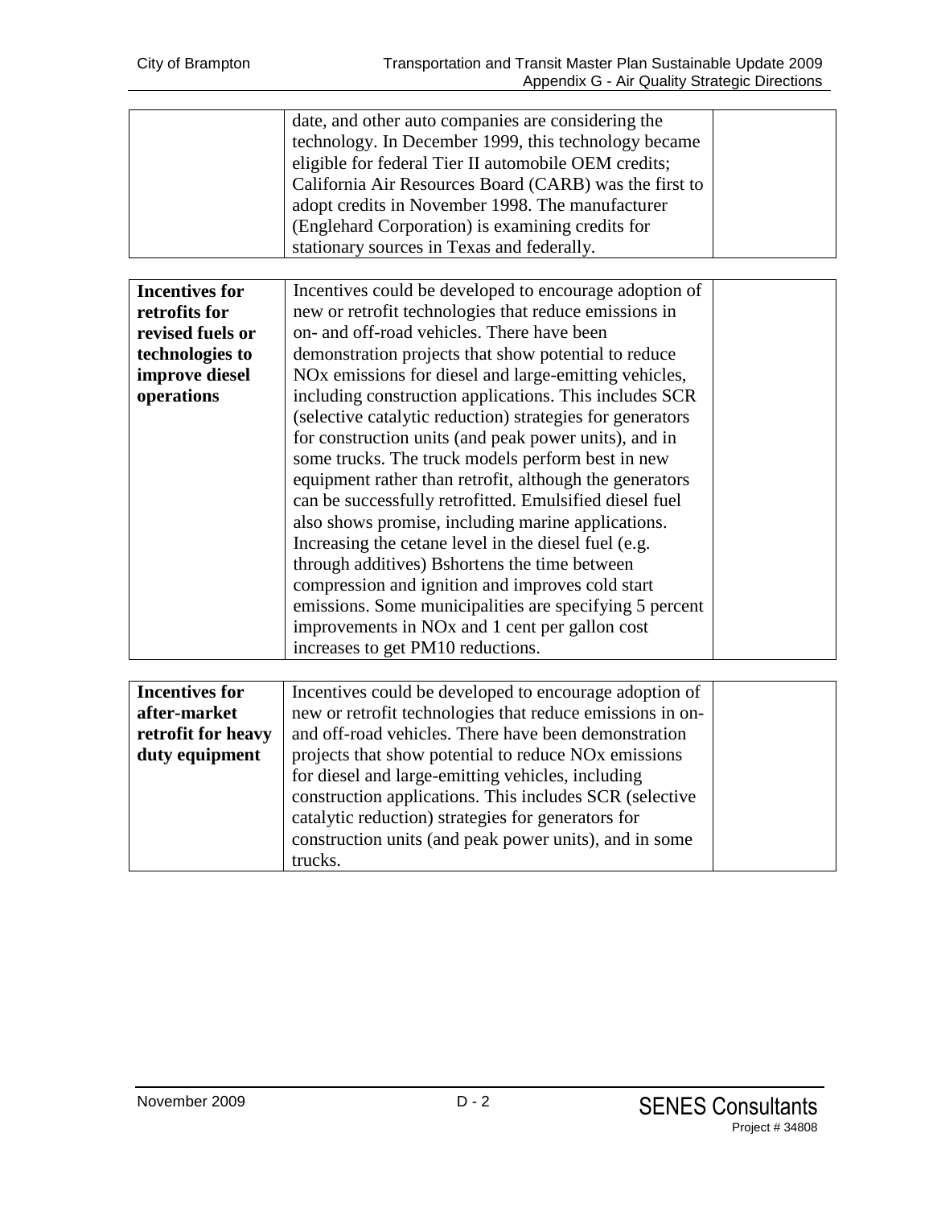| | | |
|---|---|---|
| | date, and other auto companies are considering the technology. In December 1999, this technology became eligible for federal Tier II automobile OEM credits; California Air Resources Board (CARB) was the first to adopt credits in November 1998. The manufacturer (Englehard Corporation) is examining credits for stationary sources in Texas and federally. | |

| | | |
|---|---|---|
| **Incentives for retrofits for revised fuels or technologies to improve diesel operations** | Incentives could be developed to encourage adoption of new or retrofit technologies that reduce emissions in on- and off-road vehicles. There have been demonstration projects that show potential to reduce NOx emissions for diesel and large-emitting vehicles, including construction applications. This includes SCR (selective catalytic reduction) strategies for generators for construction units (and peak power units), and in some trucks. The truck models perform best in new equipment rather than retrofit, although the generators can be successfully retrofitted. Emulsified diesel fuel also shows promise, including marine applications. Increasing the cetane level in the diesel fuel (e.g. through additives) Bshortens the time between compression and ignition and improves cold start emissions. Some municipalities are specifying 5 percent improvements in NOx and 1 cent per gallon cost increases to get PM10 reductions. | |

| | | |
|---|---|---|
| **Incentives for after-market retrofit for heavy duty equipment** | Incentives could be developed to encourage adoption of new or retrofit technologies that reduce emissions in on- and off-road vehicles. There have been demonstration projects that show potential to reduce NOx emissions for diesel and large-emitting vehicles, including construction applications. This includes SCR (selective catalytic reduction) strategies for generators for construction units (and peak power units), and in some trucks. | |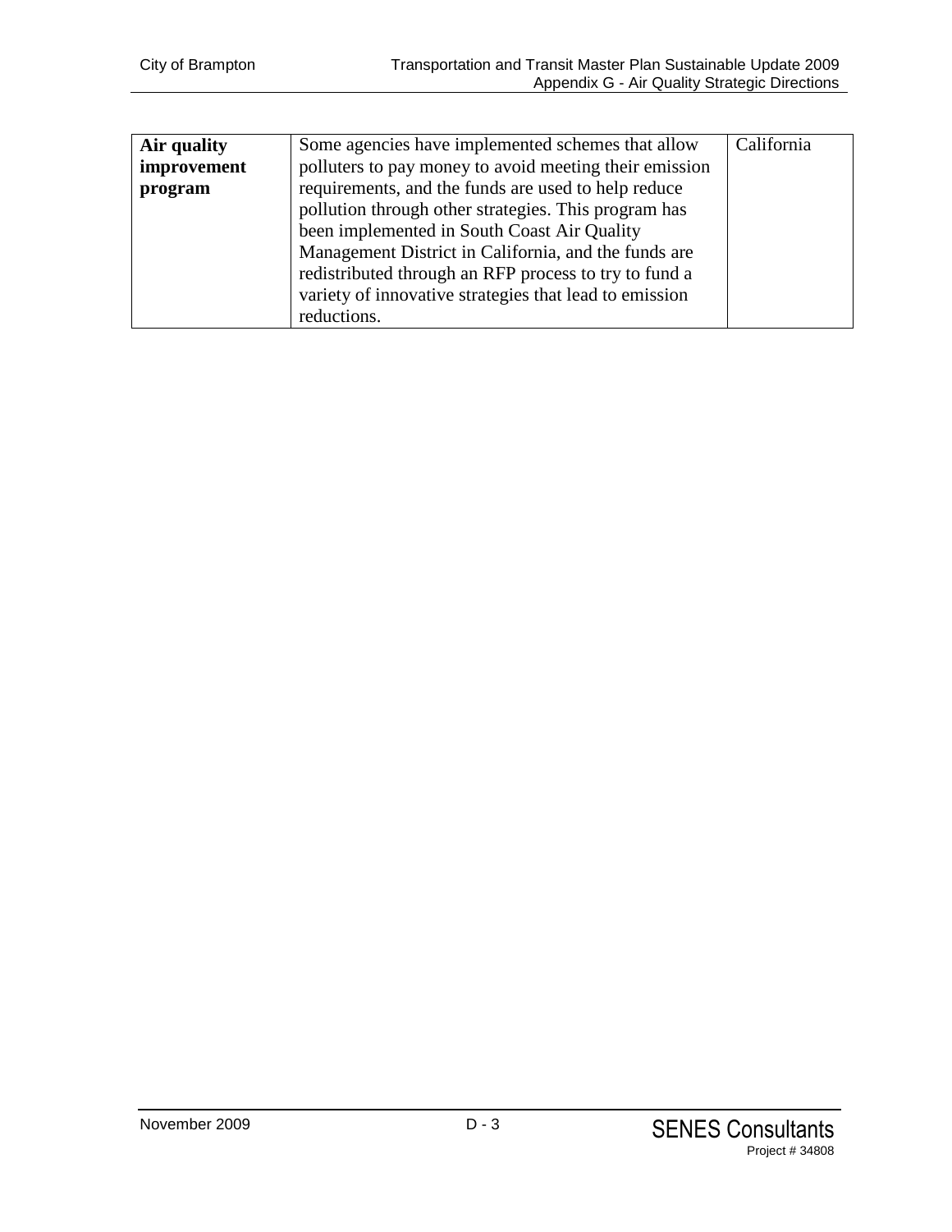| Air quality improvement program | Some agencies have implemented schemes that allow polluters to pay money to avoid meeting their emission requirements, and the funds are used to help reduce pollution through other strategies. This program has been implemented in South Coast Air Quality Management District in California, and the funds are redistributed through an RFP process to try to fund a variety of innovative strategies that lead to emission reductions. | California |
|---|---|---|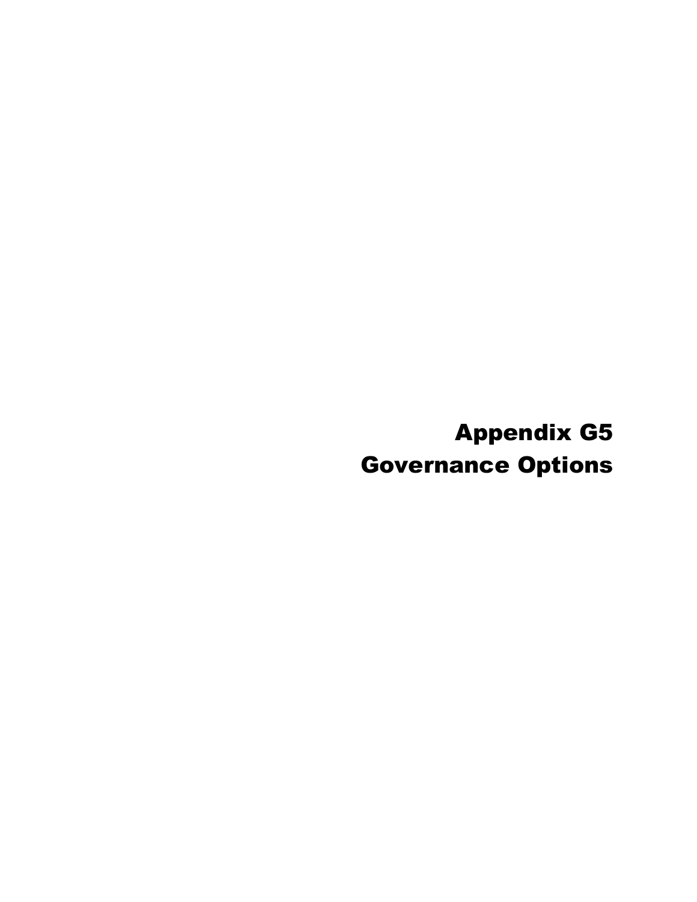# Appendix G5
# Governance Options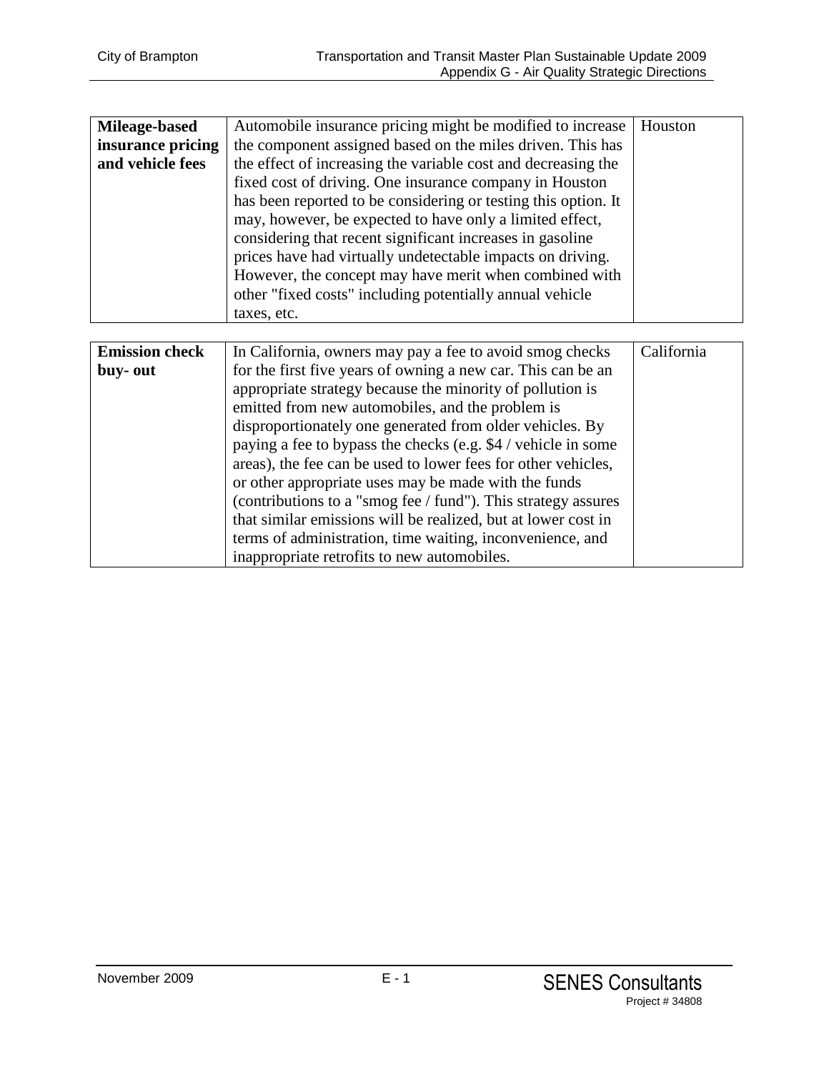| Mileage-based insurance pricing and vehicle fees | Automobile insurance pricing might be modified to increase the component assigned based on the miles driven. This has the effect of increasing the variable cost and decreasing the fixed cost of driving. One insurance company in Houston has been reported to be considering or testing this option. It may, however, be expected to have only a limited effect, considering that recent significant increases in gasoline prices have had virtually undetectable impacts on driving. However, the concept may have merit when combined with other "fixed costs" including potentially annual vehicle taxes, etc. | Houston |
|---|---|---|

| Emission check buy- out | In California, owners may pay a fee to avoid smog checks for the first five years of owning a new car. This can be an appropriate strategy because the minority of pollution is emitted from new automobiles, and the problem is disproportionately one generated from older vehicles. By paying a fee to bypass the checks (e.g. $4 / vehicle in some areas), the fee can be used to lower fees for other vehicles, or other appropriate uses may be made with the funds (contributions to a "smog fee / fund"). This strategy assures that similar emissions will be realized, but at lower cost in terms of administration, time waiting, inconvenience, and inappropriate retrofits to new automobiles. | California |
|---|---|---|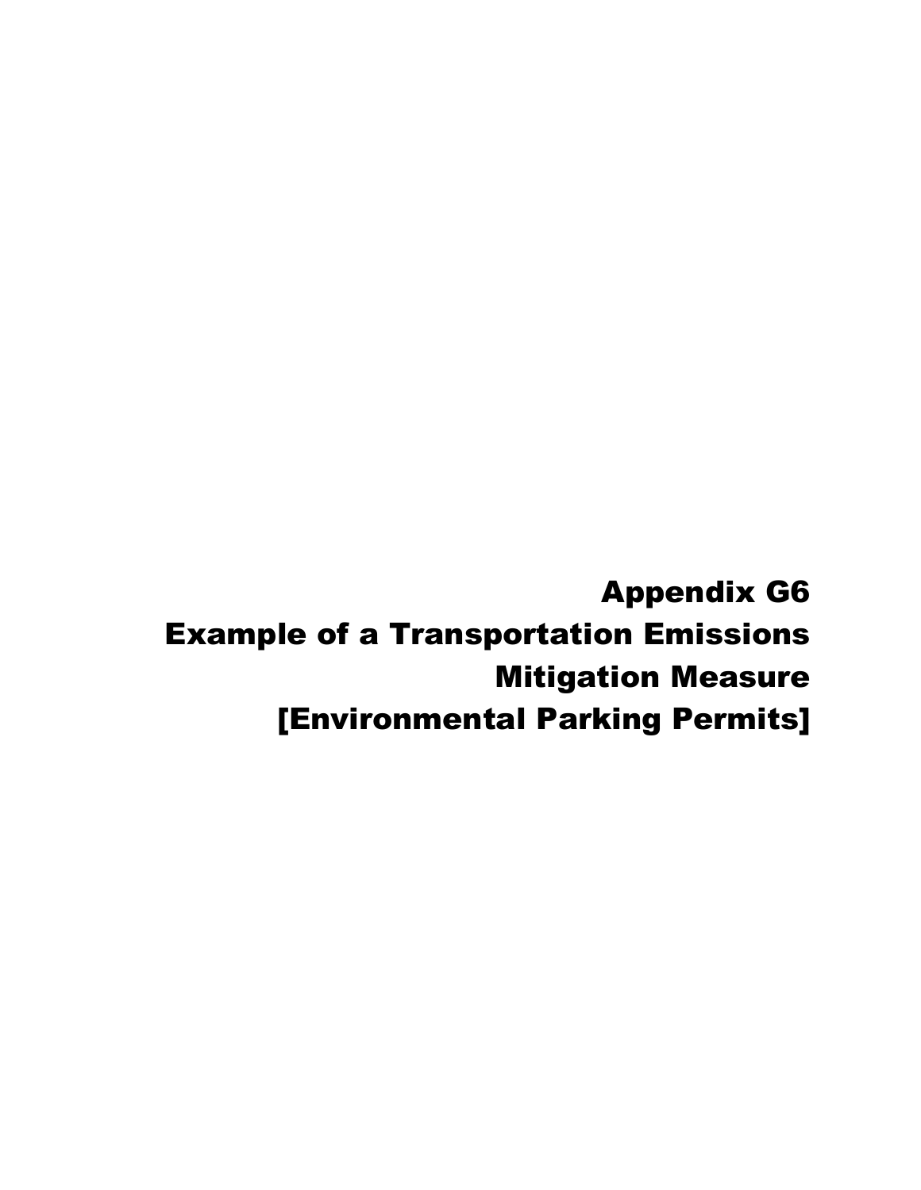# Appendix G6
# Example of a Transportation Emissions Mitigation Measure
# [Environmental Parking Permits]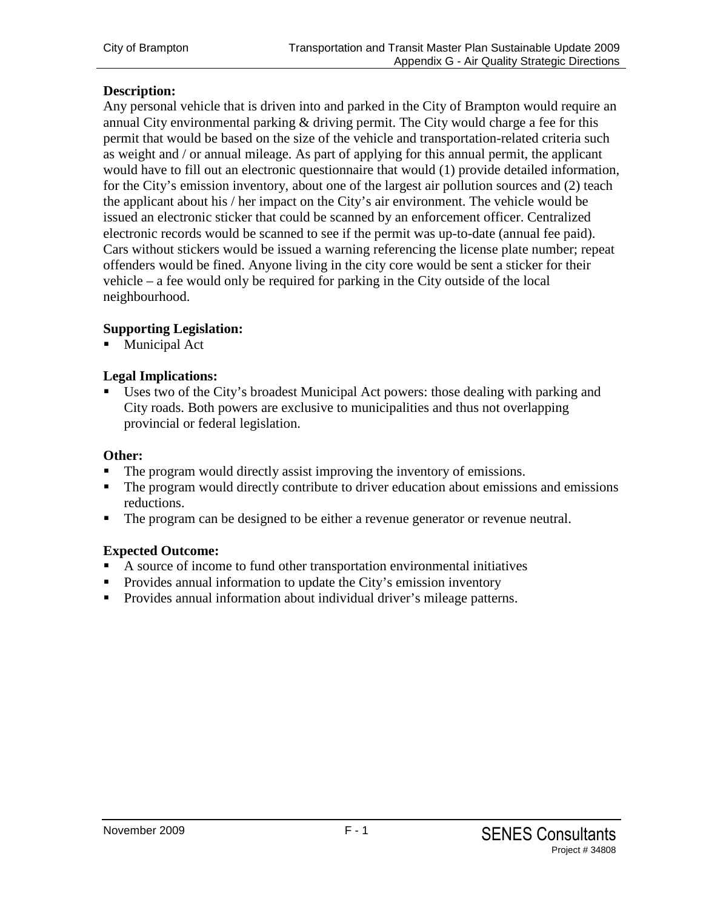**Description:**

Any personal vehicle that is driven into and parked in the City of Brampton would require an annual City environmental parking & driving permit. The City would charge a fee for this permit that would be based on the size of the vehicle and transportation-related criteria such as weight and / or annual mileage. As part of applying for this annual permit, the applicant would have to fill out an electronic questionnaire that would (1) provide detailed information, for the City's emission inventory, about one of the largest air pollution sources and (2) teach the applicant about his / her impact on the City's air environment. The vehicle would be issued an electronic sticker that could be scanned by an enforcement officer. Centralized electronic records would be scanned to see if the permit was up-to-date (annual fee paid). Cars without stickers would be issued a warning referencing the license plate number; repeat offenders would be fined. Anyone living in the city core would be sent a sticker for their vehicle – a fee would only be required for parking in the City outside of the local neighbourhood.

**Supporting Legislation:**

- Municipal Act

**Legal Implications:**

- Uses two of the City's broadest Municipal Act powers: those dealing with parking and City roads. Both powers are exclusive to municipalities and thus not overlapping provincial or federal legislation.

**Other:**

- The program would directly assist improving the inventory of emissions.
- The program would directly contribute to driver education about emissions and emissions reductions.
- The program can be designed to be either a revenue generator or revenue neutral.

**Expected Outcome:**

- A source of income to fund other transportation environmental initiatives
- Provides annual information to update the City's emission inventory
- Provides annual information about individual driver's mileage patterns.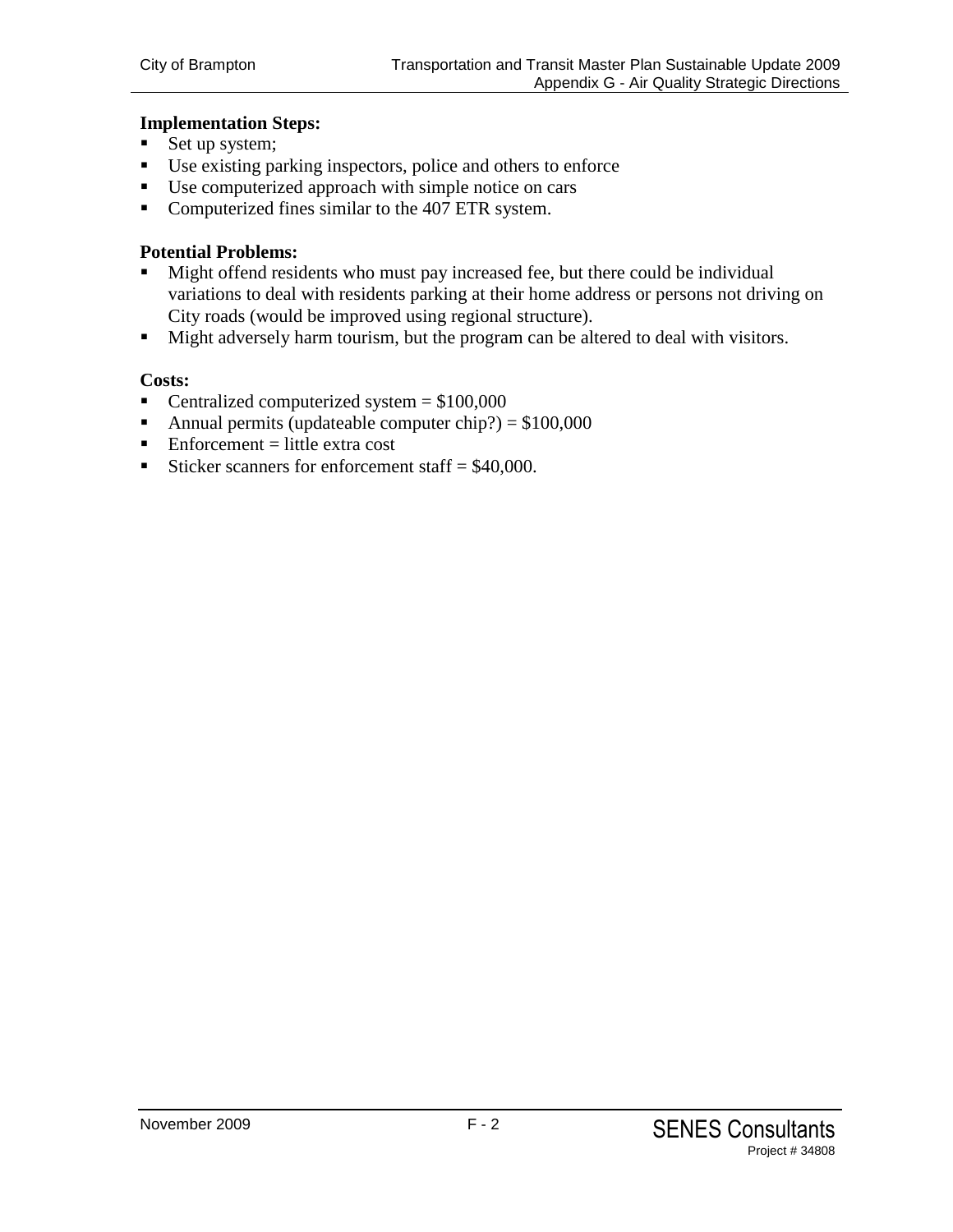**Implementation Steps:**

- Set up system;
- Use existing parking inspectors, police and others to enforce
- Use computerized approach with simple notice on cars
- Computerized fines similar to the 407 ETR system.

**Potential Problems:**

- Might offend residents who must pay increased fee, but there could be individual variations to deal with residents parking at their home address or persons not driving on City roads (would be improved using regional structure).
- Might adversely harm tourism, but the program can be altered to deal with visitors.

**Costs:**

- Centralized computerized system = $100,000
- Annual permits (updateable computer chip?) = $100,000
- Enforcement = little extra cost
- Sticker scanners for enforcement staff = $40,000.